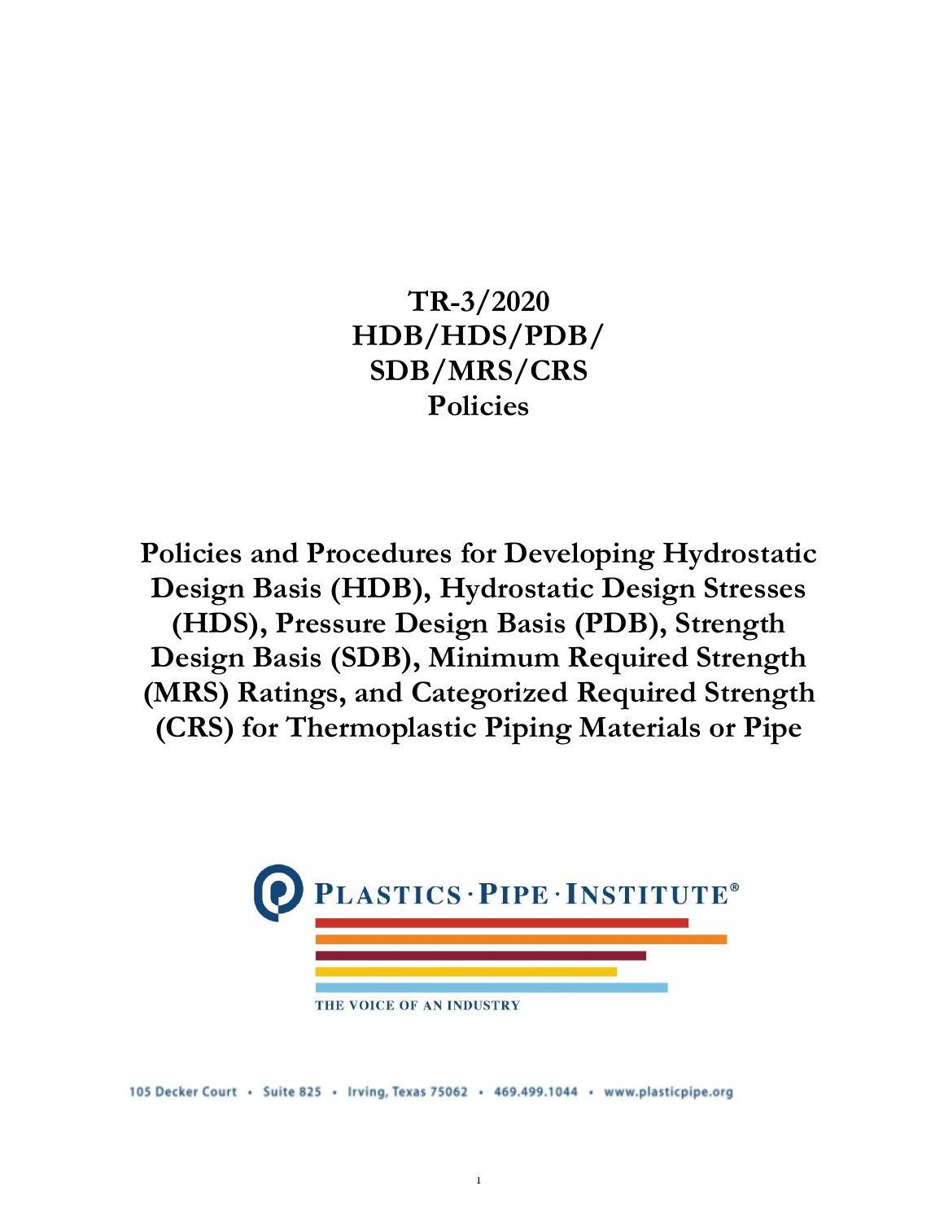# TR-3/2020 HDB/HDS/PDB/ SDB/MRS/CRS Policies

## Policies and Procedures for Developing Hydrostatic Design Basis (HDB), Hydrostatic Design Stresses (HDS), Pressure Design Basis (PDB), Strength Design Basis (SDB), Minimum Required Strength (MRS) Ratings, and Categorized Required Strength (CRS) for Thermoplastic Piping Materials or Pipe

PLASTICS · PIPE · INSTITUTE®

THE VOICE OF AN INDUSTRY

105 Decker Court • Suite 825 • Irving, Texas 75062 • 469.499.1044 • www.plasticpipe.org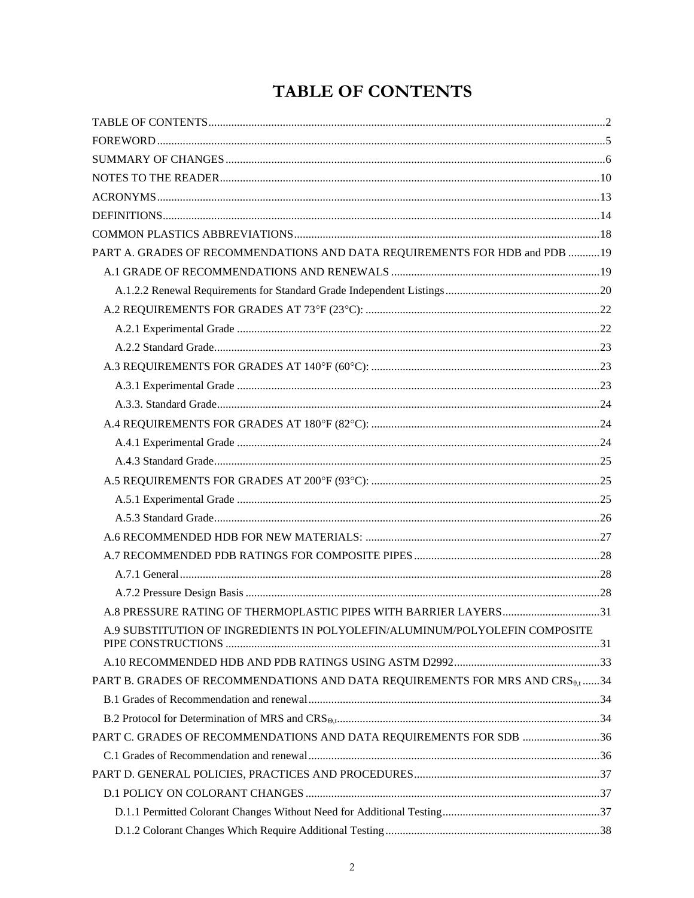# TABLE OF CONTENTS

TABLE OF CONTENTS ..... 2

FOREWORD ..... 5

SUMMARY OF CHANGES ..... 6

NOTES TO THE READER ..... 10

ACRONYMS ..... 13

DEFINITIONS ..... 14

COMMON PLASTICS ABBREVIATIONS ..... 18

PART A. GRADES OF RECOMMENDATIONS AND DATA REQUIREMENTS FOR HDB and PDB ..... 19

- A.1 GRADE OF RECOMMENDATIONS AND RENEWALS ..... 19
  - A.1.2.2 Renewal Requirements for Standard Grade Independent Listings ..... 20
- A.2 REQUIREMENTS FOR GRADES AT 73°F (23°C): ..... 22
  - A.2.1 Experimental Grade ..... 22
  - A.2.2 Standard Grade ..... 23
- A.3 REQUIREMENTS FOR GRADES AT 140°F (60°C): ..... 23
  - A.3.1 Experimental Grade ..... 23
  - A.3.3. Standard Grade ..... 24
- A.4 REQUIREMENTS FOR GRADES AT 180°F (82°C): ..... 24
  - A.4.1 Experimental Grade ..... 24
  - A.4.3 Standard Grade ..... 25
- A.5 REQUIREMENTS FOR GRADES AT 200°F (93°C): ..... 25
  - A.5.1 Experimental Grade ..... 25
  - A.5.3 Standard Grade ..... 26
- A.6 RECOMMENDED HDB FOR NEW MATERIALS: ..... 27
- A.7 RECOMMENDED PDB RATINGS FOR COMPOSITE PIPES ..... 28
  - A.7.1 General ..... 28
  - A.7.2 Pressure Design Basis ..... 28
- A.8 PRESSURE RATING OF THERMOPLASTIC PIPES WITH BARRIER LAYERS ..... 31
- A.9 SUBSTITUTION OF INGREDIENTS IN POLYOLEFIN/ALUMINUM/POLYOLEFIN COMPOSITE PIPE CONSTRUCTIONS ..... 31
- A.10 RECOMMENDED HDB AND PDB RATINGS USING ASTM D2992 ..... 33

PART B. GRADES OF RECOMMENDATIONS AND DATA REQUIREMENTS FOR MRS AND $CRS_{\theta,t}$ ..... 34

- B.1 Grades of Recommendation and renewal ..... 34
- B.2 Protocol for Determination of MRS and $CRS_{\Theta,t}$ ..... 34

PART C. GRADES OF RECOMMENDATIONS AND DATA REQUIREMENTS FOR SDB ..... 36

- C.1 Grades of Recommendation and renewal ..... 36

PART D. GENERAL POLICIES, PRACTICES AND PROCEDURES ..... 37

- D.1 POLICY ON COLORANT CHANGES ..... 37
  - D.1.1 Permitted Colorant Changes Without Need for Additional Testing ..... 37
  - D.1.2 Colorant Changes Which Require Additional Testing ..... 38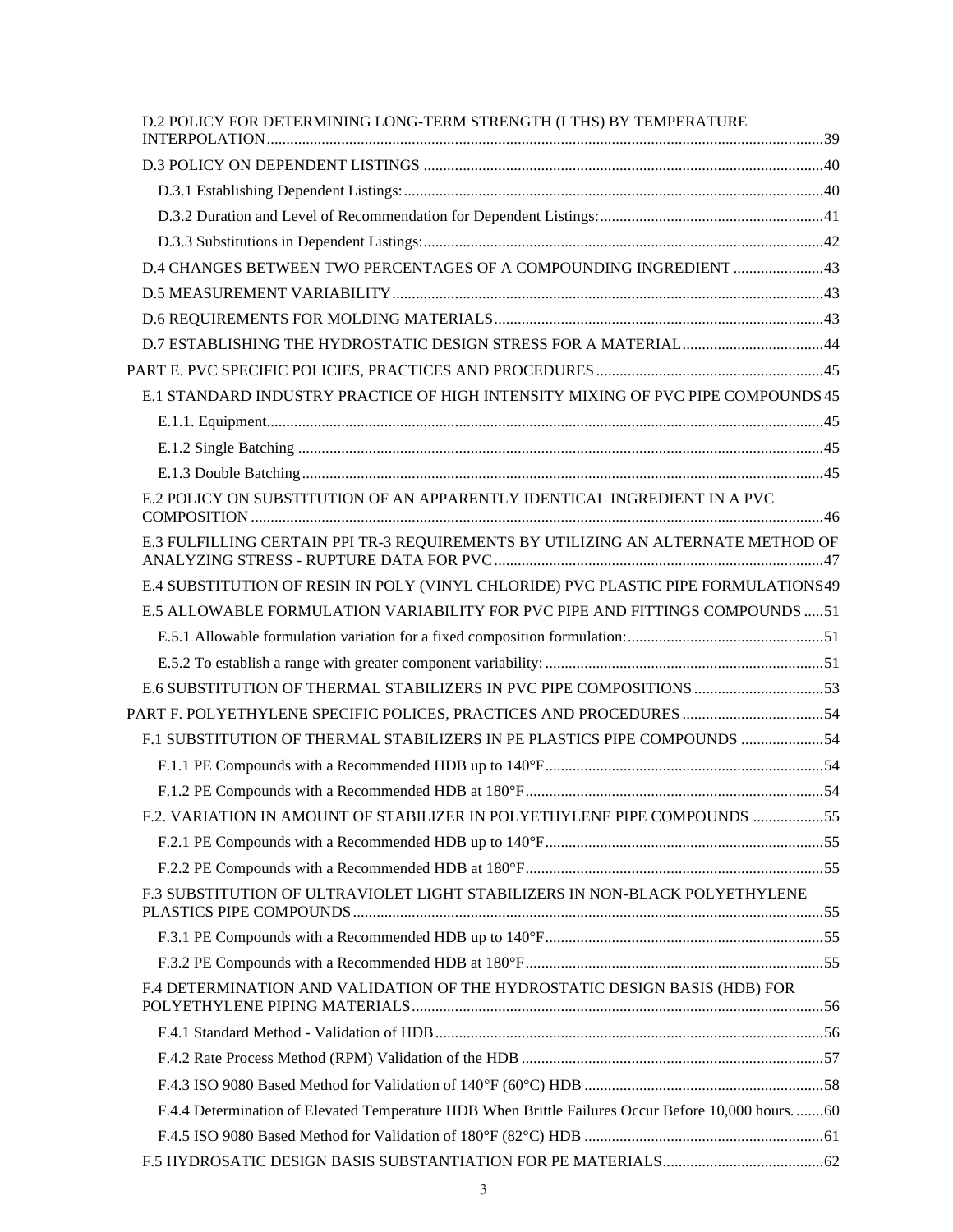D.2 POLICY FOR DETERMINING LONG-TERM STRENGTH (LTHS) BY TEMPERATURE INTERPOLATION ......39

D.3 POLICY ON DEPENDENT LISTINGS ......40

D.3.1 Establishing Dependent Listings: ......40

D.3.2 Duration and Level of Recommendation for Dependent Listings: ......41

D.3.3 Substitutions in Dependent Listings: ......42

D.4 CHANGES BETWEEN TWO PERCENTAGES OF A COMPOUNDING INGREDIENT ......43

D.5 MEASUREMENT VARIABILITY ......43

D.6 REQUIREMENTS FOR MOLDING MATERIALS ......43

D.7 ESTABLISHING THE HYDROSTATIC DESIGN STRESS FOR A MATERIAL ......44

PART E. PVC SPECIFIC POLICIES, PRACTICES AND PROCEDURES ......45

E.1 STANDARD INDUSTRY PRACTICE OF HIGH INTENSITY MIXING OF PVC PIPE COMPOUNDS 45

E.1.1. Equipment ......45

E.1.2 Single Batching ......45

E.1.3 Double Batching ......45

E.2 POLICY ON SUBSTITUTION OF AN APPARENTLY IDENTICAL INGREDIENT IN A PVC COMPOSITION ......46

E.3 FULFILLING CERTAIN PPI TR-3 REQUIREMENTS BY UTILIZING AN ALTERNATE METHOD OF ANALYZING STRESS - RUPTURE DATA FOR PVC ......47

E.4 SUBSTITUTION OF RESIN IN POLY (VINYL CHLORIDE) PVC PLASTIC PIPE FORMULATIONS 49

E.5 ALLOWABLE FORMULATION VARIABILITY FOR PVC PIPE AND FITTINGS COMPOUNDS ......51

E.5.1 Allowable formulation variation for a fixed composition formulation: ......51

E.5.2 To establish a range with greater component variability: ......51

E.6 SUBSTITUTION OF THERMAL STABILIZERS IN PVC PIPE COMPOSITIONS ......53

PART F. POLYETHYLENE SPECIFIC POLICES, PRACTICES AND PROCEDURES ......54

F.1 SUBSTITUTION OF THERMAL STABILIZERS IN PE PLASTICS PIPE COMPOUNDS ......54

F.1.1 PE Compounds with a Recommended HDB up to 140°F ......54

F.1.2 PE Compounds with a Recommended HDB at 180°F ......54

F.2. VARIATION IN AMOUNT OF STABILIZER IN POLYETHYLENE PIPE COMPOUNDS ......55

F.2.1 PE Compounds with a Recommended HDB up to 140°F ......55

F.2.2 PE Compounds with a Recommended HDB at 180°F ......55

F.3 SUBSTITUTION OF ULTRAVIOLET LIGHT STABILIZERS IN NON-BLACK POLYETHYLENE PLASTICS PIPE COMPOUNDS ......55

F.3.1 PE Compounds with a Recommended HDB up to 140°F ......55

F.3.2 PE Compounds with a Recommended HDB at 180°F ......55

F.4 DETERMINATION AND VALIDATION OF THE HYDROSTATIC DESIGN BASIS (HDB) FOR POLYETHYLENE PIPING MATERIALS ......56

F.4.1 Standard Method - Validation of HDB ......56

F.4.2 Rate Process Method (RPM) Validation of the HDB ......57

F.4.3 ISO 9080 Based Method for Validation of 140°F (60°C) HDB ......58

F.4.4 Determination of Elevated Temperature HDB When Brittle Failures Occur Before 10,000 hours. ......60

F.4.5 ISO 9080 Based Method for Validation of 180°F (82°C) HDB ......61

F.5 HYDROSATIC DESIGN BASIS SUBSTANTIATION FOR PE MATERIALS ......62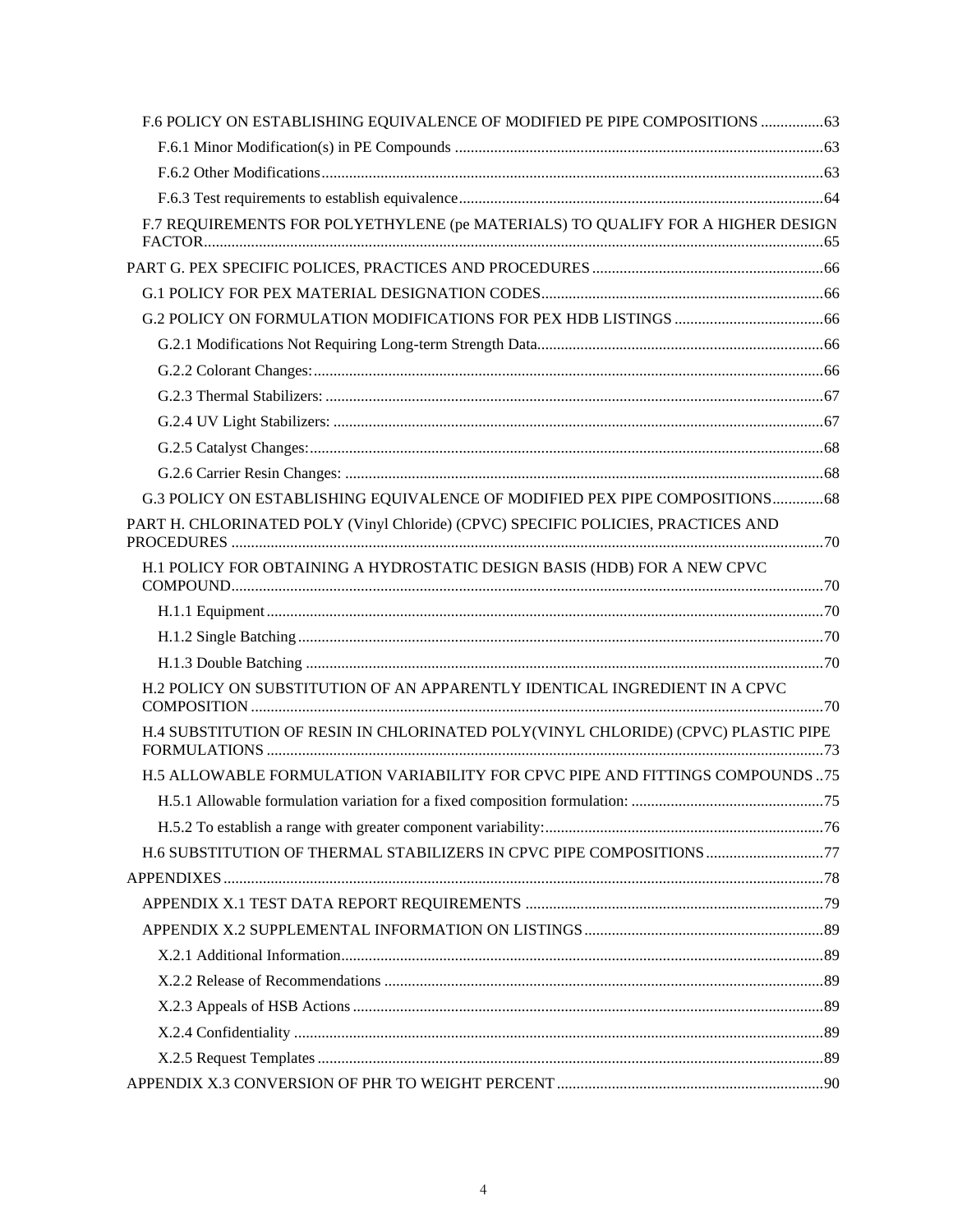F.6 POLICY ON ESTABLISHING EQUIVALENCE OF MODIFIED PE PIPE COMPOSITIONS ................63

F.6.1 Minor Modification(s) in PE Compounds ................................................................................63

F.6.2 Other Modifications.................................................................................................................63

F.6.3 Test requirements to establish equivalence..............................................................................64

F.7 REQUIREMENTS FOR POLYETHYLENE (pe MATERIALS) TO QUALIFY FOR A HIGHER DESIGN FACTOR.............................................................................................................................................65

PART G. PEX SPECIFIC POLICES, PRACTICES AND PROCEDURES ..........................................................66

G.1 POLICY FOR PEX MATERIAL DESIGNATION CODES........................................................................66

G.2 POLICY ON FORMULATION MODIFICATIONS FOR PEX HDB LISTINGS ......................................66

G.2.1 Modifications Not Requiring Long-term Strength Data.........................................................66

G.2.2 Colorant Changes:..................................................................................................................66

G.2.3 Thermal Stabilizers: ...............................................................................................................67

G.2.4 UV Light Stabilizers: .............................................................................................................67

G.2.5 Catalyst Changes:...................................................................................................................68

G.2.6 Carrier Resin Changes: ..........................................................................................................68

G.3 POLICY ON ESTABLISHING EQUIVALENCE OF MODIFIED PEX PIPE COMPOSITIONS.............68

PART H. CHLORINATED POLY (Vinyl Chloride) (CPVC) SPECIFIC POLICIES, PRACTICES AND PROCEDURES ......................................................................................................................................70

H.1 POLICY FOR OBTAINING A HYDROSTATIC DESIGN BASIS (HDB) FOR A NEW CPVC COMPOUND.......................................................................................................................................70

H.1.1 Equipment...............................................................................................................................70

H.1.2 Single Batching.......................................................................................................................70

H.1.3 Double Batching .....................................................................................................................70

H.2 POLICY ON SUBSTITUTION OF AN APPARENTLY IDENTICAL INGREDIENT IN A CPVC COMPOSITION ..................................................................................................................................70

H.4 SUBSTITUTION OF RESIN IN CHLORINATED POLY(VINYL CHLORIDE) (CPVC) PLASTIC PIPE FORMULATIONS ..............................................................................................................................73

H.5 ALLOWABLE FORMULATION VARIABILITY FOR CPVC PIPE AND FITTINGS COMPOUNDS ..75

H.5.1 Allowable formulation variation for a fixed composition formulation: .................................................75

H.5.2 To establish a range with greater component variability:.......................................................................76

H.6 SUBSTITUTION OF THERMAL STABILIZERS IN CPVC PIPE COMPOSITIONS ..............................77

APPENDIXES.........................................................................................................................................78

APPENDIX X.1 TEST DATA REPORT REQUIREMENTS ............................................................................79

APPENDIX X.2 SUPPLEMENTAL INFORMATION ON LISTINGS.............................................................89

X.2.1 Additional Information...........................................................................................................89

X.2.2 Release of Recommendations ................................................................................................89

X.2.3 Appeals of HSB Actions ........................................................................................................89

X.2.4 Confidentiality .......................................................................................................................89

X.2.5 Request Templates .................................................................................................................89

APPENDIX X.3 CONVERSION OF PHR TO WEIGHT PERCENT....................................................................90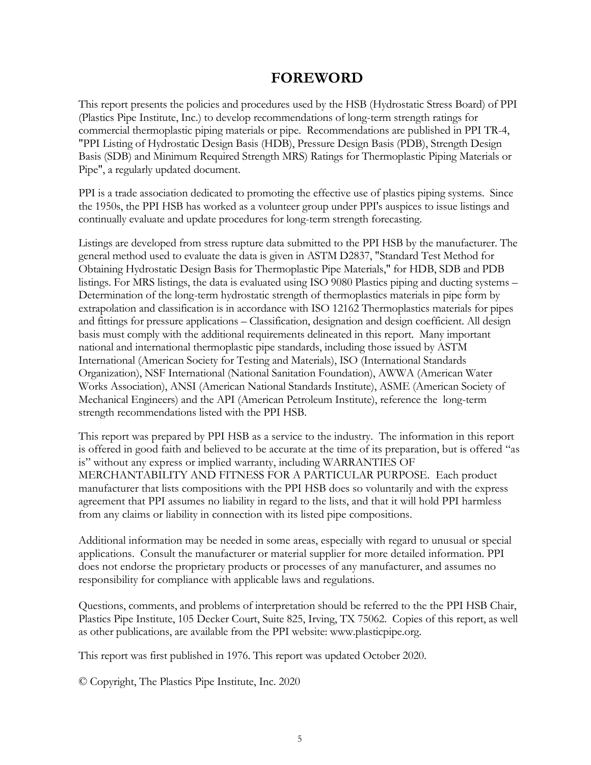# FOREWORD

This report presents the policies and procedures used by the HSB (Hydrostatic Stress Board) of PPI (Plastics Pipe Institute, Inc.) to develop recommendations of long-term strength ratings for commercial thermoplastic piping materials or pipe. Recommendations are published in PPI TR-4, "PPI Listing of Hydrostatic Design Basis (HDB), Pressure Design Basis (PDB), Strength Design Basis (SDB) and Minimum Required Strength MRS) Ratings for Thermoplastic Piping Materials or Pipe", a regularly updated document.

PPI is a trade association dedicated to promoting the effective use of plastics piping systems. Since the 1950s, the PPI HSB has worked as a volunteer group under PPI's auspices to issue listings and continually evaluate and update procedures for long-term strength forecasting.

Listings are developed from stress rupture data submitted to the PPI HSB by the manufacturer. The general method used to evaluate the data is given in ASTM D2837, "Standard Test Method for Obtaining Hydrostatic Design Basis for Thermoplastic Pipe Materials," for HDB, SDB and PDB listings. For MRS listings, the data is evaluated using ISO 9080 Plastics piping and ducting systems – Determination of the long-term hydrostatic strength of thermoplastics materials in pipe form by extrapolation and classification is in accordance with ISO 12162 Thermoplastics materials for pipes and fittings for pressure applications – Classification, designation and design coefficient. All design basis must comply with the additional requirements delineated in this report. Many important national and international thermoplastic pipe standards, including those issued by ASTM International (American Society for Testing and Materials), ISO (International Standards Organization), NSF International (National Sanitation Foundation), AWWA (American Water Works Association), ANSI (American National Standards Institute), ASME (American Society of Mechanical Engineers) and the API (American Petroleum Institute), reference the long-term strength recommendations listed with the PPI HSB.

This report was prepared by PPI HSB as a service to the industry. The information in this report is offered in good faith and believed to be accurate at the time of its preparation, but is offered "as is" without any express or implied warranty, including WARRANTIES OF MERCHANTABILITY AND FITNESS FOR A PARTICULAR PURPOSE. Each product manufacturer that lists compositions with the PPI HSB does so voluntarily and with the express agreement that PPI assumes no liability in regard to the lists, and that it will hold PPI harmless from any claims or liability in connection with its listed pipe compositions.

Additional information may be needed in some areas, especially with regard to unusual or special applications. Consult the manufacturer or material supplier for more detailed information. PPI does not endorse the proprietary products or processes of any manufacturer, and assumes no responsibility for compliance with applicable laws and regulations.

Questions, comments, and problems of interpretation should be referred to the the PPI HSB Chair, Plastics Pipe Institute, 105 Decker Court, Suite 825, Irving, TX 75062. Copies of this report, as well as other publications, are available from the PPI website: www.plasticpipe.org.

This report was first published in 1976. This report was updated October 2020.

© Copyright, The Plastics Pipe Institute, Inc. 2020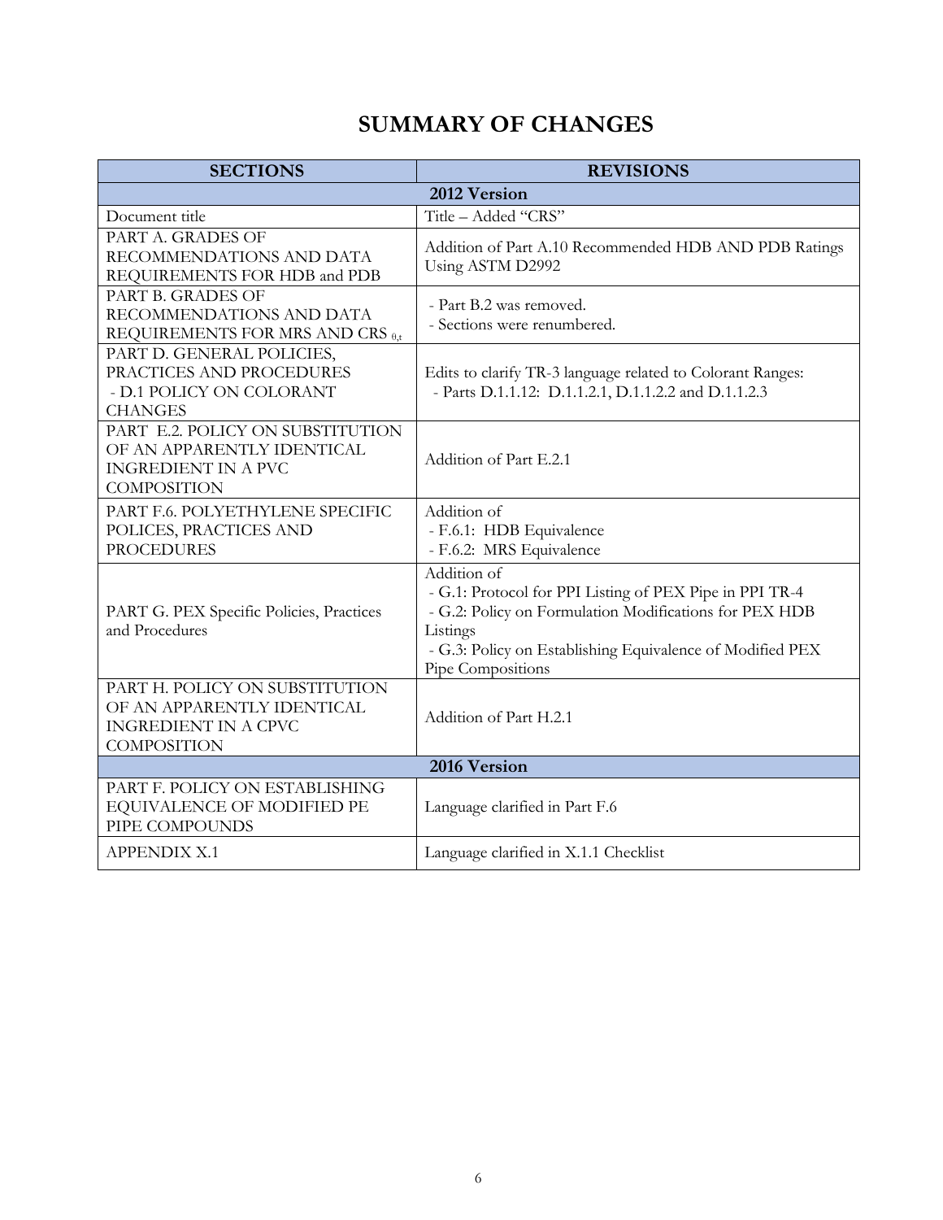# SUMMARY OF CHANGES

| SECTIONS | REVISIONS |
|---|---|
| **2012 Version** | |
| Document title | Title – Added "CRS" |
| PART A. GRADES OF RECOMMENDATIONS AND DATA REQUIREMENTS FOR HDB and PDB | Addition of Part A.10 Recommended HDB AND PDB Ratings Using ASTM D2992 |
| PART B. GRADES OF RECOMMENDATIONS AND DATA REQUIREMENTS FOR MRS AND CRS $_{\theta,t}$ | - Part B.2 was removed.<br>- Sections were renumbered. |
| PART D. GENERAL POLICIES, PRACTICES AND PROCEDURES<br>- D.1 POLICY ON COLORANT CHANGES | Edits to clarify TR-3 language related to Colorant Ranges:<br>- Parts D.1.1.12: D.1.1.2.1, D.1.1.2.2 and D.1.1.2.3 |
| PART E.2. POLICY ON SUBSTITUTION OF AN APPARENTLY IDENTICAL INGREDIENT IN A PVC COMPOSITION | Addition of Part E.2.1 |
| PART F.6. POLYETHYLENE SPECIFIC POLICES, PRACTICES AND PROCEDURES | Addition of<br>- F.6.1: HDB Equivalence<br>- F.6.2: MRS Equivalence |
| PART G. PEX Specific Policies, Practices and Procedures | Addition of<br>- G.1: Protocol for PPI Listing of PEX Pipe in PPI TR-4<br>- G.2: Policy on Formulation Modifications for PEX HDB Listings<br>- G.3: Policy on Establishing Equivalence of Modified PEX Pipe Compositions |
| PART H. POLICY ON SUBSTITUTION OF AN APPARENTLY IDENTICAL INGREDIENT IN A CPVC COMPOSITION | Addition of Part H.2.1 |
| **2016 Version** | |
| PART F. POLICY ON ESTABLISHING EQUIVALENCE OF MODIFIED PE PIPE COMPOUNDS | Language clarified in Part F.6 |
| APPENDIX X.1 | Language clarified in X.1.1 Checklist |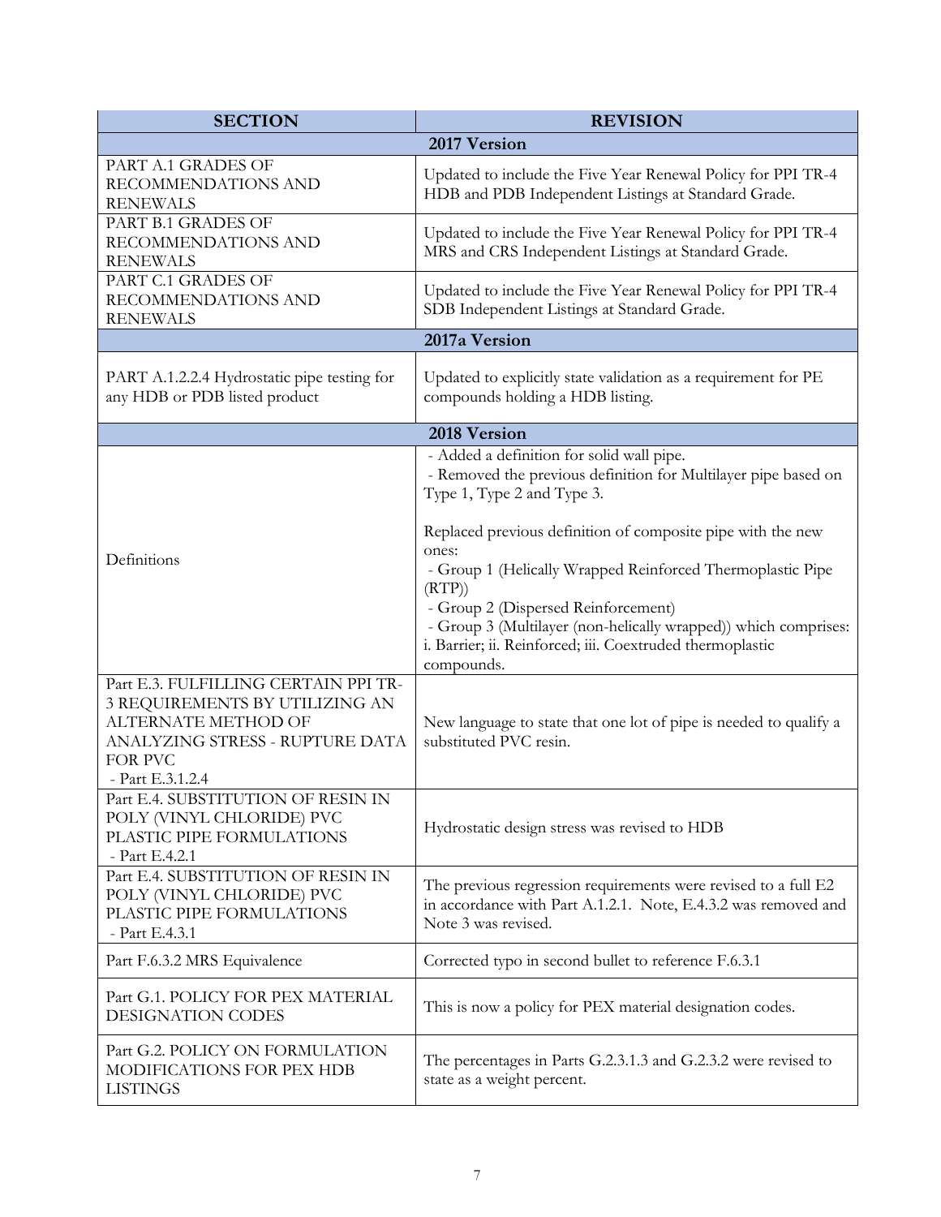| SECTION | REVISION |
|---|---|
| **2017 Version** | |
| PART A.1 GRADES OF RECOMMENDATIONS AND RENEWALS | Updated to include the Five Year Renewal Policy for PPI TR-4 HDB and PDB Independent Listings at Standard Grade. |
| PART B.1 GRADES OF RECOMMENDATIONS AND RENEWALS | Updated to include the Five Year Renewal Policy for PPI TR-4 MRS and CRS Independent Listings at Standard Grade. |
| PART C.1 GRADES OF RECOMMENDATIONS AND RENEWALS | Updated to include the Five Year Renewal Policy for PPI TR-4 SDB Independent Listings at Standard Grade. |
| **2017a Version** | |
| PART A.1.2.2.4 Hydrostatic pipe testing for any HDB or PDB listed product | Updated to explicitly state validation as a requirement for PE compounds holding a HDB listing. |
| **2018 Version** | |
| Definitions | - Added a definition for solid wall pipe.<br>- Removed the previous definition for Multilayer pipe based on Type 1, Type 2 and Type 3.<br><br>Replaced previous definition of composite pipe with the new ones:<br>- Group 1 (Helically Wrapped Reinforced Thermoplastic Pipe (RTP))<br>- Group 2 (Dispersed Reinforcement)<br>- Group 3 (Multilayer (non-helically wrapped)) which comprises: i. Barrier; ii. Reinforced; iii. Coextruded thermoplastic compounds. |
| Part E.3. FULFILLING CERTAIN PPI TR-3 REQUIREMENTS BY UTILIZING AN ALTERNATE METHOD OF ANALYZING STRESS - RUPTURE DATA FOR PVC<br>- Part E.3.1.2.4 | New language to state that one lot of pipe is needed to qualify a substituted PVC resin. |
| Part E.4. SUBSTITUTION OF RESIN IN POLY (VINYL CHLORIDE) PVC PLASTIC PIPE FORMULATIONS<br>- Part E.4.2.1 | Hydrostatic design stress was revised to HDB |
| Part E.4. SUBSTITUTION OF RESIN IN POLY (VINYL CHLORIDE) PVC PLASTIC PIPE FORMULATIONS<br>- Part E.4.3.1 | The previous regression requirements were revised to a full E2 in accordance with Part A.1.2.1. Note, E.4.3.2 was removed and Note 3 was revised. |
| Part F.6.3.2 MRS Equivalence | Corrected typo in second bullet to reference F.6.3.1 |
| Part G.1. POLICY FOR PEX MATERIAL DESIGNATION CODES | This is now a policy for PEX material designation codes. |
| Part G.2. POLICY ON FORMULATION MODIFICATIONS FOR PEX HDB LISTINGS | The percentages in Parts G.2.3.1.3 and G.2.3.2 were revised to state as a weight percent. |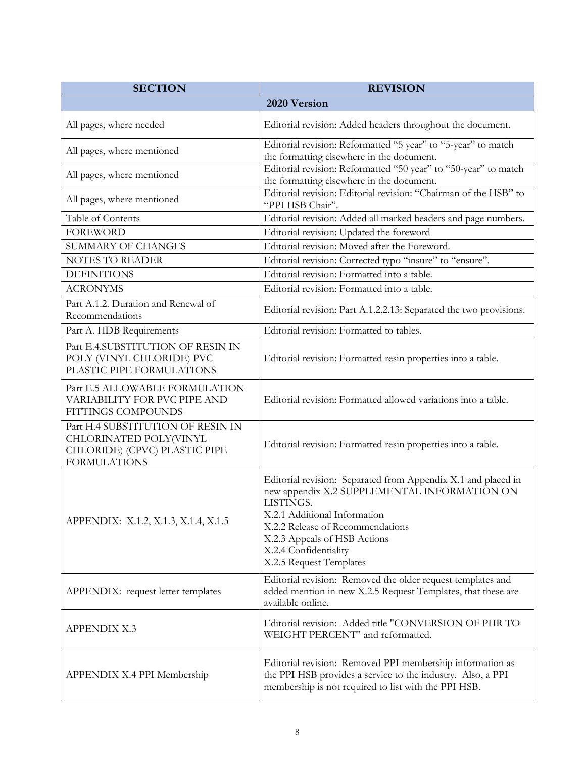| SECTION | REVISION |
| --- | --- |
| **2020 Version** | |
| All pages, where needed | Editorial revision: Added headers throughout the document. |
| All pages, where mentioned | Editorial revision: Reformatted “5 year” to “5-year” to match the formatting elsewhere in the document. |
| All pages, where mentioned | Editorial revision: Reformatted “50 year” to “50-year” to match the formatting elsewhere in the document. |
| All pages, where mentioned | Editorial revision: Editorial revision: “Chairman of the HSB” to “PPI HSB Chair”. |
| Table of Contents | Editorial revision: Added all marked headers and page numbers. |
| FOREWORD | Editorial revision: Updated the foreword |
| SUMMARY OF CHANGES | Editorial revision: Moved after the Foreword. |
| NOTES TO READER | Editorial revision: Corrected typo “insure” to “ensure”. |
| DEFINITIONS | Editorial revision: Formatted into a table. |
| ACRONYMS | Editorial revision: Formatted into a table. |
| Part A.1.2. Duration and Renewal of Recommendations | Editorial revision: Part A.1.2.2.13: Separated the two provisions. |
| Part A. HDB Requirements | Editorial revision: Formatted to tables. |
| Part E.4.SUBSTITUTION OF RESIN IN POLY (VINYL CHLORIDE) PVC PLASTIC PIPE FORMULATIONS | Editorial revision: Formatted resin properties into a table. |
| Part E.5 ALLOWABLE FORMULATION VARIABILITY FOR PVC PIPE AND FITTINGS COMPOUNDS | Editorial revision: Formatted allowed variations into a table. |
| Part H.4 SUBSTITUTION OF RESIN IN CHLORINATED POLY(VINYL CHLORIDE) (CPVC) PLASTIC PIPE FORMULATIONS | Editorial revision: Formatted resin properties into a table. |
| APPENDIX: X.1.2, X.1.3, X.1.4, X.1.5 | Editorial revision: Separated from Appendix X.1 and placed in new appendix X.2 SUPPLEMENTAL INFORMATION ON LISTINGS.<br>X.2.1 Additional Information<br>X.2.2 Release of Recommendations<br>X.2.3 Appeals of HSB Actions<br>X.2.4 Confidentiality<br>X.2.5 Request Templates |
| APPENDIX: request letter templates | Editorial revision: Removed the older request templates and added mention in new X.2.5 Request Templates, that these are available online. |
| APPENDIX X.3 | Editorial revision: Added title "CONVERSION OF PHR TO WEIGHT PERCENT" and reformatted. |
| APPENDIX X.4 PPI Membership | Editorial revision: Removed PPI membership information as the PPI HSB provides a service to the industry. Also, a PPI membership is not required to list with the PPI HSB. |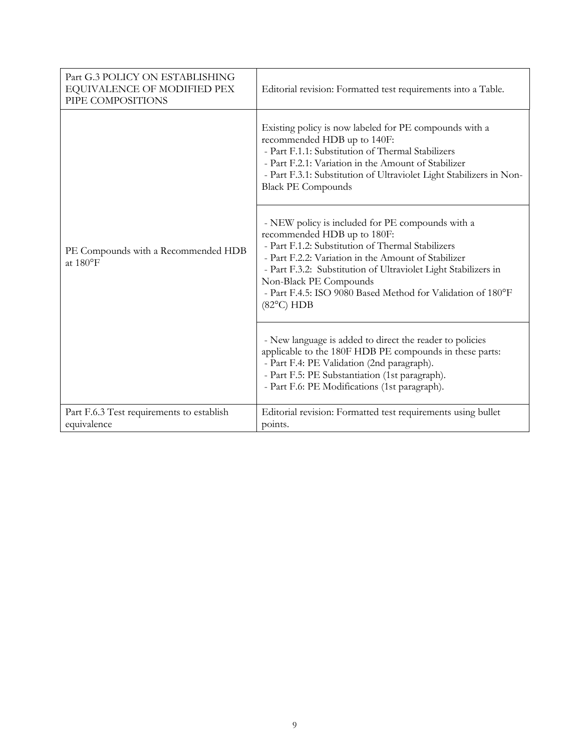| | |
|---|---|
| Part G.3 POLICY ON ESTABLISHING EQUIVALENCE OF MODIFIED PEX PIPE COMPOSITIONS | Editorial revision: Formatted test requirements into a Table. |
| PE Compounds with a Recommended HDB at 180°F | Existing policy is now labeled for PE compounds with a recommended HDB up to 140F:<br>- Part F.1.1: Substitution of Thermal Stabilizers<br>- Part F.2.1: Variation in the Amount of Stabilizer<br>- Part F.3.1: Substitution of Ultraviolet Light Stabilizers in Non-Black PE Compounds |
| | - NEW policy is included for PE compounds with a recommended HDB up to 180F:<br>- Part F.1.2: Substitution of Thermal Stabilizers<br>- Part F.2.2: Variation in the Amount of Stabilizer<br>- Part F.3.2: Substitution of Ultraviolet Light Stabilizers in Non-Black PE Compounds<br>- Part F.4.5: ISO 9080 Based Method for Validation of 180°F (82°C) HDB |
| | - New language is added to direct the reader to policies applicable to the 180F HDB PE compounds in these parts:<br>- Part F.4: PE Validation (2nd paragraph).<br>- Part F.5: PE Substantiation (1st paragraph).<br>- Part F.6: PE Modifications (1st paragraph). |
| Part F.6.3 Test requirements to establish equivalence | Editorial revision: Formatted test requirements using bullet points. |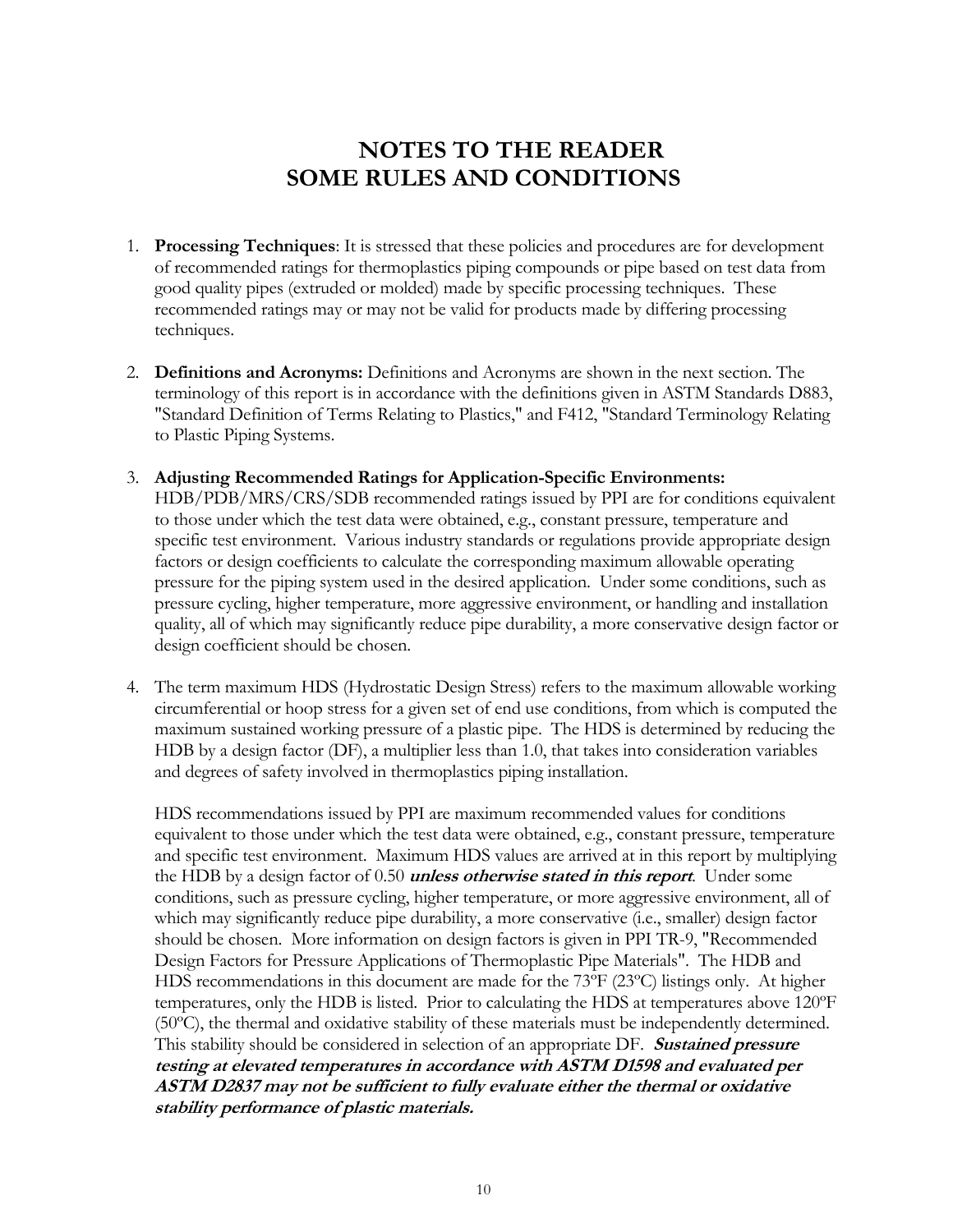# NOTES TO THE READER
# SOME RULES AND CONDITIONS

1. **Processing Techniques**: It is stressed that these policies and procedures are for development of recommended ratings for thermoplastics piping compounds or pipe based on test data from good quality pipes (extruded or molded) made by specific processing techniques. These recommended ratings may or may not be valid for products made by differing processing techniques.

2. **Definitions and Acronyms:** Definitions and Acronyms are shown in the next section. The terminology of this report is in accordance with the definitions given in ASTM Standards D883, "Standard Definition of Terms Relating to Plastics," and F412, "Standard Terminology Relating to Plastic Piping Systems.

3. **Adjusting Recommended Ratings for Application-Specific Environments:** HDB/PDB/MRS/CRS/SDB recommended ratings issued by PPI are for conditions equivalent to those under which the test data were obtained, e.g., constant pressure, temperature and specific test environment. Various industry standards or regulations provide appropriate design factors or design coefficients to calculate the corresponding maximum allowable operating pressure for the piping system used in the desired application. Under some conditions, such as pressure cycling, higher temperature, more aggressive environment, or handling and installation quality, all of which may significantly reduce pipe durability, a more conservative design factor or design coefficient should be chosen.

4. The term maximum HDS (Hydrostatic Design Stress) refers to the maximum allowable working circumferential or hoop stress for a given set of end use conditions, from which is computed the maximum sustained working pressure of a plastic pipe. The HDS is determined by reducing the HDB by a design factor (DF), a multiplier less than 1.0, that takes into consideration variables and degrees of safety involved in thermoplastics piping installation.

   HDS recommendations issued by PPI are maximum recommended values for conditions equivalent to those under which the test data were obtained, e.g., constant pressure, temperature and specific test environment. Maximum HDS values are arrived at in this report by multiplying the HDB by a design factor of 0.50 ***unless otherwise stated in this report***. Under some conditions, such as pressure cycling, higher temperature, or more aggressive environment, all of which may significantly reduce pipe durability, a more conservative (i.e., smaller) design factor should be chosen. More information on design factors is given in PPI TR-9, "Recommended Design Factors for Pressure Applications of Thermoplastic Pipe Materials". The HDB and HDS recommendations in this document are made for the 73ºF (23ºC) listings only. At higher temperatures, only the HDB is listed. Prior to calculating the HDS at temperatures above 120ºF (50ºC), the thermal and oxidative stability of these materials must be independently determined. This stability should be considered in selection of an appropriate DF. ***Sustained pressure testing at elevated temperatures in accordance with ASTM D1598 and evaluated per ASTM D2837 may not be sufficient to fully evaluate either the thermal or oxidative stability performance of plastic materials.***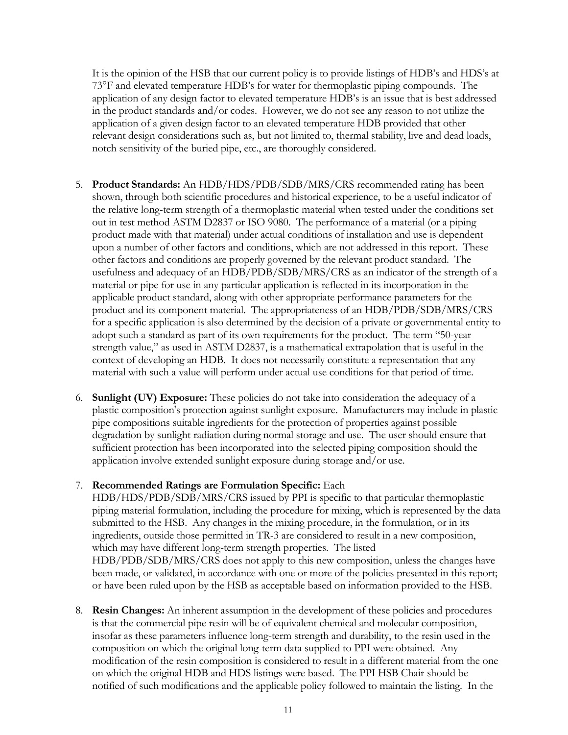It is the opinion of the HSB that our current policy is to provide listings of HDB's and HDS's at 73°F and elevated temperature HDB's for water for thermoplastic piping compounds. The application of any design factor to elevated temperature HDB's is an issue that is best addressed in the product standards and/or codes. However, we do not see any reason to not utilize the application of a given design factor to an elevated temperature HDB provided that other relevant design considerations such as, but not limited to, thermal stability, live and dead loads, notch sensitivity of the buried pipe, etc., are thoroughly considered.

5. **Product Standards:** An HDB/HDS/PDB/SDB/MRS/CRS recommended rating has been shown, through both scientific procedures and historical experience, to be a useful indicator of the relative long-term strength of a thermoplastic material when tested under the conditions set out in test method ASTM D2837 or ISO 9080. The performance of a material (or a piping product made with that material) under actual conditions of installation and use is dependent upon a number of other factors and conditions, which are not addressed in this report. These other factors and conditions are properly governed by the relevant product standard. The usefulness and adequacy of an HDB/PDB/SDB/MRS/CRS as an indicator of the strength of a material or pipe for use in any particular application is reflected in its incorporation in the applicable product standard, along with other appropriate performance parameters for the product and its component material. The appropriateness of an HDB/PDB/SDB/MRS/CRS for a specific application is also determined by the decision of a private or governmental entity to adopt such a standard as part of its own requirements for the product. The term "50-year strength value," as used in ASTM D2837, is a mathematical extrapolation that is useful in the context of developing an HDB. It does not necessarily constitute a representation that any material with such a value will perform under actual use conditions for that period of time.

6. **Sunlight (UV) Exposure:** These policies do not take into consideration the adequacy of a plastic composition's protection against sunlight exposure. Manufacturers may include in plastic pipe compositions suitable ingredients for the protection of properties against possible degradation by sunlight radiation during normal storage and use. The user should ensure that sufficient protection has been incorporated into the selected piping composition should the application involve extended sunlight exposure during storage and/or use.

7. **Recommended Ratings are Formulation Specific:** Each HDB/HDS/PDB/SDB/MRS/CRS issued by PPI is specific to that particular thermoplastic piping material formulation, including the procedure for mixing, which is represented by the data submitted to the HSB. Any changes in the mixing procedure, in the formulation, or in its ingredients, outside those permitted in TR-3 are considered to result in a new composition, which may have different long-term strength properties. The listed HDB/PDB/SDB/MRS/CRS does not apply to this new composition, unless the changes have been made, or validated, in accordance with one or more of the policies presented in this report; or have been ruled upon by the HSB as acceptable based on information provided to the HSB.

8. **Resin Changes:** An inherent assumption in the development of these policies and procedures is that the commercial pipe resin will be of equivalent chemical and molecular composition, insofar as these parameters influence long-term strength and durability, to the resin used in the composition on which the original long-term data supplied to PPI were obtained. Any modification of the resin composition is considered to result in a different material from the one on which the original HDB and HDS listings were based. The PPI HSB Chair should be notified of such modifications and the applicable policy followed to maintain the listing. In the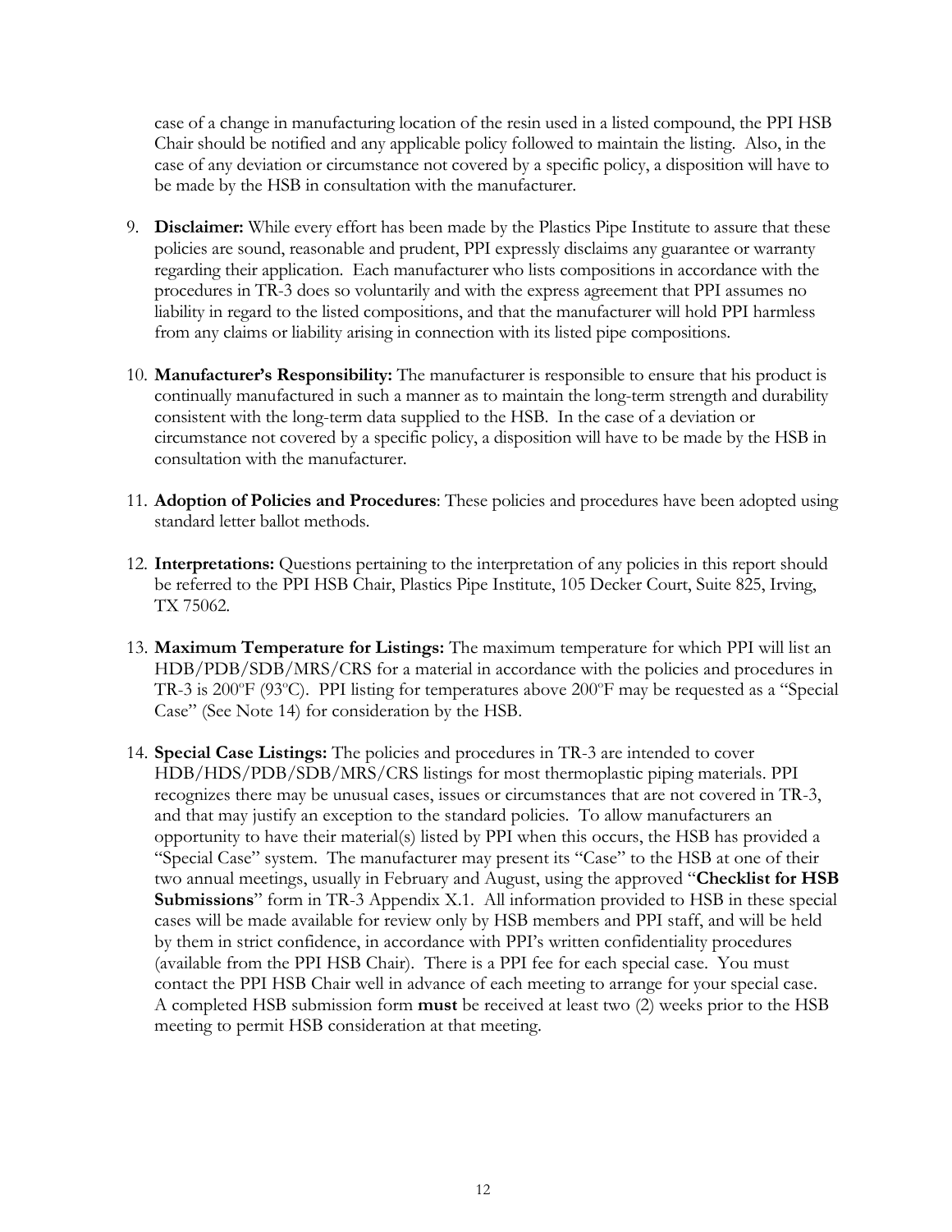case of a change in manufacturing location of the resin used in a listed compound, the PPI HSB Chair should be notified and any applicable policy followed to maintain the listing. Also, in the case of any deviation or circumstance not covered by a specific policy, a disposition will have to be made by the HSB in consultation with the manufacturer.

9. **Disclaimer:** While every effort has been made by the Plastics Pipe Institute to assure that these policies are sound, reasonable and prudent, PPI expressly disclaims any guarantee or warranty regarding their application. Each manufacturer who lists compositions in accordance with the procedures in TR-3 does so voluntarily and with the express agreement that PPI assumes no liability in regard to the listed compositions, and that the manufacturer will hold PPI harmless from any claims or liability arising in connection with its listed pipe compositions.

10. **Manufacturer's Responsibility:** The manufacturer is responsible to ensure that his product is continually manufactured in such a manner as to maintain the long-term strength and durability consistent with the long-term data supplied to the HSB. In the case of a deviation or circumstance not covered by a specific policy, a disposition will have to be made by the HSB in consultation with the manufacturer.

11. **Adoption of Policies and Procedures**: These policies and procedures have been adopted using standard letter ballot methods.

12. **Interpretations:** Questions pertaining to the interpretation of any policies in this report should be referred to the PPI HSB Chair, Plastics Pipe Institute, 105 Decker Court, Suite 825, Irving, TX 75062.

13. **Maximum Temperature for Listings:** The maximum temperature for which PPI will list an HDB/PDB/SDB/MRS/CRS for a material in accordance with the policies and procedures in TR-3 is 200ºF (93ºC). PPI listing for temperatures above 200ºF may be requested as a "Special Case" (See Note 14) for consideration by the HSB.

14. **Special Case Listings:** The policies and procedures in TR-3 are intended to cover HDB/HDS/PDB/SDB/MRS/CRS listings for most thermoplastic piping materials. PPI recognizes there may be unusual cases, issues or circumstances that are not covered in TR-3, and that may justify an exception to the standard policies. To allow manufacturers an opportunity to have their material(s) listed by PPI when this occurs, the HSB has provided a "Special Case" system. The manufacturer may present its "Case" to the HSB at one of their two annual meetings, usually in February and August, using the approved "**Checklist for HSB Submissions**" form in TR-3 Appendix X.1. All information provided to HSB in these special cases will be made available for review only by HSB members and PPI staff, and will be held by them in strict confidence, in accordance with PPI's written confidentiality procedures (available from the PPI HSB Chair). There is a PPI fee for each special case. You must contact the PPI HSB Chair well in advance of each meeting to arrange for your special case. A completed HSB submission form **must** be received at least two (2) weeks prior to the HSB meeting to permit HSB consideration at that meeting.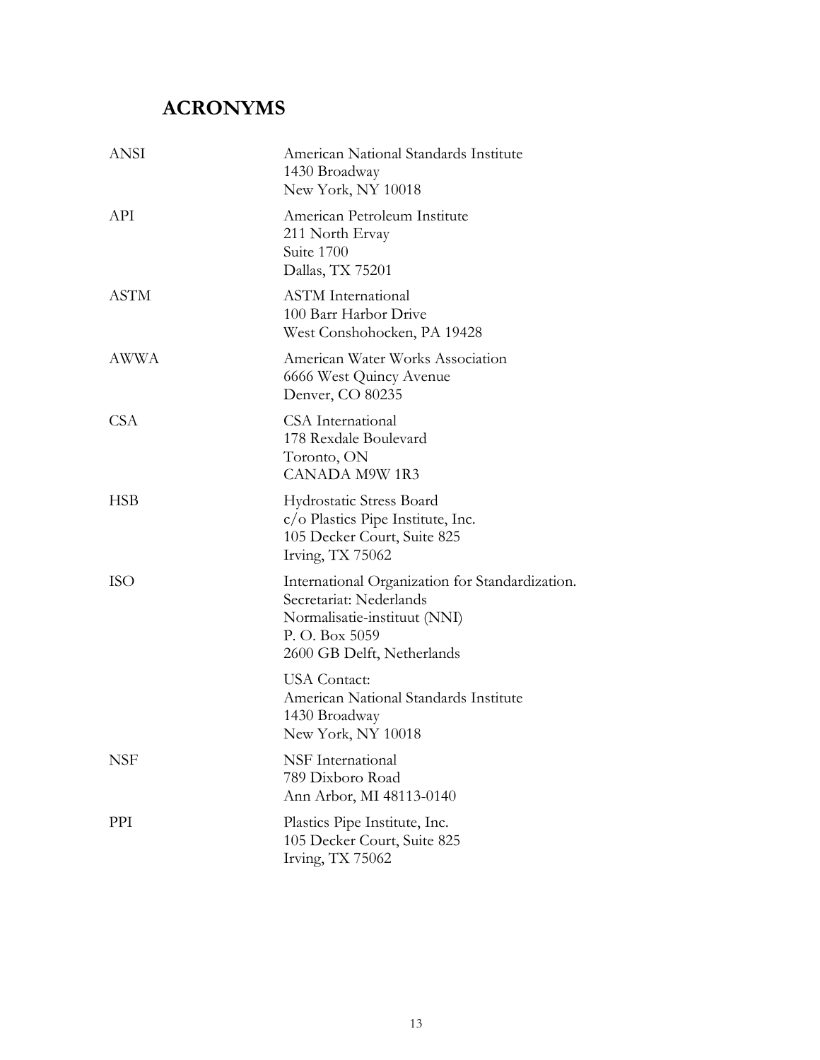# ACRONYMS

| | |
|---|---|
| ANSI | American National Standards Institute<br>1430 Broadway<br>New York, NY 10018 |
| API | American Petroleum Institute<br>211 North Ervay<br>Suite 1700<br>Dallas, TX 75201 |
| ASTM | ASTM International<br>100 Barr Harbor Drive<br>West Conshohocken, PA 19428 |
| AWWA | American Water Works Association<br>6666 West Quincy Avenue<br>Denver, CO 80235 |
| CSA | CSA International<br>178 Rexdale Boulevard<br>Toronto, ON<br>CANADA M9W 1R3 |
| HSB | Hydrostatic Stress Board<br>c/o Plastics Pipe Institute, Inc.<br>105 Decker Court, Suite 825<br>Irving, TX 75062 |
| ISO | International Organization for Standardization.<br>Secretariat: Nederlands<br>Normalisatie-instituut (NNI)<br>P. O. Box 5059<br>2600 GB Delft, Netherlands<br><br>USA Contact:<br>American National Standards Institute<br>1430 Broadway<br>New York, NY 10018 |
| NSF | NSF International<br>789 Dixboro Road<br>Ann Arbor, MI 48113-0140 |
| PPI | Plastics Pipe Institute, Inc.<br>105 Decker Court, Suite 825<br>Irving, TX 75062 |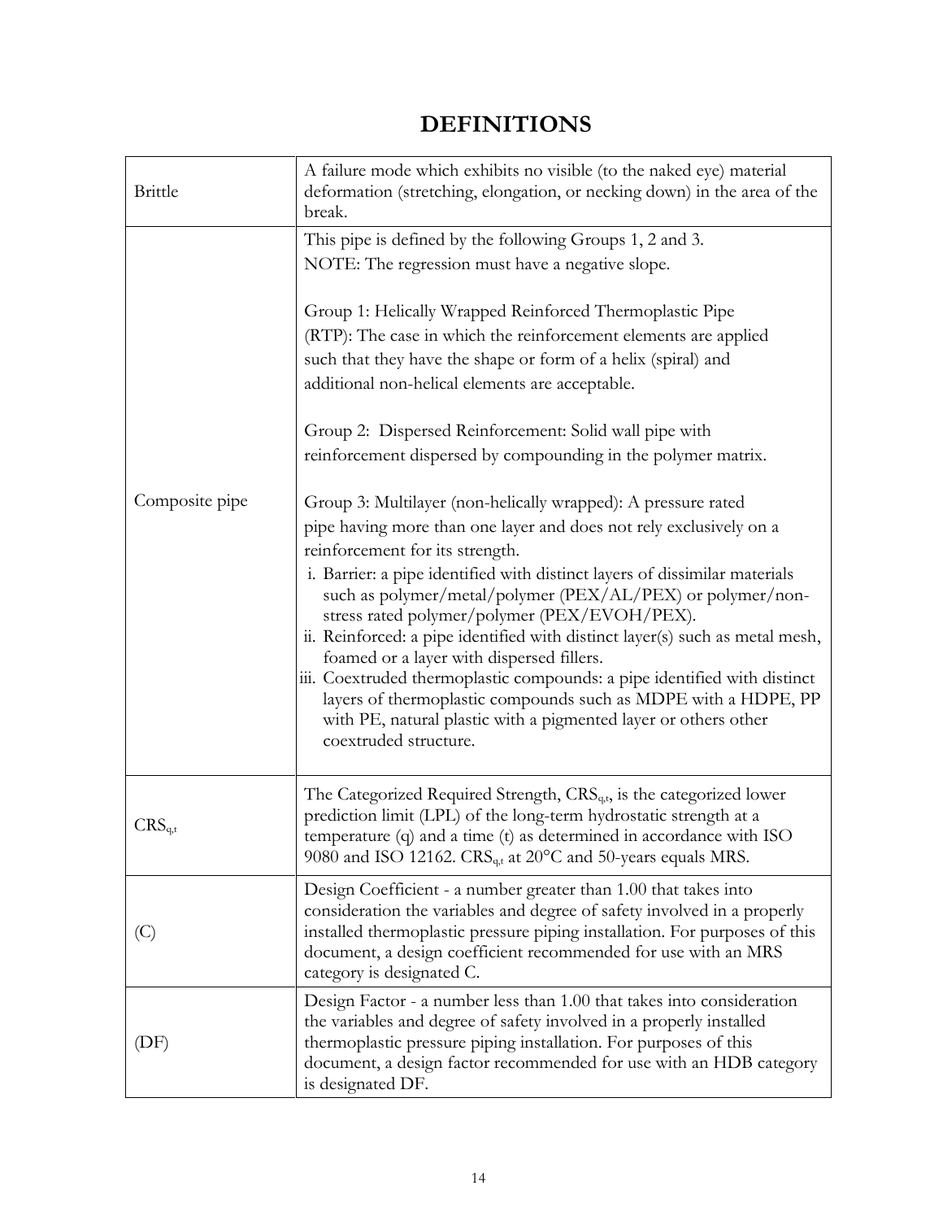# DEFINITIONS

| | |
|---|---|
| Brittle | A failure mode which exhibits no visible (to the naked eye) material deformation (stretching, elongation, or necking down) in the area of the break. |
| Composite pipe | This pipe is defined by the following Groups 1, 2 and 3.<br>NOTE: The regression must have a negative slope.<br><br>Group 1: Helically Wrapped Reinforced Thermoplastic Pipe (RTP): The case in which the reinforcement elements are applied such that they have the shape or form of a helix (spiral) and additional non-helical elements are acceptable.<br><br>Group 2: Dispersed Reinforcement: Solid wall pipe with reinforcement dispersed by compounding in the polymer matrix.<br><br>Group 3: Multilayer (non-helically wrapped): A pressure rated pipe having more than one layer and does not rely exclusively on a reinforcement for its strength.<br>i. Barrier: a pipe identified with distinct layers of dissimilar materials such as polymer/metal/polymer (PEX/AL/PEX) or polymer/non-stress rated polymer/polymer (PEX/EVOH/PEX).<br>ii. Reinforced: a pipe identified with distinct layer(s) such as metal mesh, foamed or a layer with dispersed fillers.<br>iii. Coextruded thermoplastic compounds: a pipe identified with distinct layers of thermoplastic compounds such as MDPE with a HDPE, PP with PE, natural plastic with a pigmented layer or others other coextruded structure. |
| $CRS_{q,t}$ | The Categorized Required Strength, $CRS_{q,t}$, is the categorized lower prediction limit (LPL) of the long-term hydrostatic strength at a temperature (q) and a time (t) as determined in accordance with ISO 9080 and ISO 12162. $CRS_{q,t}$ at 20°C and 50-years equals MRS. |
| (C) | Design Coefficient - a number greater than 1.00 that takes into consideration the variables and degree of safety involved in a properly installed thermoplastic pressure piping installation. For purposes of this document, a design coefficient recommended for use with an MRS category is designated C. |
| (DF) | Design Factor - a number less than 1.00 that takes into consideration the variables and degree of safety involved in a properly installed thermoplastic pressure piping installation. For purposes of this document, a design factor recommended for use with an HDB category is designated DF. |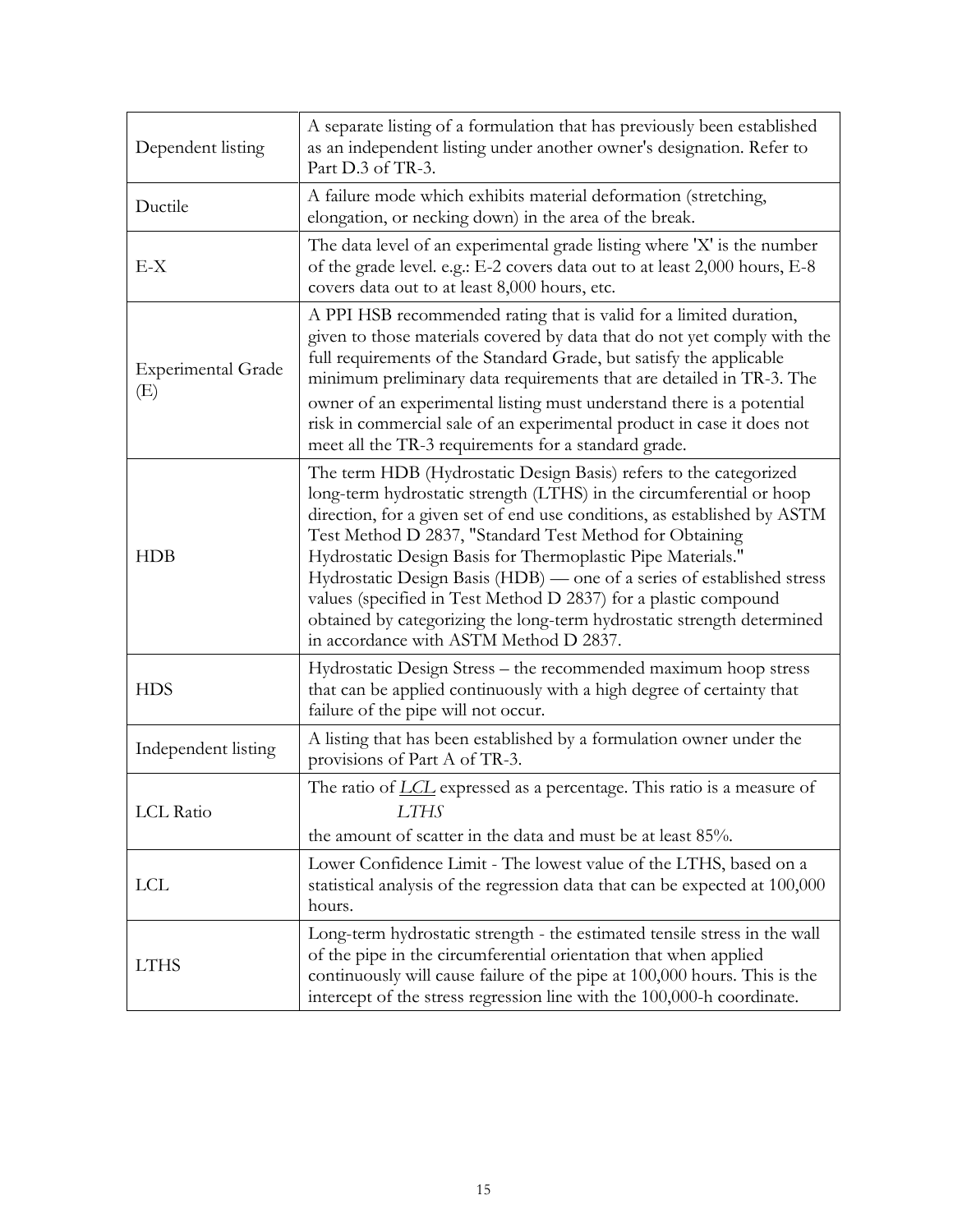| | |
|---|---|
| Dependent listing | A separate listing of a formulation that has previously been established as an independent listing under another owner's designation. Refer to Part D.3 of TR-3. |
| Ductile | A failure mode which exhibits material deformation (stretching, elongation, or necking down) in the area of the break. |
| E-X | The data level of an experimental grade listing where 'X' is the number of the grade level. e.g.: E-2 covers data out to at least 2,000 hours, E-8 covers data out to at least 8,000 hours, etc. |
| Experimental Grade (E) | A PPI HSB recommended rating that is valid for a limited duration, given to those materials covered by data that do not yet comply with the full requirements of the Standard Grade, but satisfy the applicable minimum preliminary data requirements that are detailed in TR-3. The owner of an experimental listing must understand there is a potential risk in commercial sale of an experimental product in case it does not meet all the TR-3 requirements for a standard grade. |
| HDB | The term HDB (Hydrostatic Design Basis) refers to the categorized long-term hydrostatic strength (LTHS) in the circumferential or hoop direction, for a given set of end use conditions, as established by ASTM Test Method D 2837, "Standard Test Method for Obtaining Hydrostatic Design Basis for Thermoplastic Pipe Materials." Hydrostatic Design Basis (HDB) — one of a series of established stress values (specified in Test Method D 2837) for a plastic compound obtained by categorizing the long-term hydrostatic strength determined in accordance with ASTM Method D 2837. |
| HDS | Hydrostatic Design Stress – the recommended maximum hoop stress that can be applied continuously with a high degree of certainty that failure of the pipe will not occur. |
| Independent listing | A listing that has been established by a formulation owner under the provisions of Part A of TR-3. |
| LCL Ratio | The ratio of $\frac{LCL}{LTHS}$ expressed as a percentage. This ratio is a measure of the amount of scatter in the data and must be at least 85%. |
| LCL | Lower Confidence Limit - The lowest value of the LTHS, based on a statistical analysis of the regression data that can be expected at 100,000 hours. |
| LTHS | Long-term hydrostatic strength - the estimated tensile stress in the wall of the pipe in the circumferential orientation that when applied continuously will cause failure of the pipe at 100,000 hours. This is the intercept of the stress regression line with the 100,000-h coordinate. |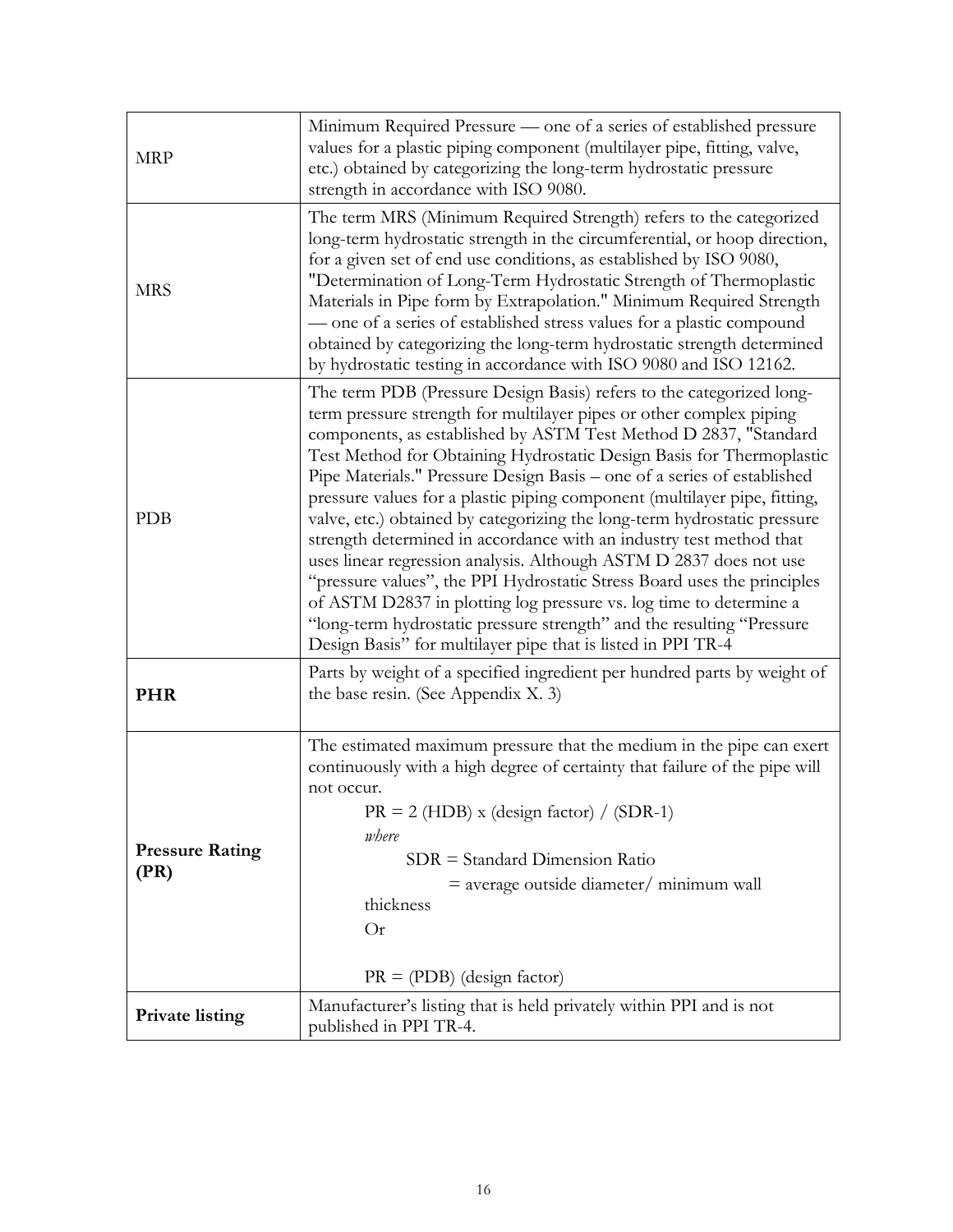| | |
|---|---|
| MRP | Minimum Required Pressure — one of a series of established pressure values for a plastic piping component (multilayer pipe, fitting, valve, etc.) obtained by categorizing the long-term hydrostatic pressure strength in accordance with ISO 9080. |
| MRS | The term MRS (Minimum Required Strength) refers to the categorized long-term hydrostatic strength in the circumferential, or hoop direction, for a given set of end use conditions, as established by ISO 9080, "Determination of Long-Term Hydrostatic Strength of Thermoplastic Materials in Pipe form by Extrapolation." Minimum Required Strength — one of a series of established stress values for a plastic compound obtained by categorizing the long-term hydrostatic strength determined by hydrostatic testing in accordance with ISO 9080 and ISO 12162. |
| PDB | The term PDB (Pressure Design Basis) refers to the categorized long-term pressure strength for multilayer pipes or other complex piping components, as established by ASTM Test Method D 2837, "Standard Test Method for Obtaining Hydrostatic Design Basis for Thermoplastic Pipe Materials." Pressure Design Basis – one of a series of established pressure values for a plastic piping component (multilayer pipe, fitting, valve, etc.) obtained by categorizing the long-term hydrostatic pressure strength determined in accordance with an industry test method that uses linear regression analysis. Although ASTM D 2837 does not use "pressure values", the PPI Hydrostatic Stress Board uses the principles of ASTM D2837 in plotting log pressure vs. log time to determine a "long-term hydrostatic pressure strength" and the resulting "Pressure Design Basis" for multilayer pipe that is listed in PPI TR-4 |
| **PHR** | Parts by weight of a specified ingredient per hundred parts by weight of the base resin. (See Appendix X. 3) |
| **Pressure Rating (PR)** | The estimated maximum pressure that the medium in the pipe can exert continuously with a high degree of certainty that failure of the pipe will not occur.<br>PR = 2 (HDB) x (design factor) / (SDR-1)<br>*where*<br>SDR = Standard Dimension Ratio<br>= average outside diameter/ minimum wall thickness<br>Or<br>PR = (PDB) (design factor) |
| **Private listing** | Manufacturer's listing that is held privately within PPI and is not published in PPI TR-4. |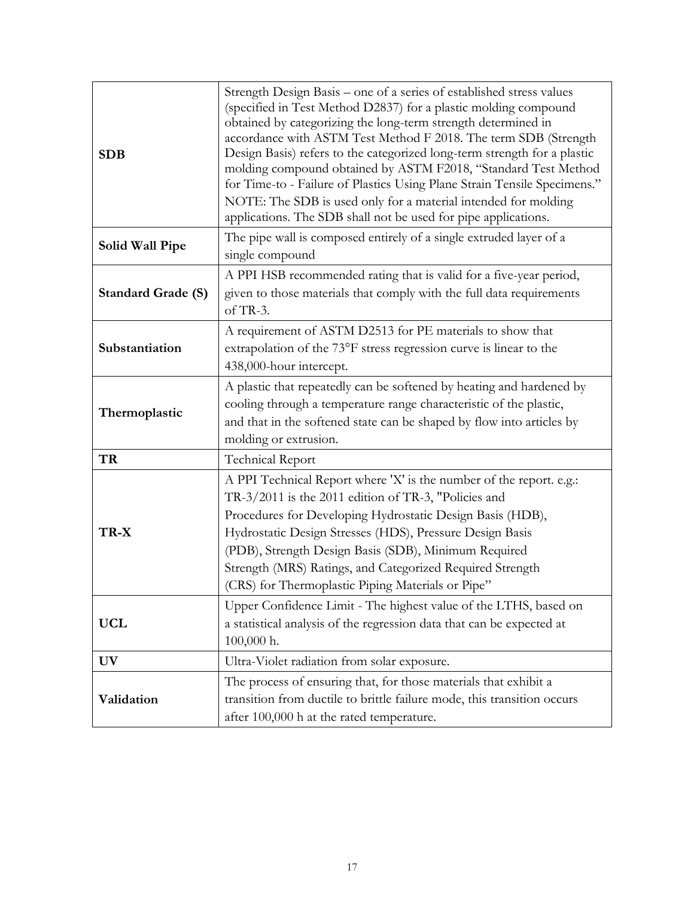| | |
|---|---|
| **SDB** | Strength Design Basis – one of a series of established stress values (specified in Test Method D2837) for a plastic molding compound obtained by categorizing the long-term strength determined in accordance with ASTM Test Method F 2018. The term SDB (Strength Design Basis) refers to the categorized long-term strength for a plastic molding compound obtained by ASTM F2018, "Standard Test Method for Time-to - Failure of Plastics Using Plane Strain Tensile Specimens." NOTE: The SDB is used only for a material intended for molding applications. The SDB shall not be used for pipe applications. |
| **Solid Wall Pipe** | The pipe wall is composed entirely of a single extruded layer of a single compound |
| **Standard Grade (S)** | A PPI HSB recommended rating that is valid for a five-year period, given to those materials that comply with the full data requirements of TR-3. |
| **Substantiation** | A requirement of ASTM D2513 for PE materials to show that extrapolation of the 73°F stress regression curve is linear to the 438,000-hour intercept. |
| **Thermoplastic** | A plastic that repeatedly can be softened by heating and hardened by cooling through a temperature range characteristic of the plastic, and that in the softened state can be shaped by flow into articles by molding or extrusion. |
| **TR** | Technical Report |
| **TR-X** | A PPI Technical Report where 'X' is the number of the report. e.g.: TR-3/2011 is the 2011 edition of TR-3, "Policies and Procedures for Developing Hydrostatic Design Basis (HDB), Hydrostatic Design Stresses (HDS), Pressure Design Basis (PDB), Strength Design Basis (SDB), Minimum Required Strength (MRS) Ratings, and Categorized Required Strength (CRS) for Thermoplastic Piping Materials or Pipe" |
| **UCL** | Upper Confidence Limit - The highest value of the LTHS, based on a statistical analysis of the regression data that can be expected at 100,000 h. |
| **UV** | Ultra-Violet radiation from solar exposure. |
| **Validation** | The process of ensuring that, for those materials that exhibit a transition from ductile to brittle failure mode, this transition occurs after 100,000 h at the rated temperature. |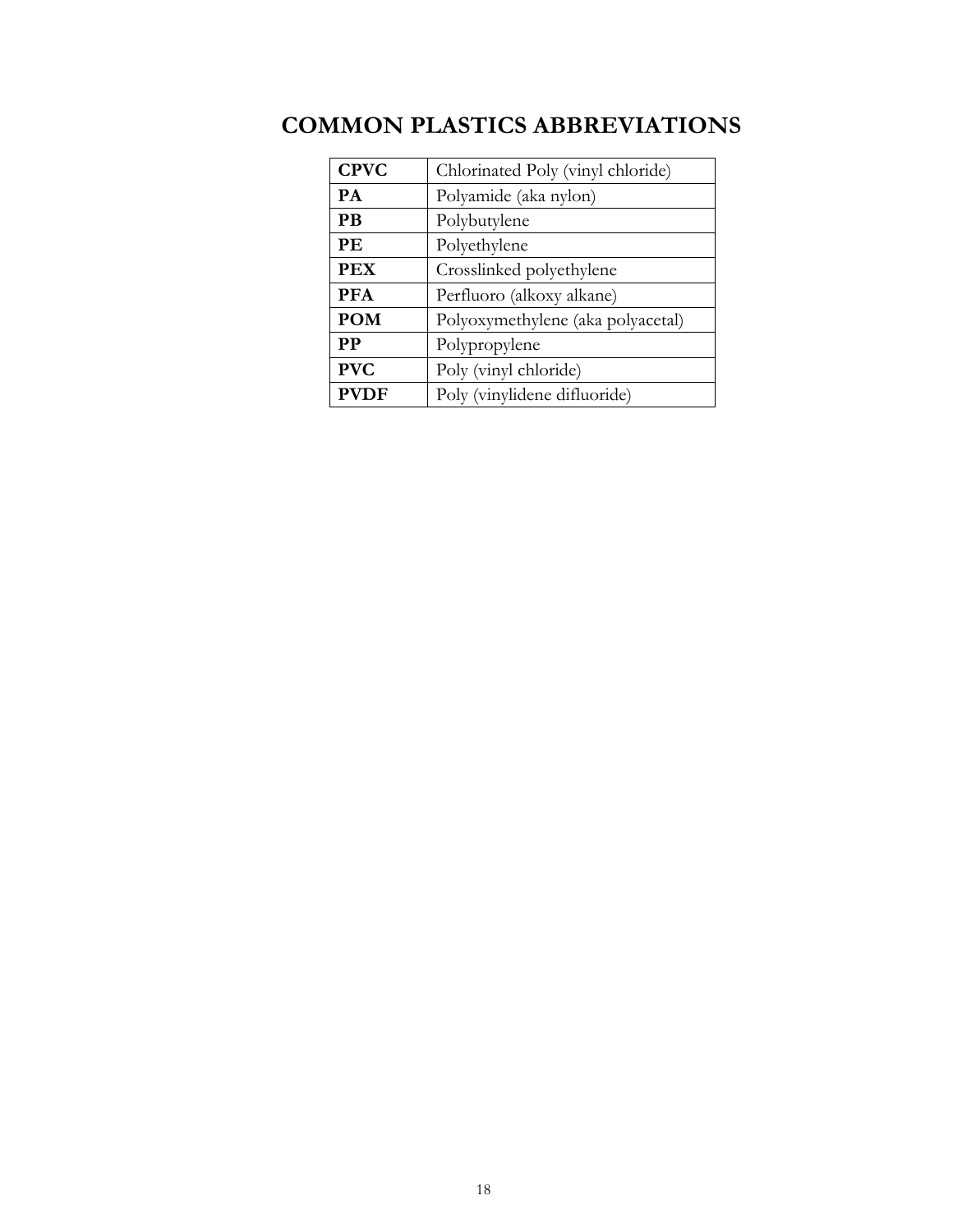# COMMON PLASTICS ABBREVIATIONS

| | |
|---|---|
| **CPVC** | Chlorinated Poly (vinyl chloride) |
| **PA** | Polyamide (aka nylon) |
| **PB** | Polybutylene |
| **PE** | Polyethylene |
| **PEX** | Crosslinked polyethylene |
| **PFA** | Perfluoro (alkoxy alkane) |
| **POM** | Polyoxymethylene (aka polyacetal) |
| **PP** | Polypropylene |
| **PVC** | Poly (vinyl chloride) |
| **PVDF** | Poly (vinylidene difluoride) |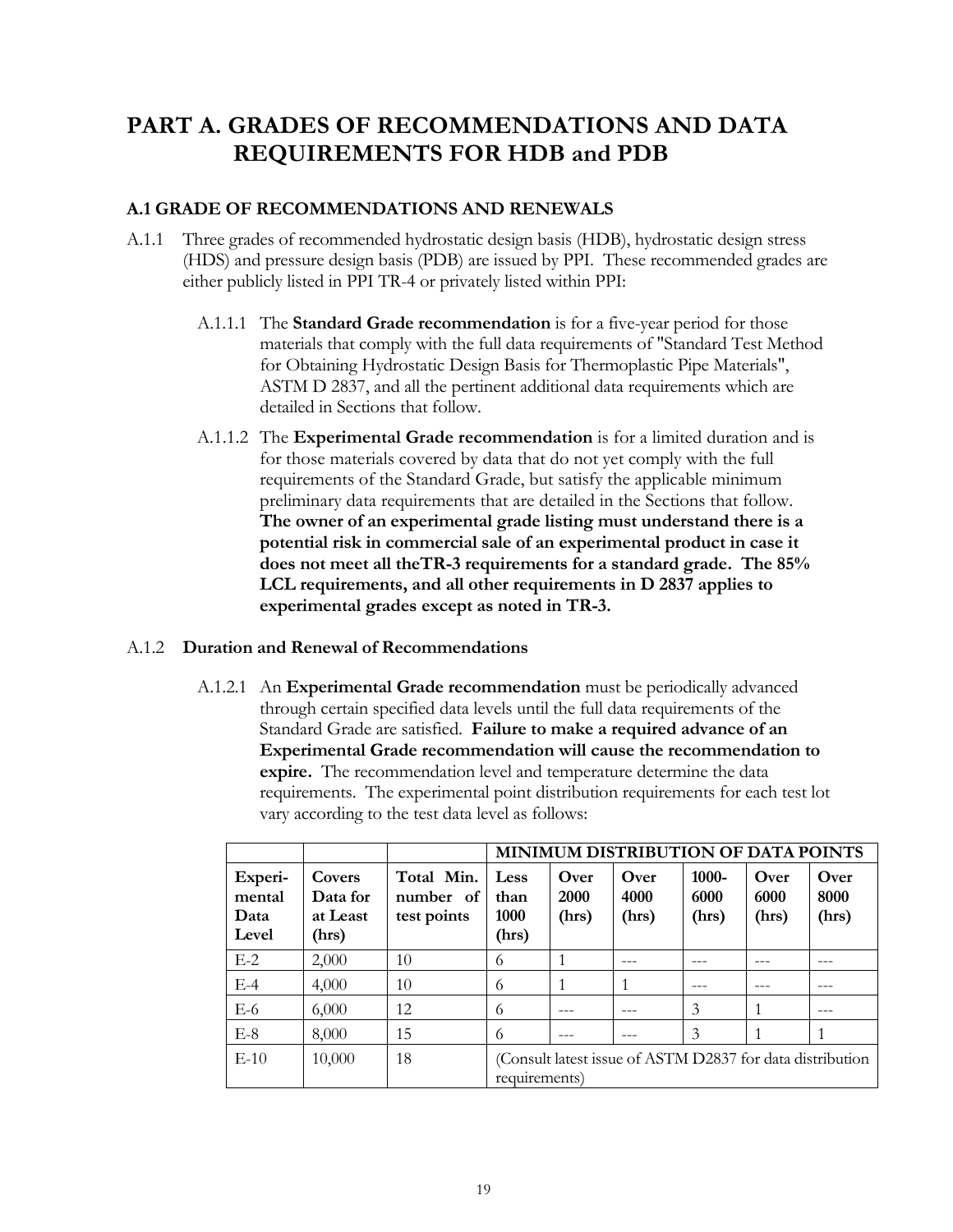# PART A. GRADES OF RECOMMENDATIONS AND DATA REQUIREMENTS FOR HDB and PDB

## A.1 GRADE OF RECOMMENDATIONS AND RENEWALS

A.1.1 Three grades of recommended hydrostatic design basis (HDB), hydrostatic design stress (HDS) and pressure design basis (PDB) are issued by PPI. These recommended grades are either publicly listed in PPI TR-4 or privately listed within PPI:

A.1.1.1 The **Standard Grade recommendation** is for a five-year period for those materials that comply with the full data requirements of "Standard Test Method for Obtaining Hydrostatic Design Basis for Thermoplastic Pipe Materials", ASTM D 2837, and all the pertinent additional data requirements which are detailed in Sections that follow.

A.1.1.2 The **Experimental Grade recommendation** is for a limited duration and is for those materials covered by data that do not yet comply with the full requirements of the Standard Grade, but satisfy the applicable minimum preliminary data requirements that are detailed in the Sections that follow. **The owner of an experimental grade listing must understand there is a potential risk in commercial sale of an experimental product in case it does not meet all theTR-3 requirements for a standard grade. The 85% LCL requirements, and all other requirements in D 2837 applies to experimental grades except as noted in TR-3.**

A.1.2 **Duration and Renewal of Recommendations**

A.1.2.1 An **Experimental Grade recommendation** must be periodically advanced through certain specified data levels until the full data requirements of the Standard Grade are satisfied. **Failure to make a required advance of an Experimental Grade recommendation will cause the recommendation to expire.** The recommendation level and temperature determine the data requirements. The experimental point distribution requirements for each test lot vary according to the test data level as follows:

| | | | MINIMUM DISTRIBUTION OF DATA POINTS | | | | | |
|---|---|---|---|---|---|---|---|---|
| **Experi-mental Data Level** | **Covers Data for at Least (hrs)** | **Total Min. number of test points** | **Less than 1000 (hrs)** | **Over 2000 (hrs)** | **Over 4000 (hrs)** | **1000-6000 (hrs)** | **Over 6000 (hrs)** | **Over 8000 (hrs)** |
| E-2 | 2,000 | 10 | 6 | 1 | --- | --- | --- | --- |
| E-4 | 4,000 | 10 | 6 | 1 | 1 | --- | --- | --- |
| E-6 | 6,000 | 12 | 6 | --- | --- | 3 | 1 | --- |
| E-8 | 8,000 | 15 | 6 | --- | --- | 3 | 1 | 1 |
| E-10 | 10,000 | 18 | (Consult latest issue of ASTM D2837 for data distribution requirements) | | | | | |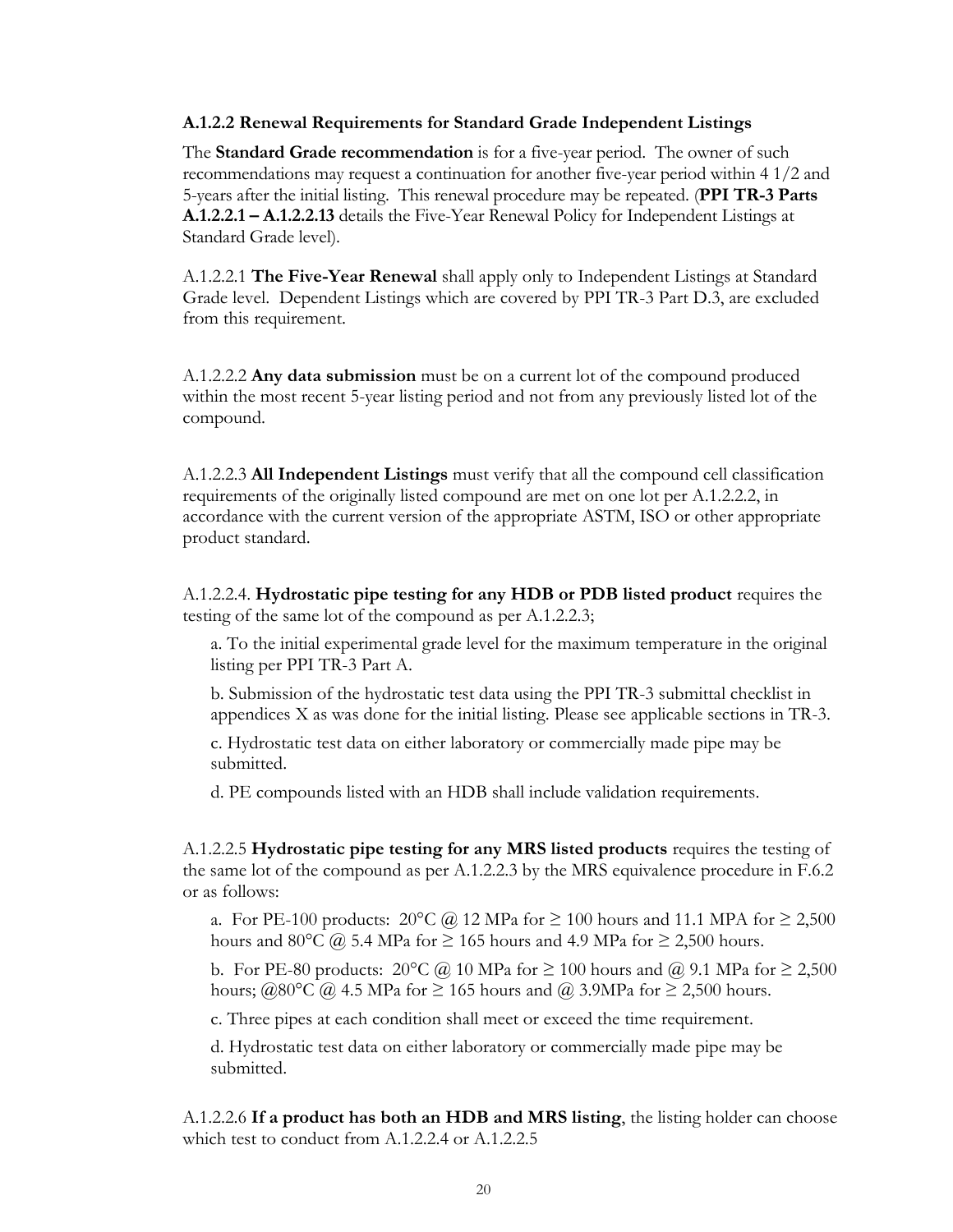**A.1.2.2 Renewal Requirements for Standard Grade Independent Listings**

The **Standard Grade recommendation** is for a five-year period. The owner of such recommendations may request a continuation for another five-year period within 4 1/2 and 5-years after the initial listing. This renewal procedure may be repeated. (**PPI TR-3 Parts A.1.2.2.1 – A.1.2.2.13** details the Five-Year Renewal Policy for Independent Listings at Standard Grade level).

A.1.2.2.1 **The Five-Year Renewal** shall apply only to Independent Listings at Standard Grade level. Dependent Listings which are covered by PPI TR-3 Part D.3, are excluded from this requirement.

A.1.2.2.2 **Any data submission** must be on a current lot of the compound produced within the most recent 5-year listing period and not from any previously listed lot of the compound.

A.1.2.2.3 **All Independent Listings** must verify that all the compound cell classification requirements of the originally listed compound are met on one lot per A.1.2.2.2, in accordance with the current version of the appropriate ASTM, ISO or other appropriate product standard.

A.1.2.2.4. **Hydrostatic pipe testing for any HDB or PDB listed product** requires the testing of the same lot of the compound as per A.1.2.2.3;

a. To the initial experimental grade level for the maximum temperature in the original listing per PPI TR-3 Part A.

b. Submission of the hydrostatic test data using the PPI TR-3 submittal checklist in appendices X as was done for the initial listing. Please see applicable sections in TR-3.

c. Hydrostatic test data on either laboratory or commercially made pipe may be submitted.

d. PE compounds listed with an HDB shall include validation requirements.

A.1.2.2.5 **Hydrostatic pipe testing for any MRS listed products** requires the testing of the same lot of the compound as per A.1.2.2.3 by the MRS equivalence procedure in F.6.2 or as follows:

a. For PE-100 products: 20°C @ 12 MPa for ≥ 100 hours and 11.1 MPA for ≥ 2,500 hours and 80°C @ 5.4 MPa for ≥ 165 hours and 4.9 MPa for ≥ 2,500 hours.

b. For PE-80 products: 20°C @ 10 MPa for ≥ 100 hours and @ 9.1 MPa for ≥ 2,500 hours; @80°C @ 4.5 MPa for ≥ 165 hours and @ 3.9MPa for ≥ 2,500 hours.

c. Three pipes at each condition shall meet or exceed the time requirement.

d. Hydrostatic test data on either laboratory or commercially made pipe may be submitted.

A.1.2.2.6 **If a product has both an HDB and MRS listing**, the listing holder can choose which test to conduct from A.1.2.2.4 or A.1.2.2.5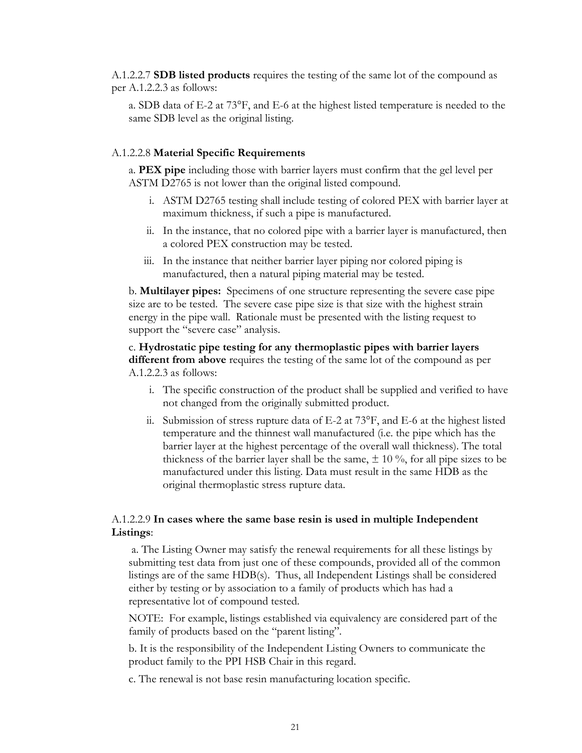A.1.2.2.7 **SDB listed products** requires the testing of the same lot of the compound as per A.1.2.2.3 as follows:

a. SDB data of E-2 at 73°F, and E-6 at the highest listed temperature is needed to the same SDB level as the original listing.

A.1.2.2.8 **Material Specific Requirements**

a. **PEX pipe** including those with barrier layers must confirm that the gel level per ASTM D2765 is not lower than the original listed compound.

i. ASTM D2765 testing shall include testing of colored PEX with barrier layer at maximum thickness, if such a pipe is manufactured.

ii. In the instance, that no colored pipe with a barrier layer is manufactured, then a colored PEX construction may be tested.

iii. In the instance that neither barrier layer piping nor colored piping is manufactured, then a natural piping material may be tested.

b. **Multilayer pipes:** Specimens of one structure representing the severe case pipe size are to be tested. The severe case pipe size is that size with the highest strain energy in the pipe wall. Rationale must be presented with the listing request to support the "severe case" analysis.

c. **Hydrostatic pipe testing for any thermoplastic pipes with barrier layers different from above** requires the testing of the same lot of the compound as per A.1.2.2.3 as follows:

i. The specific construction of the product shall be supplied and verified to have not changed from the originally submitted product.

ii. Submission of stress rupture data of E-2 at 73°F, and E-6 at the highest listed temperature and the thinnest wall manufactured (i.e. the pipe which has the barrier layer at the highest percentage of the overall wall thickness). The total thickness of the barrier layer shall be the same, ± 10 %, for all pipe sizes to be manufactured under this listing. Data must result in the same HDB as the original thermoplastic stress rupture data.

A.1.2.2.9 **In cases where the same base resin is used in multiple Independent Listings**:

a. The Listing Owner may satisfy the renewal requirements for all these listings by submitting test data from just one of these compounds, provided all of the common listings are of the same HDB(s). Thus, all Independent Listings shall be considered either by testing or by association to a family of products which has had a representative lot of compound tested.

NOTE: For example, listings established via equivalency are considered part of the family of products based on the "parent listing".

b. It is the responsibility of the Independent Listing Owners to communicate the product family to the PPI HSB Chair in this regard.

c. The renewal is not base resin manufacturing location specific.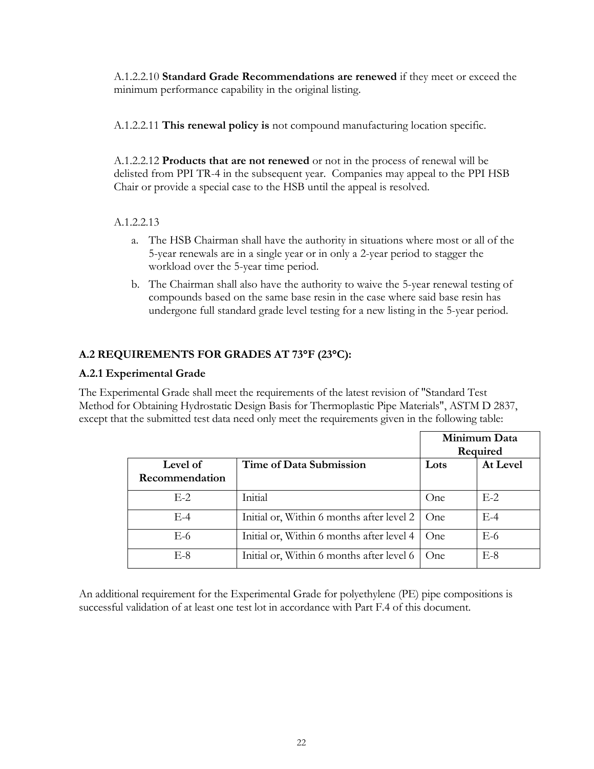A.1.2.2.10 **Standard Grade Recommendations are renewed** if they meet or exceed the minimum performance capability in the original listing.

A.1.2.2.11 **This renewal policy is** not compound manufacturing location specific.

A.1.2.2.12 **Products that are not renewed** or not in the process of renewal will be delisted from PPI TR-4 in the subsequent year. Companies may appeal to the PPI HSB Chair or provide a special case to the HSB until the appeal is resolved.

A.1.2.2.13

a. The HSB Chairman shall have the authority in situations where most or all of the 5-year renewals are in a single year or in only a 2-year period to stagger the workload over the 5-year time period.

b. The Chairman shall also have the authority to waive the 5-year renewal testing of compounds based on the same base resin in the case where said base resin has undergone full standard grade level testing for a new listing in the 5-year period.

## A.2 REQUIREMENTS FOR GRADES AT 73°F (23°C):

### A.2.1 Experimental Grade

The Experimental Grade shall meet the requirements of the latest revision of "Standard Test Method for Obtaining Hydrostatic Design Basis for Thermoplastic Pipe Materials", ASTM D 2837, except that the submitted test data need only meet the requirements given in the following table:

| | | **Minimum Data Required** | |
|---|---|---|---|
| **Level of Recommendation** | **Time of Data Submission** | **Lots** | **At Level** |
| E-2 | Initial | One | E-2 |
| E-4 | Initial or, Within 6 months after level 2 | One | E-4 |
| E-6 | Initial or, Within 6 months after level 4 | One | E-6 |
| E-8 | Initial or, Within 6 months after level 6 | One | E-8 |

An additional requirement for the Experimental Grade for polyethylene (PE) pipe compositions is successful validation of at least one test lot in accordance with Part F.4 of this document.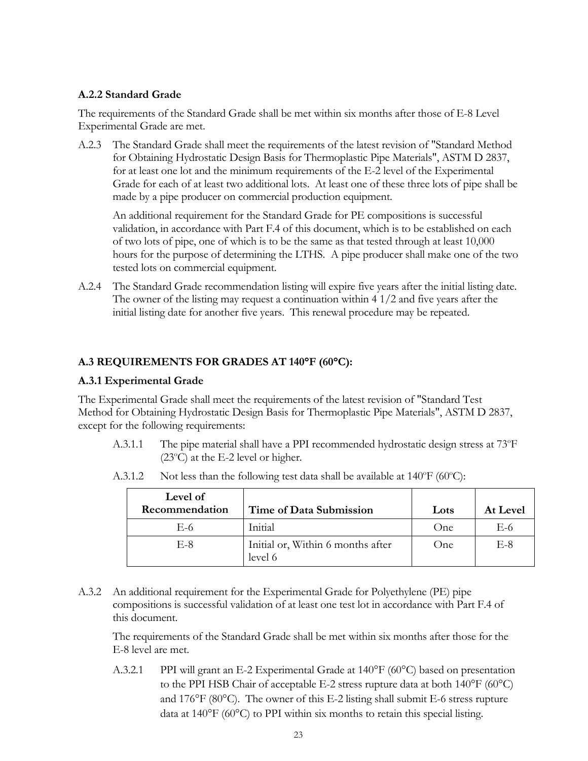### A.2.2 Standard Grade

The requirements of the Standard Grade shall be met within six months after those of E-8 Level Experimental Grade are met.

A.2.3 The Standard Grade shall meet the requirements of the latest revision of "Standard Method for Obtaining Hydrostatic Design Basis for Thermoplastic Pipe Materials", ASTM D 2837, for at least one lot and the minimum requirements of the E-2 level of the Experimental Grade for each of at least two additional lots. At least one of these three lots of pipe shall be made by a pipe producer on commercial production equipment.

An additional requirement for the Standard Grade for PE compositions is successful validation, in accordance with Part F.4 of this document, which is to be established on each of two lots of pipe, one of which is to be the same as that tested through at least 10,000 hours for the purpose of determining the LTHS. A pipe producer shall make one of the two tested lots on commercial equipment.

A.2.4 The Standard Grade recommendation listing will expire five years after the initial listing date. The owner of the listing may request a continuation within 4 1/2 and five years after the initial listing date for another five years. This renewal procedure may be repeated.

## A.3 REQUIREMENTS FOR GRADES AT 140°F (60°C):

### A.3.1 Experimental Grade

The Experimental Grade shall meet the requirements of the latest revision of "Standard Test Method for Obtaining Hydrostatic Design Basis for Thermoplastic Pipe Materials", ASTM D 2837, except for the following requirements:

A.3.1.1 The pipe material shall have a PPI recommended hydrostatic design stress at 73ºF (23ºC) at the E-2 level or higher.

A.3.1.2 Not less than the following test data shall be available at 140ºF (60ºC):

| Level of Recommendation | Time of Data Submission | Lots | At Level |
|---|---|---|---|
| E-6 | Initial | One | E-6 |
| E-8 | Initial or, Within 6 months after level 6 | One | E-8 |

A.3.2 An additional requirement for the Experimental Grade for Polyethylene (PE) pipe compositions is successful validation of at least one test lot in accordance with Part F.4 of this document.

The requirements of the Standard Grade shall be met within six months after those for the E-8 level are met.

A.3.2.1 PPI will grant an E-2 Experimental Grade at 140°F (60°C) based on presentation to the PPI HSB Chair of acceptable E-2 stress rupture data at both 140°F (60°C) and 176°F (80°C). The owner of this E-2 listing shall submit E-6 stress rupture data at 140°F (60°C) to PPI within six months to retain this special listing.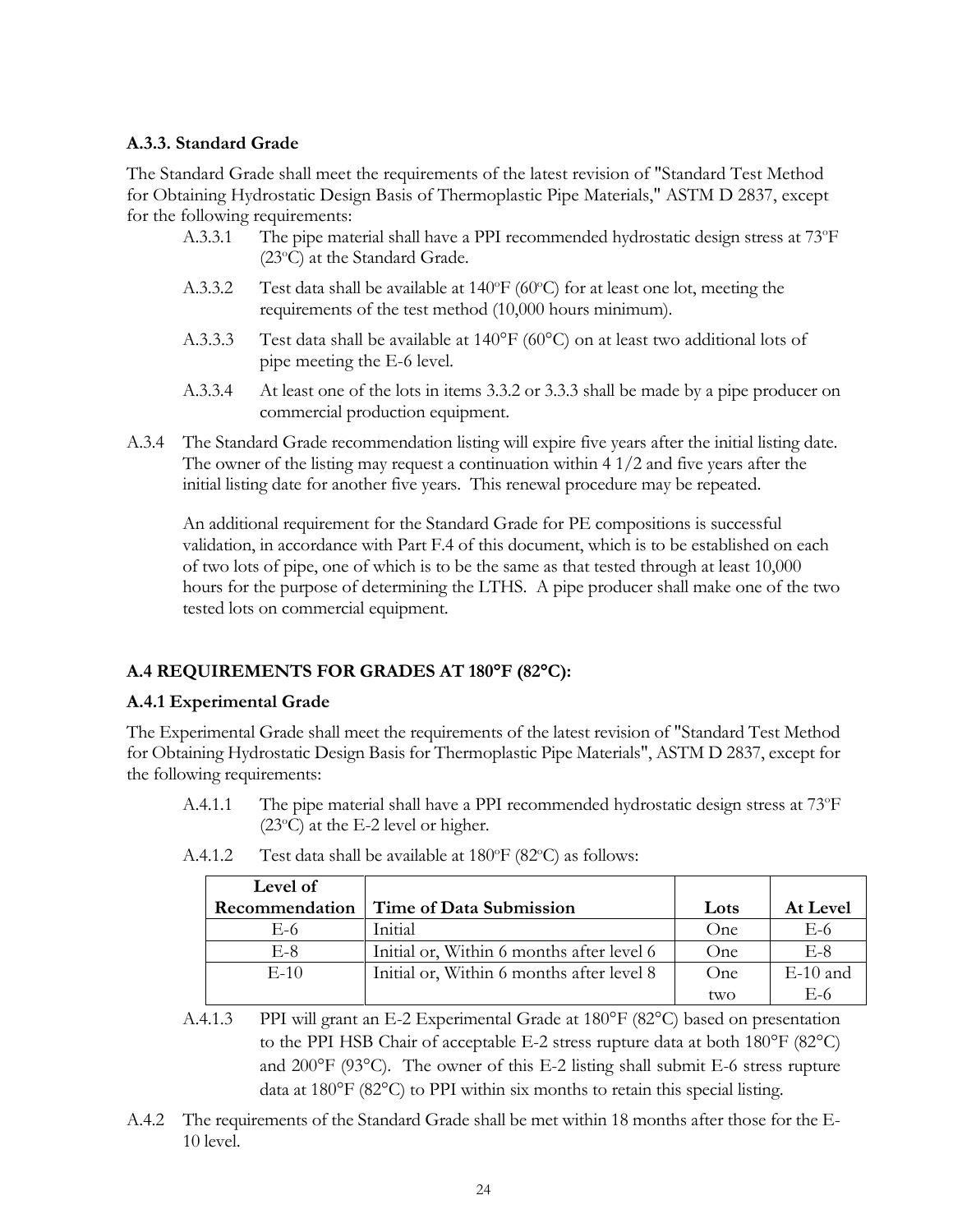### A.3.3. Standard Grade

The Standard Grade shall meet the requirements of the latest revision of "Standard Test Method for Obtaining Hydrostatic Design Basis of Thermoplastic Pipe Materials," ASTM D 2837, except for the following requirements:

A.3.3.1 The pipe material shall have a PPI recommended hydrostatic design stress at 73°F (23°C) at the Standard Grade.

A.3.3.2 Test data shall be available at 140°F (60°C) for at least one lot, meeting the requirements of the test method (10,000 hours minimum).

A.3.3.3 Test data shall be available at 140°F (60°C) on at least two additional lots of pipe meeting the E-6 level.

A.3.3.4 At least one of the lots in items 3.3.2 or 3.3.3 shall be made by a pipe producer on commercial production equipment.

A.3.4 The Standard Grade recommendation listing will expire five years after the initial listing date. The owner of the listing may request a continuation within 4 1/2 and five years after the initial listing date for another five years. This renewal procedure may be repeated.

An additional requirement for the Standard Grade for PE compositions is successful validation, in accordance with Part F.4 of this document, which is to be established on each of two lots of pipe, one of which is to be the same as that tested through at least 10,000 hours for the purpose of determining the LTHS. A pipe producer shall make one of the two tested lots on commercial equipment.

## A.4 REQUIREMENTS FOR GRADES AT 180°F (82°C):

### A.4.1 Experimental Grade

The Experimental Grade shall meet the requirements of the latest revision of "Standard Test Method for Obtaining Hydrostatic Design Basis for Thermoplastic Pipe Materials", ASTM D 2837, except for the following requirements:

A.4.1.1 The pipe material shall have a PPI recommended hydrostatic design stress at 73°F (23°C) at the E-2 level or higher.

A.4.1.2 Test data shall be available at 180°F (82°C) as follows:

| Level of Recommendation | Time of Data Submission | Lots | At Level |
|---|---|---|---|
| E-6 | Initial | One | E-6 |
| E-8 | Initial or, Within 6 months after level 6 | One | E-8 |
| E-10 | Initial or, Within 6 months after level 8 | One two | E-10 and E-6 |

A.4.1.3 PPI will grant an E-2 Experimental Grade at 180°F (82°C) based on presentation to the PPI HSB Chair of acceptable E-2 stress rupture data at both 180°F (82°C) and 200°F (93°C). The owner of this E-2 listing shall submit E-6 stress rupture data at 180°F (82°C) to PPI within six months to retain this special listing.

A.4.2 The requirements of the Standard Grade shall be met within 18 months after those for the E-10 level.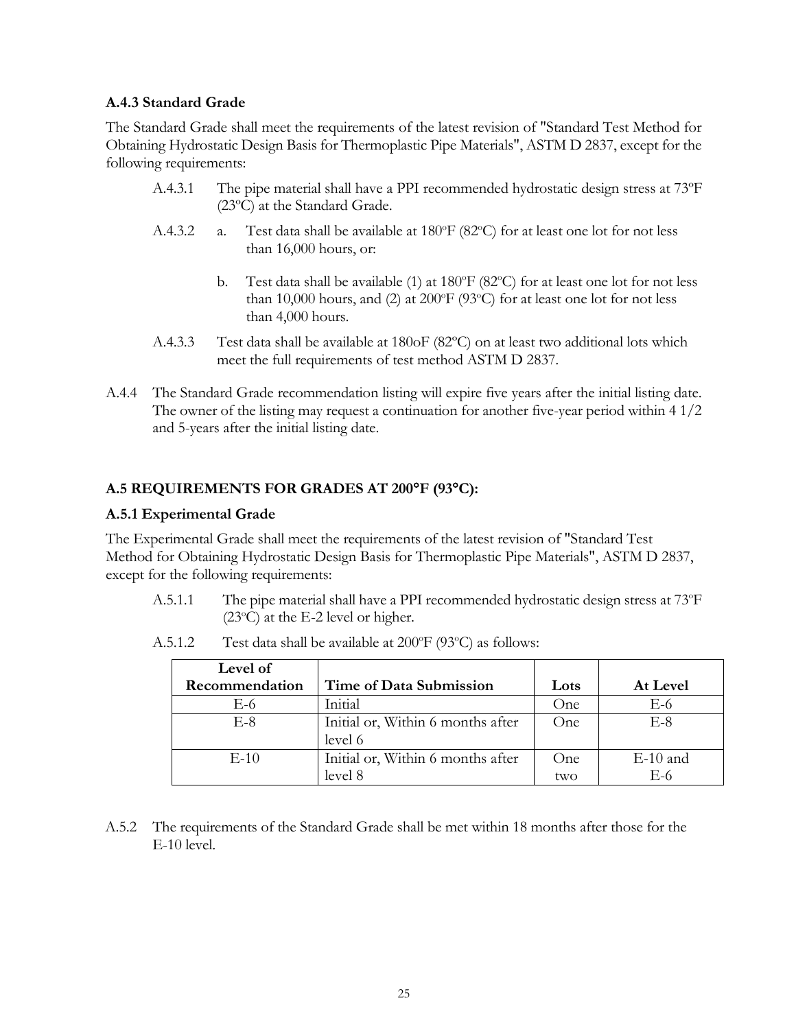### A.4.3 Standard Grade

The Standard Grade shall meet the requirements of the latest revision of "Standard Test Method for Obtaining Hydrostatic Design Basis for Thermoplastic Pipe Materials", ASTM D 2837, except for the following requirements:

A.4.3.1 The pipe material shall have a PPI recommended hydrostatic design stress at 73ºF (23ºC) at the Standard Grade.

A.4.3.2 a. Test data shall be available at 180ºF (82ºC) for at least one lot for not less than 16,000 hours, or:

b. Test data shall be available (1) at 180ºF (82ºC) for at least one lot for not less than 10,000 hours, and (2) at 200ºF (93ºC) for at least one lot for not less than 4,000 hours.

A.4.3.3 Test data shall be available at 180oF (82ºC) on at least two additional lots which meet the full requirements of test method ASTM D 2837.

A.4.4 The Standard Grade recommendation listing will expire five years after the initial listing date. The owner of the listing may request a continuation for another five-year period within 4 1/2 and 5-years after the initial listing date.

## A.5 REQUIREMENTS FOR GRADES AT 200°F (93°C):

### A.5.1 Experimental Grade

The Experimental Grade shall meet the requirements of the latest revision of "Standard Test Method for Obtaining Hydrostatic Design Basis for Thermoplastic Pipe Materials", ASTM D 2837, except for the following requirements:

A.5.1.1 The pipe material shall have a PPI recommended hydrostatic design stress at 73ºF (23ºC) at the E-2 level or higher.

A.5.1.2 Test data shall be available at 200ºF (93ºC) as follows:

| Level of Recommendation | Time of Data Submission | Lots | At Level |
|---|---|---|---|
| E-6 | Initial | One | E-6 |
| E-8 | Initial or, Within 6 months after level 6 | One | E-8 |
| E-10 | Initial or, Within 6 months after level 8 | One two | E-10 and E-6 |

A.5.2 The requirements of the Standard Grade shall be met within 18 months after those for the E-10 level.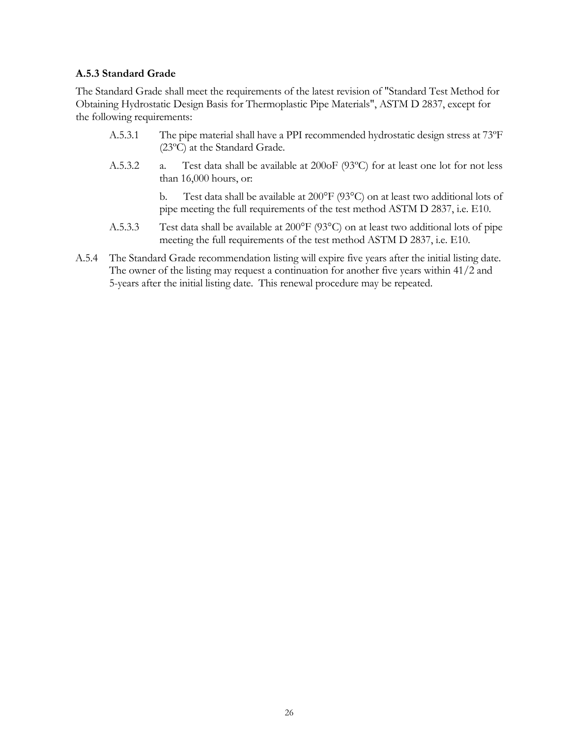### A.5.3 Standard Grade

The Standard Grade shall meet the requirements of the latest revision of "Standard Test Method for Obtaining Hydrostatic Design Basis for Thermoplastic Pipe Materials", ASTM D 2837, except for the following requirements:

A.5.3.1 The pipe material shall have a PPI recommended hydrostatic design stress at 73ºF (23ºC) at the Standard Grade.

A.5.3.2 a. Test data shall be available at 200oF (93ºC) for at least one lot for not less than 16,000 hours, or:

b. Test data shall be available at 200°F (93°C) on at least two additional lots of pipe meeting the full requirements of the test method ASTM D 2837, i.e. E10.

A.5.3.3 Test data shall be available at 200°F (93°C) on at least two additional lots of pipe meeting the full requirements of the test method ASTM D 2837, i.e. E10.

A.5.4 The Standard Grade recommendation listing will expire five years after the initial listing date. The owner of the listing may request a continuation for another five years within 41/2 and 5-years after the initial listing date. This renewal procedure may be repeated.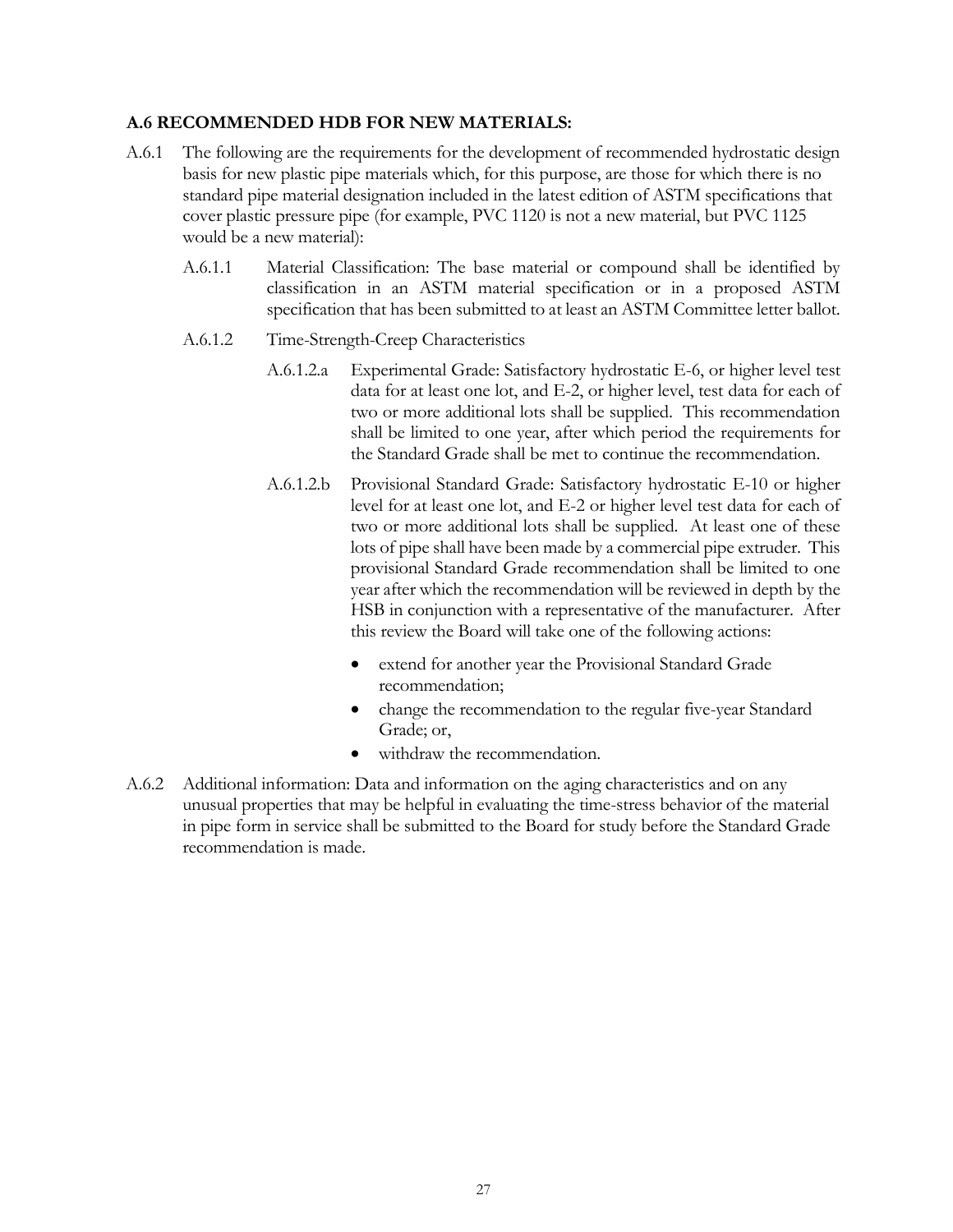### A.6 RECOMMENDED HDB FOR NEW MATERIALS:

A.6.1 The following are the requirements for the development of recommended hydrostatic design basis for new plastic pipe materials which, for this purpose, are those for which there is no standard pipe material designation included in the latest edition of ASTM specifications that cover plastic pressure pipe (for example, PVC 1120 is not a new material, but PVC 1125 would be a new material):

A.6.1.1 Material Classification: The base material or compound shall be identified by classification in an ASTM material specification or in a proposed ASTM specification that has been submitted to at least an ASTM Committee letter ballot.

A.6.1.2 Time-Strength-Creep Characteristics

A.6.1.2.a Experimental Grade: Satisfactory hydrostatic E-6, or higher level test data for at least one lot, and E-2, or higher level, test data for each of two or more additional lots shall be supplied. This recommendation shall be limited to one year, after which period the requirements for the Standard Grade shall be met to continue the recommendation.

A.6.1.2.b Provisional Standard Grade: Satisfactory hydrostatic E-10 or higher level for at least one lot, and E-2 or higher level test data for each of two or more additional lots shall be supplied. At least one of these lots of pipe shall have been made by a commercial pipe extruder. This provisional Standard Grade recommendation shall be limited to one year after which the recommendation will be reviewed in depth by the HSB in conjunction with a representative of the manufacturer. After this review the Board will take one of the following actions:

- extend for another year the Provisional Standard Grade recommendation;
- change the recommendation to the regular five-year Standard Grade; or,
- withdraw the recommendation.

A.6.2 Additional information: Data and information on the aging characteristics and on any unusual properties that may be helpful in evaluating the time-stress behavior of the material in pipe form in service shall be submitted to the Board for study before the Standard Grade recommendation is made.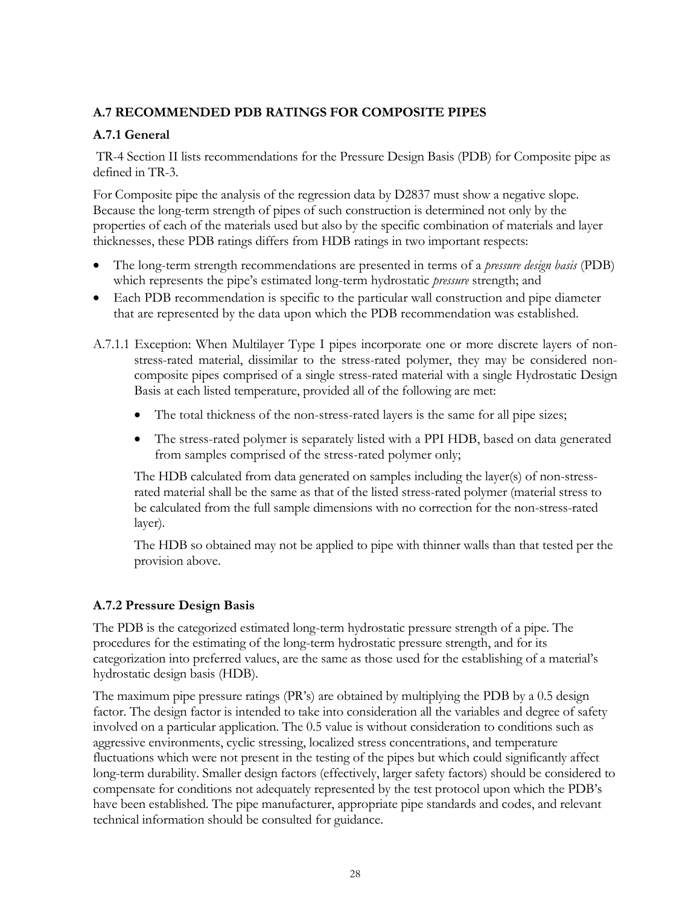## A.7 RECOMMENDED PDB RATINGS FOR COMPOSITE PIPES

### A.7.1 General

TR-4 Section II lists recommendations for the Pressure Design Basis (PDB) for Composite pipe as defined in TR-3.

For Composite pipe the analysis of the regression data by D2837 must show a negative slope. Because the long-term strength of pipes of such construction is determined not only by the properties of each of the materials used but also by the specific combination of materials and layer thicknesses, these PDB ratings differs from HDB ratings in two important respects:

- The long-term strength recommendations are presented in terms of a *pressure design basis* (PDB) which represents the pipe's estimated long-term hydrostatic *pressure* strength; and
- Each PDB recommendation is specific to the particular wall construction and pipe diameter that are represented by the data upon which the PDB recommendation was established.

A.7.1.1 Exception: When Multilayer Type I pipes incorporate one or more discrete layers of non-stress-rated material, dissimilar to the stress-rated polymer, they may be considered non-composite pipes comprised of a single stress-rated material with a single Hydrostatic Design Basis at each listed temperature, provided all of the following are met:

- The total thickness of the non-stress-rated layers is the same for all pipe sizes;
- The stress-rated polymer is separately listed with a PPI HDB, based on data generated from samples comprised of the stress-rated polymer only;

The HDB calculated from data generated on samples including the layer(s) of non-stress-rated material shall be the same as that of the listed stress-rated polymer (material stress to be calculated from the full sample dimensions with no correction for the non-stress-rated layer).

The HDB so obtained may not be applied to pipe with thinner walls than that tested per the provision above.

### A.7.2 Pressure Design Basis

The PDB is the categorized estimated long-term hydrostatic pressure strength of a pipe. The procedures for the estimating of the long-term hydrostatic pressure strength, and for its categorization into preferred values, are the same as those used for the establishing of a material's hydrostatic design basis (HDB).

The maximum pipe pressure ratings (PR's) are obtained by multiplying the PDB by a 0.5 design factor. The design factor is intended to take into consideration all the variables and degree of safety involved on a particular application. The 0.5 value is without consideration to conditions such as aggressive environments, cyclic stressing, localized stress concentrations, and temperature fluctuations which were not present in the testing of the pipes but which could significantly affect long-term durability. Smaller design factors (effectively, larger safety factors) should be considered to compensate for conditions not adequately represented by the test protocol upon which the PDB's have been established. The pipe manufacturer, appropriate pipe standards and codes, and relevant technical information should be consulted for guidance.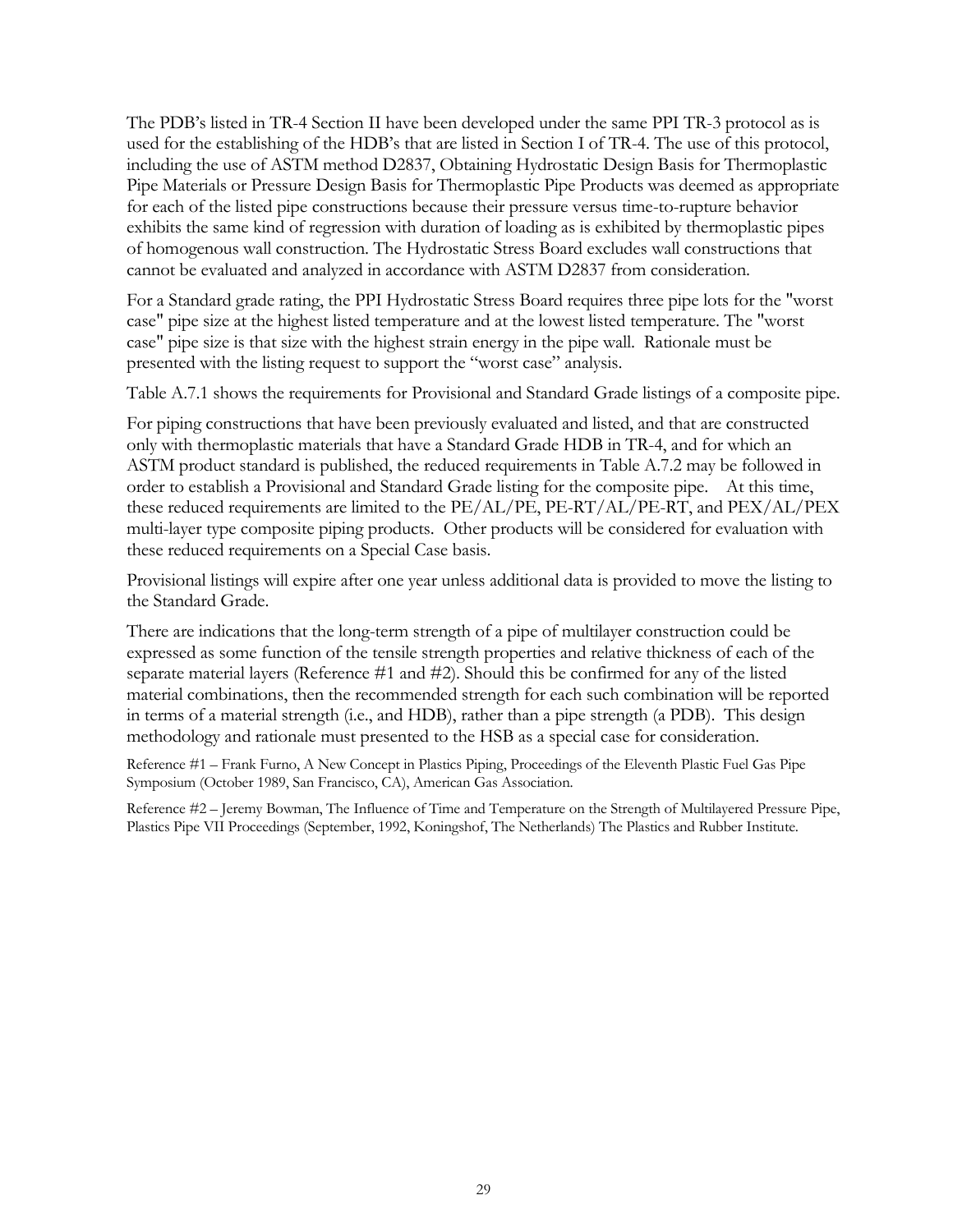The PDB's listed in TR-4 Section II have been developed under the same PPI TR-3 protocol as is used for the establishing of the HDB's that are listed in Section I of TR-4. The use of this protocol, including the use of ASTM method D2837, Obtaining Hydrostatic Design Basis for Thermoplastic Pipe Materials or Pressure Design Basis for Thermoplastic Pipe Products was deemed as appropriate for each of the listed pipe constructions because their pressure versus time-to-rupture behavior exhibits the same kind of regression with duration of loading as is exhibited by thermoplastic pipes of homogenous wall construction. The Hydrostatic Stress Board excludes wall constructions that cannot be evaluated and analyzed in accordance with ASTM D2837 from consideration.

For a Standard grade rating, the PPI Hydrostatic Stress Board requires three pipe lots for the "worst case" pipe size at the highest listed temperature and at the lowest listed temperature. The "worst case" pipe size is that size with the highest strain energy in the pipe wall. Rationale must be presented with the listing request to support the "worst case" analysis.

Table A.7.1 shows the requirements for Provisional and Standard Grade listings of a composite pipe.

For piping constructions that have been previously evaluated and listed, and that are constructed only with thermoplastic materials that have a Standard Grade HDB in TR-4, and for which an ASTM product standard is published, the reduced requirements in Table A.7.2 may be followed in order to establish a Provisional and Standard Grade listing for the composite pipe. At this time, these reduced requirements are limited to the PE/AL/PE, PE-RT/AL/PE-RT, and PEX/AL/PEX multi-layer type composite piping products. Other products will be considered for evaluation with these reduced requirements on a Special Case basis.

Provisional listings will expire after one year unless additional data is provided to move the listing to the Standard Grade.

There are indications that the long-term strength of a pipe of multilayer construction could be expressed as some function of the tensile strength properties and relative thickness of each of the separate material layers (Reference #1 and #2). Should this be confirmed for any of the listed material combinations, then the recommended strength for each such combination will be reported in terms of a material strength (i.e., and HDB), rather than a pipe strength (a PDB). This design methodology and rationale must presented to the HSB as a special case for consideration.

Reference #1 – Frank Furno, A New Concept in Plastics Piping, Proceedings of the Eleventh Plastic Fuel Gas Pipe Symposium (October 1989, San Francisco, CA), American Gas Association.

Reference #2 – Jeremy Bowman, The Influence of Time and Temperature on the Strength of Multilayered Pressure Pipe, Plastics Pipe VII Proceedings (September, 1992, Koningshof, The Netherlands) The Plastics and Rubber Institute.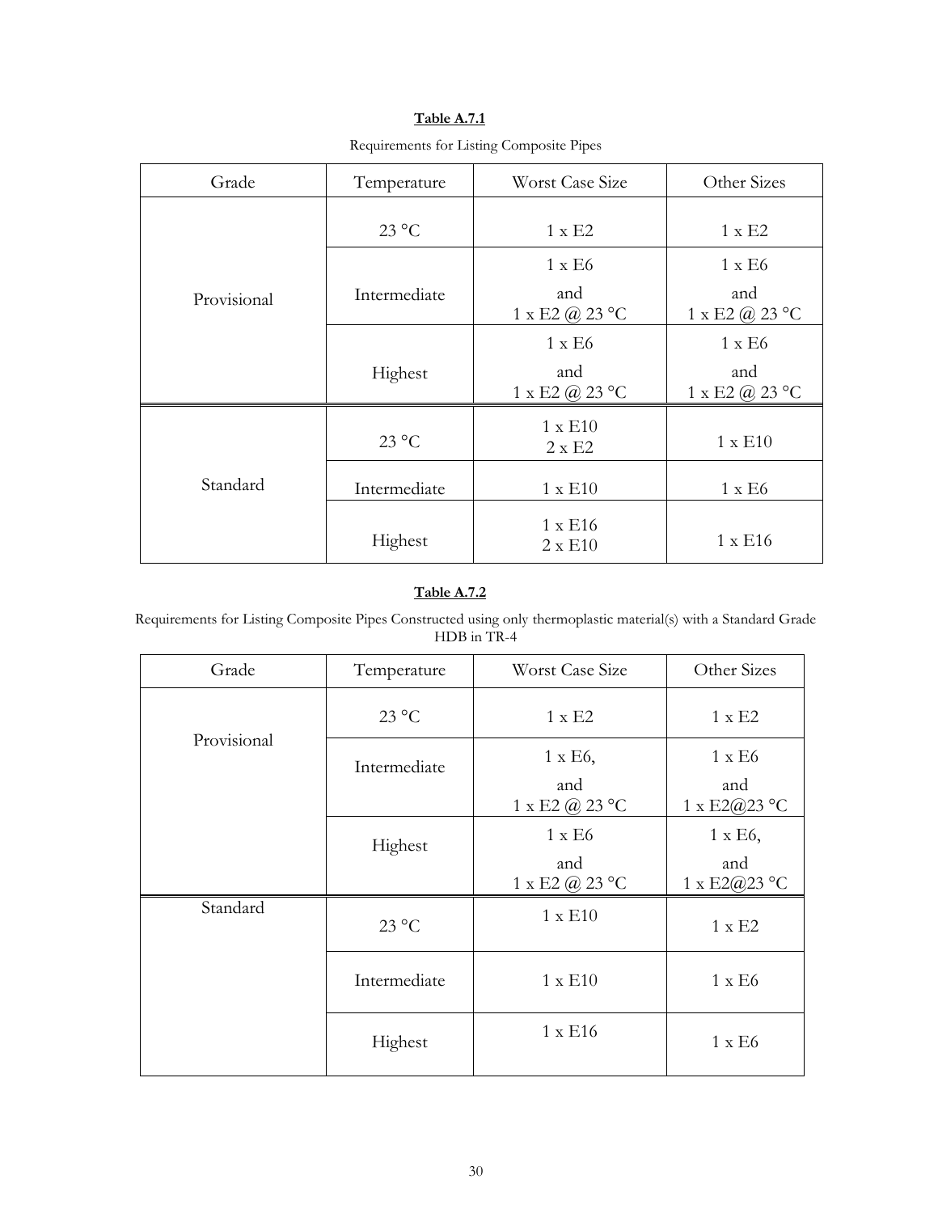**Table A.7.1**

Requirements for Listing Composite Pipes

| Grade | Temperature | Worst Case Size | Other Sizes |
| --- | --- | --- | --- |
| Provisional | 23 °C | 1 x E2 | 1 x E2 |
| | Intermediate | 1 x E6 and 1 x E2 @ 23 °C | 1 x E6 and 1 x E2 @ 23 °C |
| | Highest | 1 x E6 and 1 x E2 @ 23 °C | 1 x E6 and 1 x E2 @ 23 °C |
| Standard | 23 °C | 1 x E10 2 x E2 | 1 x E10 |
| | Intermediate | 1 x E10 | 1 x E6 |
| | Highest | 1 x E16 2 x E10 | 1 x E16 |

**Table A.7.2**

Requirements for Listing Composite Pipes Constructed using only thermoplastic material(s) with a Standard Grade HDB in TR-4

| Grade | Temperature | Worst Case Size | Other Sizes |
| --- | --- | --- | --- |
| Provisional | 23 °C | 1 x E2 | 1 x E2 |
| | Intermediate | 1 x E6, and 1 x E2 @ 23 °C | 1 x E6 and 1 x E2@23 °C |
| | Highest | 1 x E6 and 1 x E2 @ 23 °C | 1 x E6, and 1 x E2@23 °C |
| Standard | 23 °C | 1 x E10 | 1 x E2 |
| | Intermediate | 1 x E10 | 1 x E6 |
| | Highest | 1 x E16 | 1 x E6 |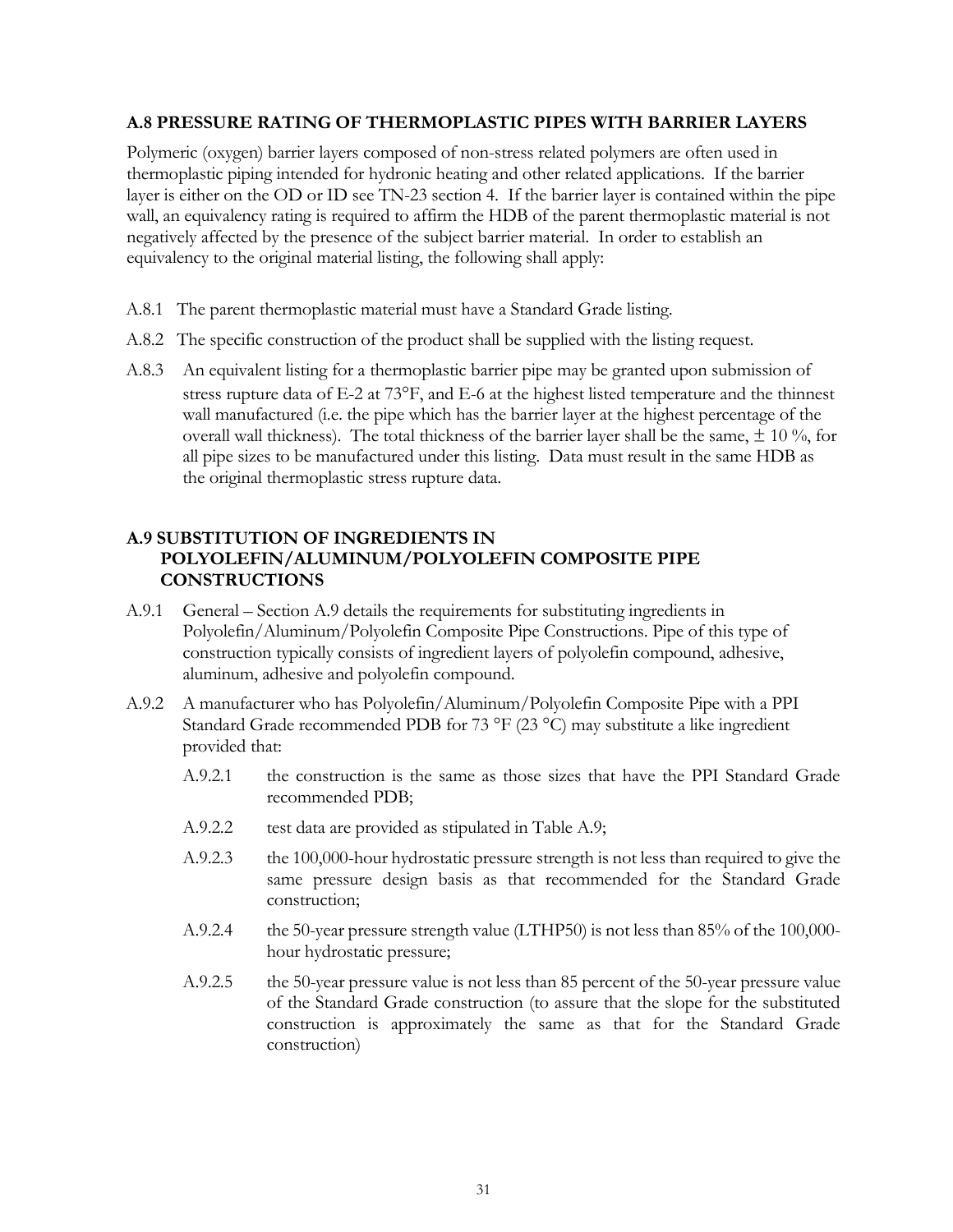## A.8 PRESSURE RATING OF THERMOPLASTIC PIPES WITH BARRIER LAYERS

Polymeric (oxygen) barrier layers composed of non-stress related polymers are often used in thermoplastic piping intended for hydronic heating and other related applications. If the barrier layer is either on the OD or ID see TN-23 section 4. If the barrier layer is contained within the pipe wall, an equivalency rating is required to affirm the HDB of the parent thermoplastic material is not negatively affected by the presence of the subject barrier material. In order to establish an equivalency to the original material listing, the following shall apply:

A.8.1 The parent thermoplastic material must have a Standard Grade listing.

A.8.2 The specific construction of the product shall be supplied with the listing request.

A.8.3 An equivalent listing for a thermoplastic barrier pipe may be granted upon submission of stress rupture data of E-2 at 73°F, and E-6 at the highest listed temperature and the thinnest wall manufactured (i.e. the pipe which has the barrier layer at the highest percentage of the overall wall thickness). The total thickness of the barrier layer shall be the same, ± 10 %, for all pipe sizes to be manufactured under this listing. Data must result in the same HDB as the original thermoplastic stress rupture data.

## A.9 SUBSTITUTION OF INGREDIENTS IN POLYOLEFIN/ALUMINUM/POLYOLEFIN COMPOSITE PIPE CONSTRUCTIONS

A.9.1 General – Section A.9 details the requirements for substituting ingredients in Polyolefin/Aluminum/Polyolefin Composite Pipe Constructions. Pipe of this type of construction typically consists of ingredient layers of polyolefin compound, adhesive, aluminum, adhesive and polyolefin compound.

A.9.2 A manufacturer who has Polyolefin/Aluminum/Polyolefin Composite Pipe with a PPI Standard Grade recommended PDB for 73 °F (23 °C) may substitute a like ingredient provided that:

A.9.2.1 the construction is the same as those sizes that have the PPI Standard Grade recommended PDB;

A.9.2.2 test data are provided as stipulated in Table A.9;

A.9.2.3 the 100,000-hour hydrostatic pressure strength is not less than required to give the same pressure design basis as that recommended for the Standard Grade construction;

A.9.2.4 the 50-year pressure strength value (LTHP50) is not less than 85% of the 100,000-hour hydrostatic pressure;

A.9.2.5 the 50-year pressure value is not less than 85 percent of the 50-year pressure value of the Standard Grade construction (to assure that the slope for the substituted construction is approximately the same as that for the Standard Grade construction)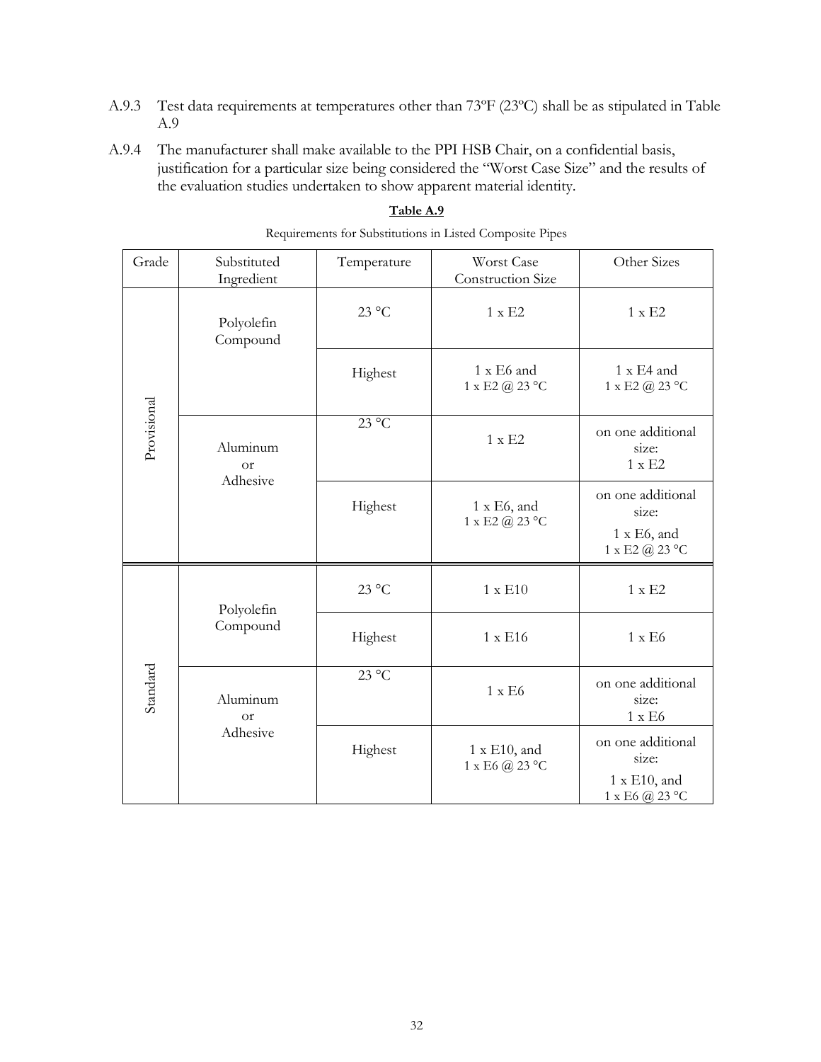A.9.3 Test data requirements at temperatures other than 73ºF (23ºC) shall be as stipulated in Table A.9

A.9.4 The manufacturer shall make available to the PPI HSB Chair, on a confidential basis, justification for a particular size being considered the "Worst Case Size" and the results of the evaluation studies undertaken to show apparent material identity.

**Table A.9**

Requirements for Substitutions in Listed Composite Pipes

| Grade | Substituted Ingredient | Temperature | Worst Case Construction Size | Other Sizes |
|---|---|---|---|---|
| Provisional | Polyolefin Compound | 23 °C | 1 x E2 | 1 x E2 |
| | | Highest | 1 x E6 and 1 x E2 @ 23 °C | 1 x E4 and 1 x E2 @ 23 °C |
| | Aluminum or Adhesive | 23 °C | 1 x E2 | on one additional size: 1 x E2 |
| | | Highest | 1 x E6, and 1 x E2 @ 23 °C | on one additional size: 1 x E6, and 1 x E2 @ 23 °C |
| Standard | Polyolefin Compound | 23 °C | 1 x E10 | 1 x E2 |
| | | Highest | 1 x E16 | 1 x E6 |
| | Aluminum or Adhesive | 23 °C | 1 x E6 | on one additional size: 1 x E6 |
| | | Highest | 1 x E10, and 1 x E6 @ 23 °C | on one additional size: 1 x E10, and 1 x E6 @ 23 °C |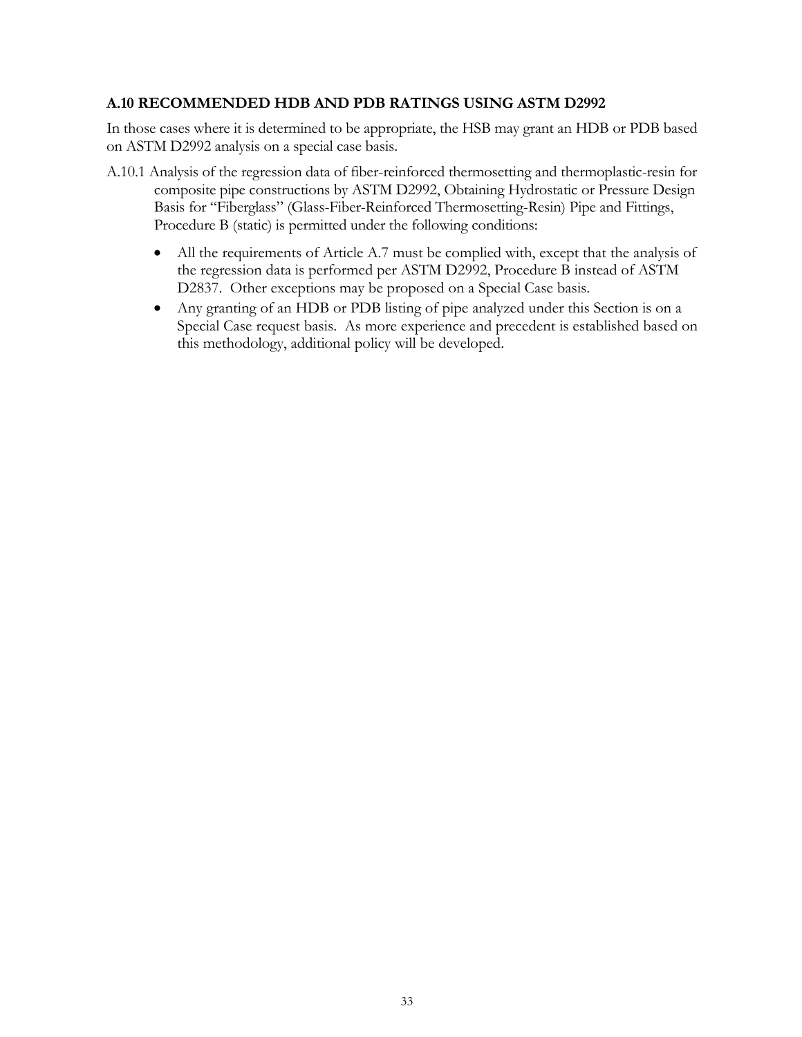## A.10 RECOMMENDED HDB AND PDB RATINGS USING ASTM D2992

In those cases where it is determined to be appropriate, the HSB may grant an HDB or PDB based on ASTM D2992 analysis on a special case basis.

A.10.1 Analysis of the regression data of fiber-reinforced thermosetting and thermoplastic-resin for composite pipe constructions by ASTM D2992, Obtaining Hydrostatic or Pressure Design Basis for "Fiberglass" (Glass-Fiber-Reinforced Thermosetting-Resin) Pipe and Fittings, Procedure B (static) is permitted under the following conditions:

- All the requirements of Article A.7 must be complied with, except that the analysis of the regression data is performed per ASTM D2992, Procedure B instead of ASTM D2837. Other exceptions may be proposed on a Special Case basis.
- Any granting of an HDB or PDB listing of pipe analyzed under this Section is on a Special Case request basis. As more experience and precedent is established based on this methodology, additional policy will be developed.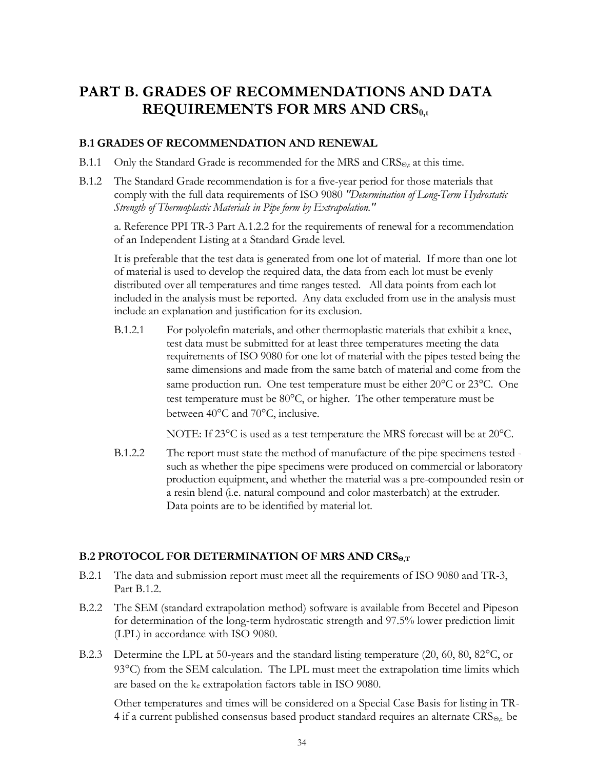# PART B. GRADES OF RECOMMENDATIONS AND DATA REQUIREMENTS FOR MRS AND $CRS_{\theta,t}$

## B.1 GRADES OF RECOMMENDATION AND RENEWAL

B.1.1 Only the Standard Grade is recommended for the MRS and $CRS_{\Theta,t}$ at this time.

B.1.2 The Standard Grade recommendation is for a five-year period for those materials that comply with the full data requirements of ISO 9080 *"Determination of Long-Term Hydrostatic Strength of Thermoplastic Materials in Pipe form by Extrapolation."*

a. Reference PPI TR-3 Part A.1.2.2 for the requirements of renewal for a recommendation of an Independent Listing at a Standard Grade level.

It is preferable that the test data is generated from one lot of material. If more than one lot of material is used to develop the required data, the data from each lot must be evenly distributed over all temperatures and time ranges tested. All data points from each lot included in the analysis must be reported. Any data excluded from use in the analysis must include an explanation and justification for its exclusion.

B.1.2.1 For polyolefin materials, and other thermoplastic materials that exhibit a knee, test data must be submitted for at least three temperatures meeting the data requirements of ISO 9080 for one lot of material with the pipes tested being the same dimensions and made from the same batch of material and come from the same production run. One test temperature must be either 20°C or 23°C. One test temperature must be 80°C, or higher. The other temperature must be between 40°C and 70°C, inclusive.

NOTE: If 23°C is used as a test temperature the MRS forecast will be at 20°C.

B.1.2.2 The report must state the method of manufacture of the pipe specimens tested - such as whether the pipe specimens were produced on commercial or laboratory production equipment, and whether the material was a pre-compounded resin or a resin blend (i.e. natural compound and color masterbatch) at the extruder. Data points are to be identified by material lot.

## B.2 PROTOCOL FOR DETERMINATION OF MRS AND $CRS_{\Theta,T}$

B.2.1 The data and submission report must meet all the requirements of ISO 9080 and TR-3, Part B.1.2.

B.2.2 The SEM (standard extrapolation method) software is available from Becetel and Pipeson for determination of the long-term hydrostatic strength and 97.5% lower prediction limit (LPL) in accordance with ISO 9080.

B.2.3 Determine the LPL at 50-years and the standard listing temperature (20, 60, 80, 82°C, or 93°C) from the SEM calculation. The LPL must meet the extrapolation time limits which are based on the $k_e$ extrapolation factors table in ISO 9080.

Other temperatures and times will be considered on a Special Case Basis for listing in TR-4 if a current published consensus based product standard requires an alternate $CRS_{\Theta,t}$ be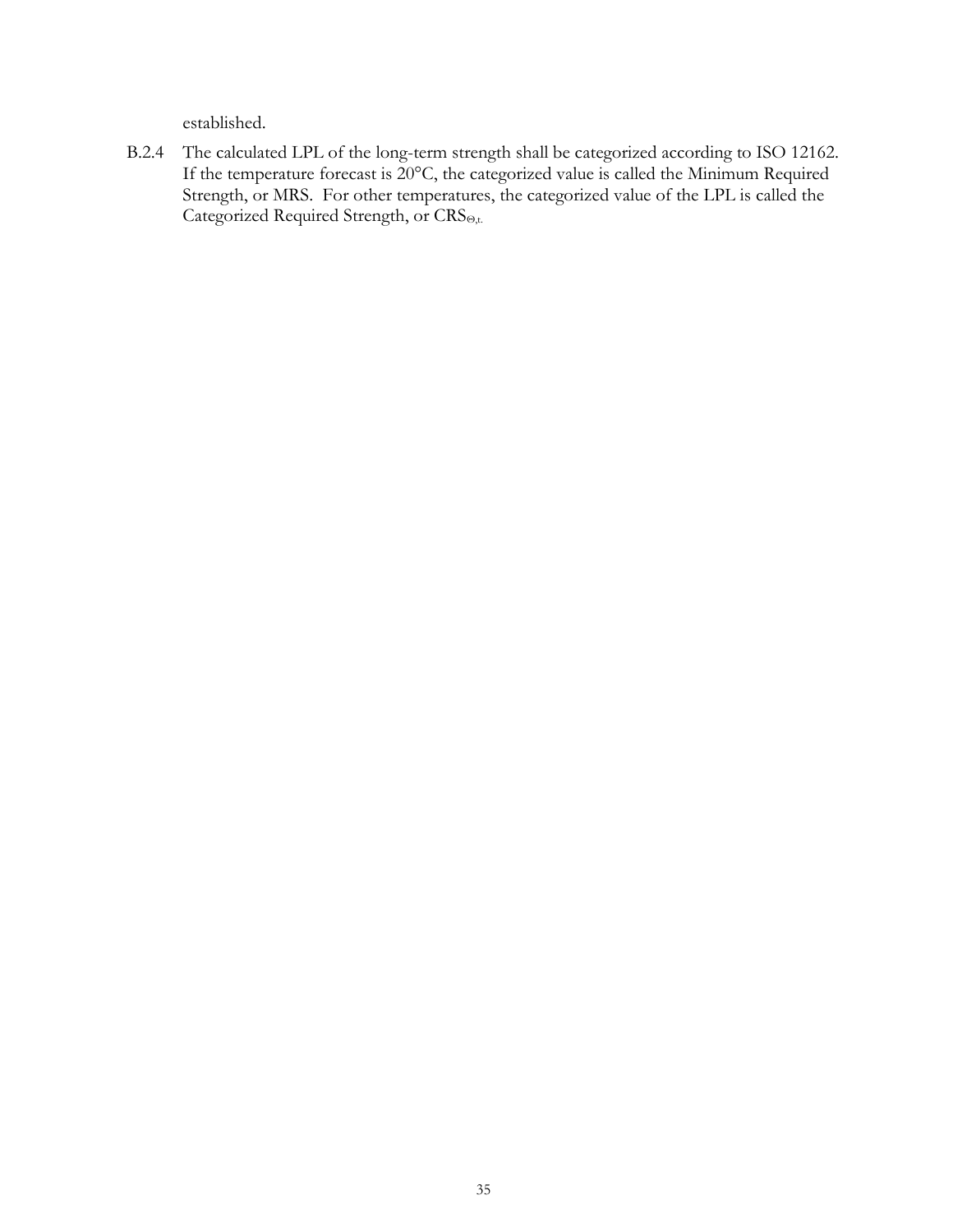established.

B.2.4 The calculated LPL of the long-term strength shall be categorized according to ISO 12162. If the temperature forecast is 20°C, the categorized value is called the Minimum Required Strength, or MRS. For other temperatures, the categorized value of the LPL is called the Categorized Required Strength, or $CRS_{\Theta,t}$.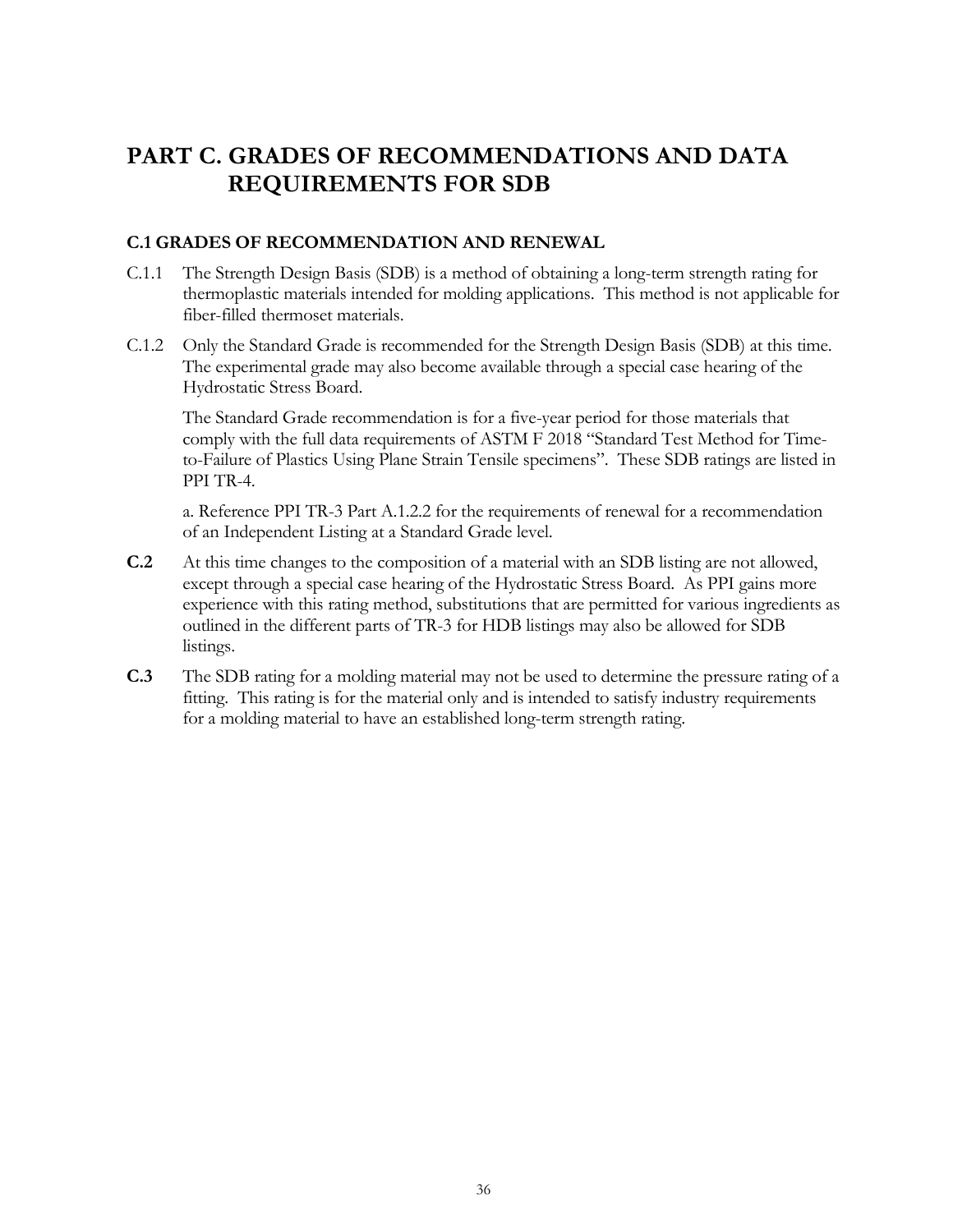# PART C. GRADES OF RECOMMENDATIONS AND DATA REQUIREMENTS FOR SDB

## C.1 GRADES OF RECOMMENDATION AND RENEWAL

C.1.1 The Strength Design Basis (SDB) is a method of obtaining a long-term strength rating for thermoplastic materials intended for molding applications. This method is not applicable for fiber-filled thermoset materials.

C.1.2 Only the Standard Grade is recommended for the Strength Design Basis (SDB) at this time. The experimental grade may also become available through a special case hearing of the Hydrostatic Stress Board.

The Standard Grade recommendation is for a five-year period for those materials that comply with the full data requirements of ASTM F 2018 "Standard Test Method for Time-to-Failure of Plastics Using Plane Strain Tensile specimens". These SDB ratings are listed in PPI TR-4.

a. Reference PPI TR-3 Part A.1.2.2 for the requirements of renewal for a recommendation of an Independent Listing at a Standard Grade level.

**C.2** At this time changes to the composition of a material with an SDB listing are not allowed, except through a special case hearing of the Hydrostatic Stress Board. As PPI gains more experience with this rating method, substitutions that are permitted for various ingredients as outlined in the different parts of TR-3 for HDB listings may also be allowed for SDB listings.

**C.3** The SDB rating for a molding material may not be used to determine the pressure rating of a fitting. This rating is for the material only and is intended to satisfy industry requirements for a molding material to have an established long-term strength rating.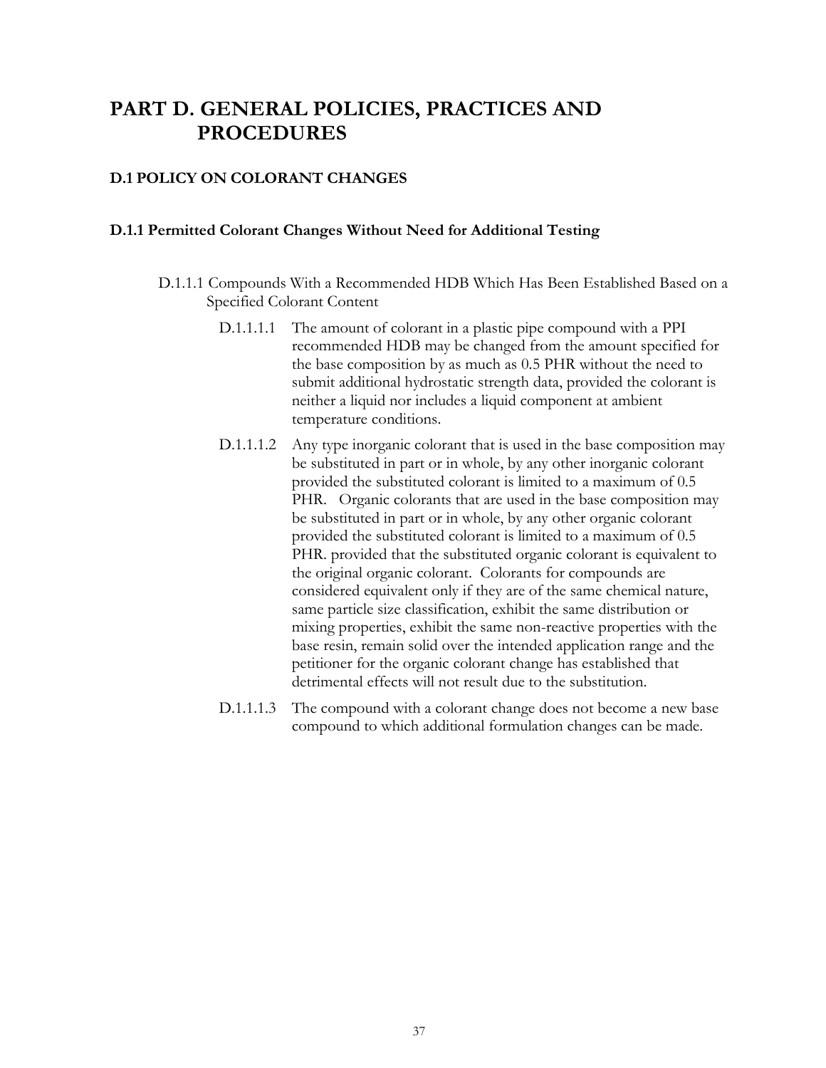# PART D. GENERAL POLICIES, PRACTICES AND PROCEDURES

## D.1 POLICY ON COLORANT CHANGES

### D.1.1 Permitted Colorant Changes Without Need for Additional Testing

D.1.1.1 Compounds With a Recommended HDB Which Has Been Established Based on a Specified Colorant Content

D.1.1.1.1 The amount of colorant in a plastic pipe compound with a PPI recommended HDB may be changed from the amount specified for the base composition by as much as 0.5 PHR without the need to submit additional hydrostatic strength data, provided the colorant is neither a liquid nor includes a liquid component at ambient temperature conditions.

D.1.1.1.2 Any type inorganic colorant that is used in the base composition may be substituted in part or in whole, by any other inorganic colorant provided the substituted colorant is limited to a maximum of 0.5 PHR. Organic colorants that are used in the base composition may be substituted in part or in whole, by any other organic colorant provided the substituted colorant is limited to a maximum of 0.5 PHR. provided that the substituted organic colorant is equivalent to the original organic colorant. Colorants for compounds are considered equivalent only if they are of the same chemical nature, same particle size classification, exhibit the same distribution or mixing properties, exhibit the same non-reactive properties with the base resin, remain solid over the intended application range and the petitioner for the organic colorant change has established that detrimental effects will not result due to the substitution.

D.1.1.1.3 The compound with a colorant change does not become a new base compound to which additional formulation changes can be made.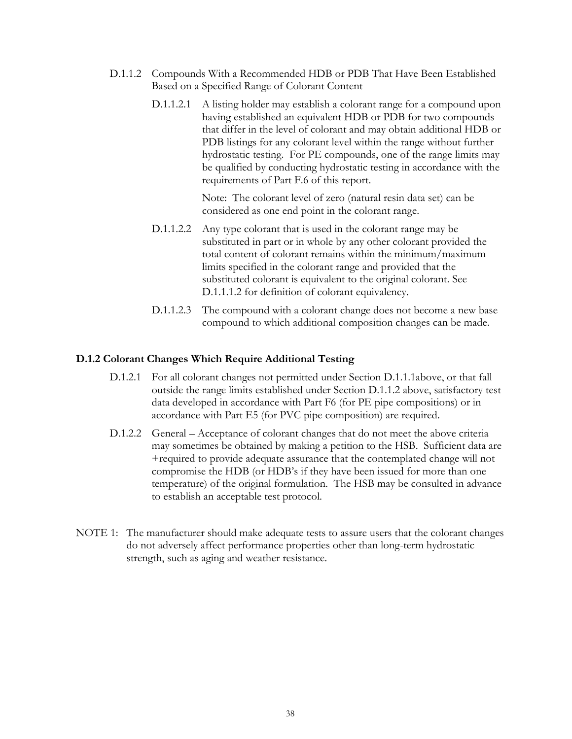D.1.1.2 Compounds With a Recommended HDB or PDB That Have Been Established Based on a Specified Range of Colorant Content

D.1.1.2.1 A listing holder may establish a colorant range for a compound upon having established an equivalent HDB or PDB for two compounds that differ in the level of colorant and may obtain additional HDB or PDB listings for any colorant level within the range without further hydrostatic testing. For PE compounds, one of the range limits may be qualified by conducting hydrostatic testing in accordance with the requirements of Part F.6 of this report.

Note: The colorant level of zero (natural resin data set) can be considered as one end point in the colorant range.

D.1.1.2.2 Any type colorant that is used in the colorant range may be substituted in part or in whole by any other colorant provided the total content of colorant remains within the minimum/maximum limits specified in the colorant range and provided that the substituted colorant is equivalent to the original colorant. See D.1.1.1.2 for definition of colorant equivalency.

D.1.1.2.3 The compound with a colorant change does not become a new base compound to which additional composition changes can be made.

**D.1.2 Colorant Changes Which Require Additional Testing**

D.1.2.1 For all colorant changes not permitted under Section D.1.1.1above, or that fall outside the range limits established under Section D.1.1.2 above, satisfactory test data developed in accordance with Part F6 (for PE pipe compositions) or in accordance with Part E5 (for PVC pipe composition) are required.

D.1.2.2 General – Acceptance of colorant changes that do not meet the above criteria may sometimes be obtained by making a petition to the HSB. Sufficient data are +required to provide adequate assurance that the contemplated change will not compromise the HDB (or HDB's if they have been issued for more than one temperature) of the original formulation. The HSB may be consulted in advance to establish an acceptable test protocol.

NOTE 1: The manufacturer should make adequate tests to assure users that the colorant changes do not adversely affect performance properties other than long-term hydrostatic strength, such as aging and weather resistance.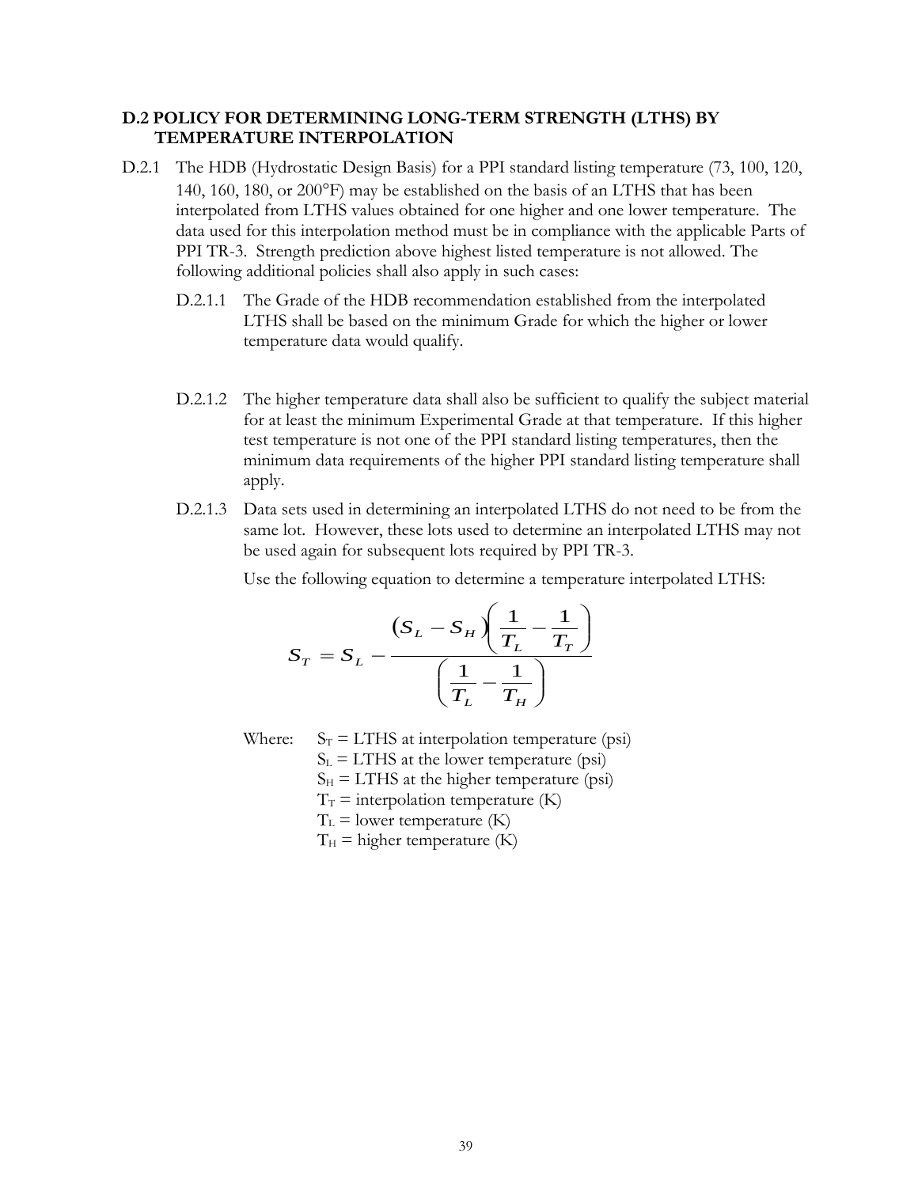## D.2 POLICY FOR DETERMINING LONG-TERM STRENGTH (LTHS) BY TEMPERATURE INTERPOLATION

D.2.1 The HDB (Hydrostatic Design Basis) for a PPI standard listing temperature (73, 100, 120, 140, 160, 180, or 200°F) may be established on the basis of an LTHS that has been interpolated from LTHS values obtained for one higher and one lower temperature. The data used for this interpolation method must be in compliance with the applicable Parts of PPI TR-3. Strength prediction above highest listed temperature is not allowed. The following additional policies shall also apply in such cases:

D.2.1.1 The Grade of the HDB recommendation established from the interpolated LTHS shall be based on the minimum Grade for which the higher or lower temperature data would qualify.

D.2.1.2 The higher temperature data shall also be sufficient to qualify the subject material for at least the minimum Experimental Grade at that temperature. If this higher test temperature is not one of the PPI standard listing temperatures, then the minimum data requirements of the higher PPI standard listing temperature shall apply.

D.2.1.3 Data sets used in determining an interpolated LTHS do not need to be from the same lot. However, these lots used to determine an interpolated LTHS may not be used again for subsequent lots required by PPI TR-3.

Use the following equation to determine a temperature interpolated LTHS:

$$S_T = S_L - \frac{(S_L - S_H)\left(\frac{1}{T_L} - \frac{1}{T_T}\right)}{\left(\frac{1}{T_L} - \frac{1}{T_H}\right)}$$

Where: $S_T$ = LTHS at interpolation temperature (psi)
$S_L$ = LTHS at the lower temperature (psi)
$S_H$ = LTHS at the higher temperature (psi)
$T_T$ = interpolation temperature (K)
$T_L$ = lower temperature (K)
$T_H$ = higher temperature (K)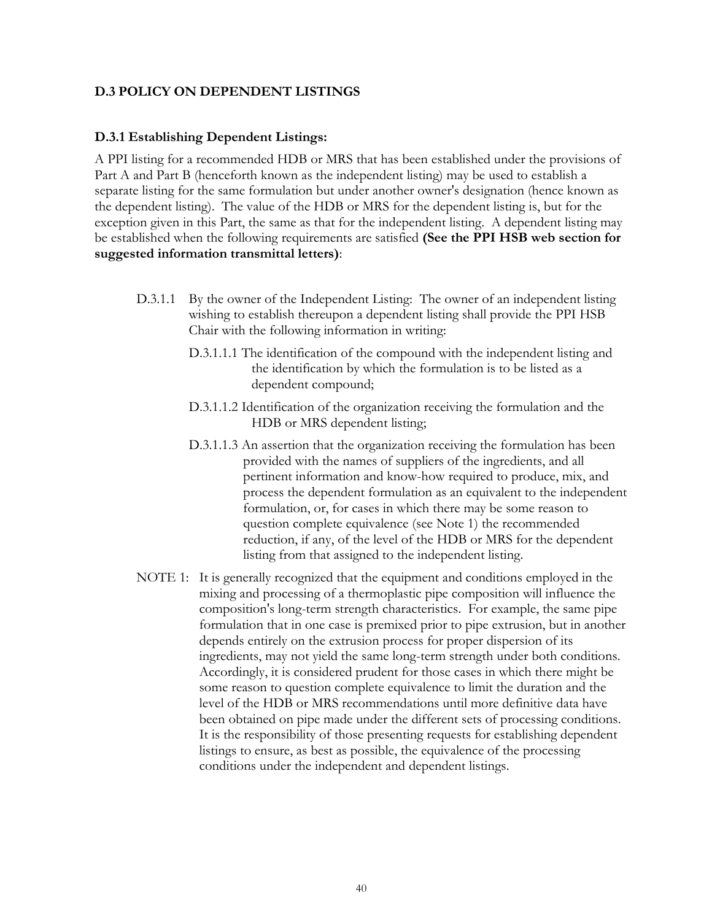## D.3 POLICY ON DEPENDENT LISTINGS

### D.3.1 Establishing Dependent Listings:

A PPI listing for a recommended HDB or MRS that has been established under the provisions of Part A and Part B (henceforth known as the independent listing) may be used to establish a separate listing for the same formulation but under another owner's designation (hence known as the dependent listing). The value of the HDB or MRS for the dependent listing is, but for the exception given in this Part, the same as that for the independent listing. A dependent listing may be established when the following requirements are satisfied **(See the PPI HSB web section for suggested information transmittal letters)**:

D.3.1.1 By the owner of the Independent Listing: The owner of an independent listing wishing to establish thereupon a dependent listing shall provide the PPI HSB Chair with the following information in writing:

D.3.1.1.1 The identification of the compound with the independent listing and the identification by which the formulation is to be listed as a dependent compound;

D.3.1.1.2 Identification of the organization receiving the formulation and the HDB or MRS dependent listing;

D.3.1.1.3 An assertion that the organization receiving the formulation has been provided with the names of suppliers of the ingredients, and all pertinent information and know-how required to produce, mix, and process the dependent formulation as an equivalent to the independent formulation, or, for cases in which there may be some reason to question complete equivalence (see Note 1) the recommended reduction, if any, of the level of the HDB or MRS for the dependent listing from that assigned to the independent listing.

NOTE 1: It is generally recognized that the equipment and conditions employed in the mixing and processing of a thermoplastic pipe composition will influence the composition's long-term strength characteristics. For example, the same pipe formulation that in one case is premixed prior to pipe extrusion, but in another depends entirely on the extrusion process for proper dispersion of its ingredients, may not yield the same long-term strength under both conditions. Accordingly, it is considered prudent for those cases in which there might be some reason to question complete equivalence to limit the duration and the level of the HDB or MRS recommendations until more definitive data have been obtained on pipe made under the different sets of processing conditions. It is the responsibility of those presenting requests for establishing dependent listings to ensure, as best as possible, the equivalence of the processing conditions under the independent and dependent listings.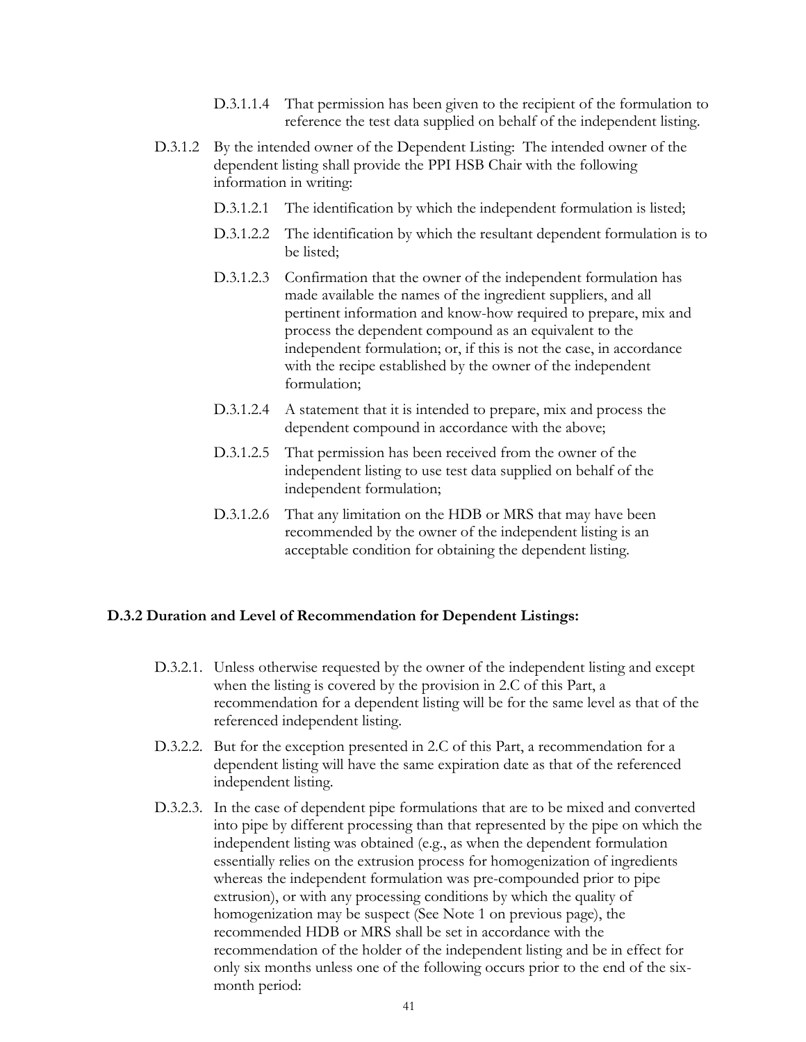D.3.1.1.4 That permission has been given to the recipient of the formulation to reference the test data supplied on behalf of the independent listing.

D.3.1.2 By the intended owner of the Dependent Listing: The intended owner of the dependent listing shall provide the PPI HSB Chair with the following information in writing:

D.3.1.2.1 The identification by which the independent formulation is listed;

D.3.1.2.2 The identification by which the resultant dependent formulation is to be listed;

D.3.1.2.3 Confirmation that the owner of the independent formulation has made available the names of the ingredient suppliers, and all pertinent information and know-how required to prepare, mix and process the dependent compound as an equivalent to the independent formulation; or, if this is not the case, in accordance with the recipe established by the owner of the independent formulation;

D.3.1.2.4 A statement that it is intended to prepare, mix and process the dependent compound in accordance with the above;

D.3.1.2.5 That permission has been received from the owner of the independent listing to use test data supplied on behalf of the independent formulation;

D.3.1.2.6 That any limitation on the HDB or MRS that may have been recommended by the owner of the independent listing is an acceptable condition for obtaining the dependent listing.

**D.3.2 Duration and Level of Recommendation for Dependent Listings:**

D.3.2.1. Unless otherwise requested by the owner of the independent listing and except when the listing is covered by the provision in 2.C of this Part, a recommendation for a dependent listing will be for the same level as that of the referenced independent listing.

D.3.2.2. But for the exception presented in 2.C of this Part, a recommendation for a dependent listing will have the same expiration date as that of the referenced independent listing.

D.3.2.3. In the case of dependent pipe formulations that are to be mixed and converted into pipe by different processing than that represented by the pipe on which the independent listing was obtained (e.g., as when the dependent formulation essentially relies on the extrusion process for homogenization of ingredients whereas the independent formulation was pre-compounded prior to pipe extrusion), or with any processing conditions by which the quality of homogenization may be suspect (See Note 1 on previous page), the recommended HDB or MRS shall be set in accordance with the recommendation of the holder of the independent listing and be in effect for only six months unless one of the following occurs prior to the end of the six-month period: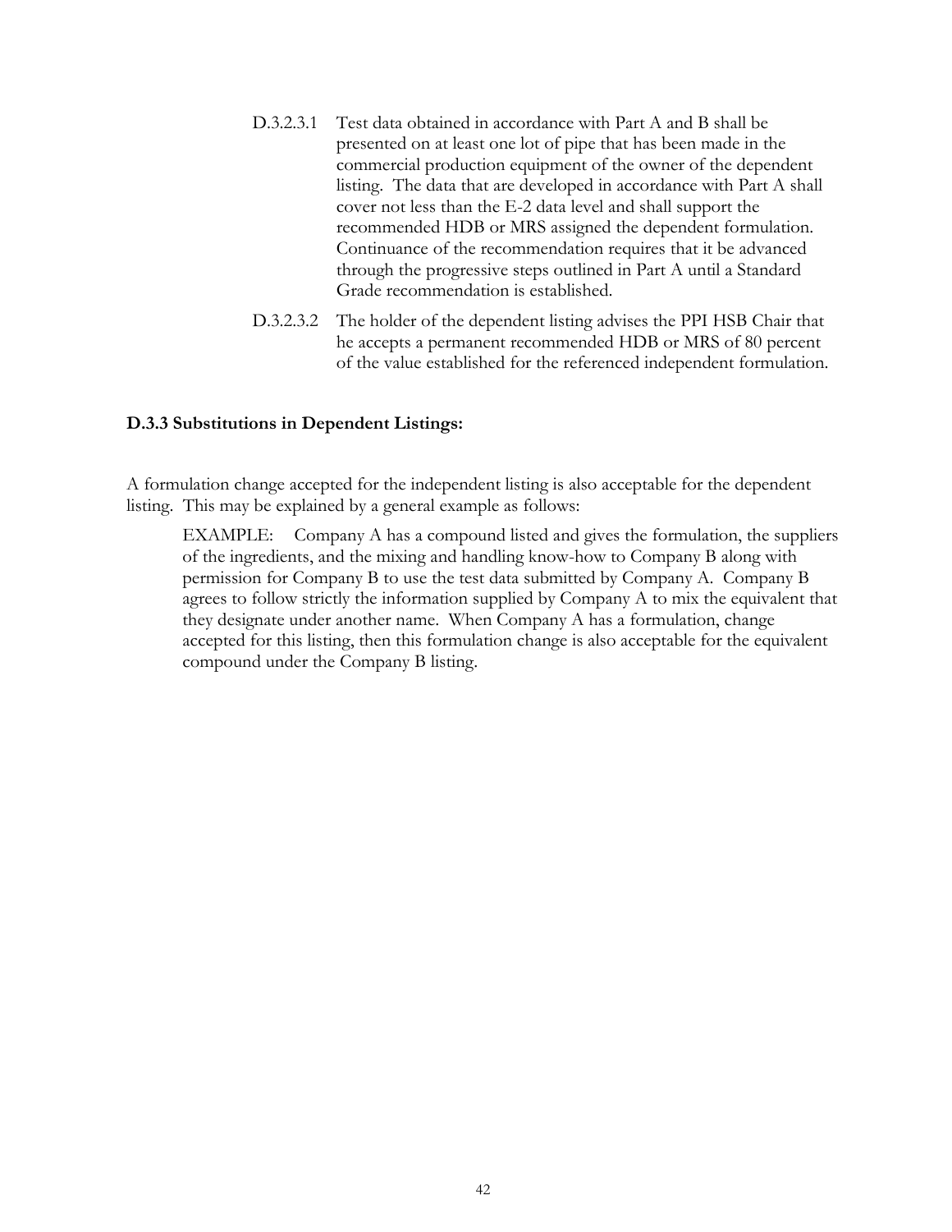D.3.2.3.1 Test data obtained in accordance with Part A and B shall be presented on at least one lot of pipe that has been made in the commercial production equipment of the owner of the dependent listing. The data that are developed in accordance with Part A shall cover not less than the E-2 data level and shall support the recommended HDB or MRS assigned the dependent formulation. Continuance of the recommendation requires that it be advanced through the progressive steps outlined in Part A until a Standard Grade recommendation is established.

D.3.2.3.2 The holder of the dependent listing advises the PPI HSB Chair that he accepts a permanent recommended HDB or MRS of 80 percent of the value established for the referenced independent formulation.

**D.3.3 Substitutions in Dependent Listings:**

A formulation change accepted for the independent listing is also acceptable for the dependent listing. This may be explained by a general example as follows:

> EXAMPLE: Company A has a compound listed and gives the formulation, the suppliers of the ingredients, and the mixing and handling know-how to Company B along with permission for Company B to use the test data submitted by Company A. Company B agrees to follow strictly the information supplied by Company A to mix the equivalent that they designate under another name. When Company A has a formulation, change accepted for this listing, then this formulation change is also acceptable for the equivalent compound under the Company B listing.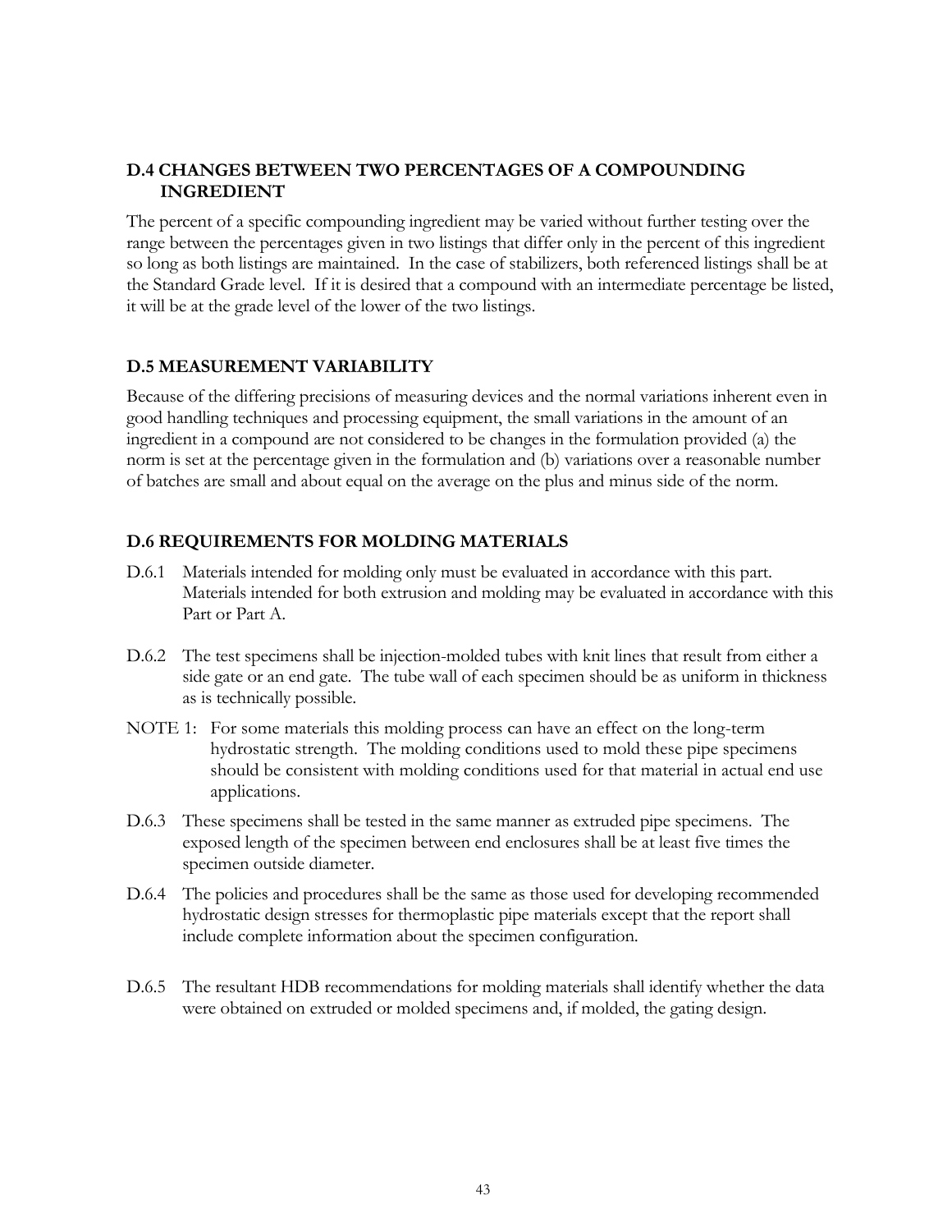## D.4 CHANGES BETWEEN TWO PERCENTAGES OF A COMPOUNDING INGREDIENT

The percent of a specific compounding ingredient may be varied without further testing over the range between the percentages given in two listings that differ only in the percent of this ingredient so long as both listings are maintained. In the case of stabilizers, both referenced listings shall be at the Standard Grade level. If it is desired that a compound with an intermediate percentage be listed, it will be at the grade level of the lower of the two listings.

## D.5 MEASUREMENT VARIABILITY

Because of the differing precisions of measuring devices and the normal variations inherent even in good handling techniques and processing equipment, the small variations in the amount of an ingredient in a compound are not considered to be changes in the formulation provided (a) the norm is set at the percentage given in the formulation and (b) variations over a reasonable number of batches are small and about equal on the average on the plus and minus side of the norm.

## D.6 REQUIREMENTS FOR MOLDING MATERIALS

D.6.1 Materials intended for molding only must be evaluated in accordance with this part. Materials intended for both extrusion and molding may be evaluated in accordance with this Part or Part A.

D.6.2 The test specimens shall be injection-molded tubes with knit lines that result from either a side gate or an end gate. The tube wall of each specimen should be as uniform in thickness as is technically possible.

NOTE 1: For some materials this molding process can have an effect on the long-term hydrostatic strength. The molding conditions used to mold these pipe specimens should be consistent with molding conditions used for that material in actual end use applications.

D.6.3 These specimens shall be tested in the same manner as extruded pipe specimens. The exposed length of the specimen between end enclosures shall be at least five times the specimen outside diameter.

D.6.4 The policies and procedures shall be the same as those used for developing recommended hydrostatic design stresses for thermoplastic pipe materials except that the report shall include complete information about the specimen configuration.

D.6.5 The resultant HDB recommendations for molding materials shall identify whether the data were obtained on extruded or molded specimens and, if molded, the gating design.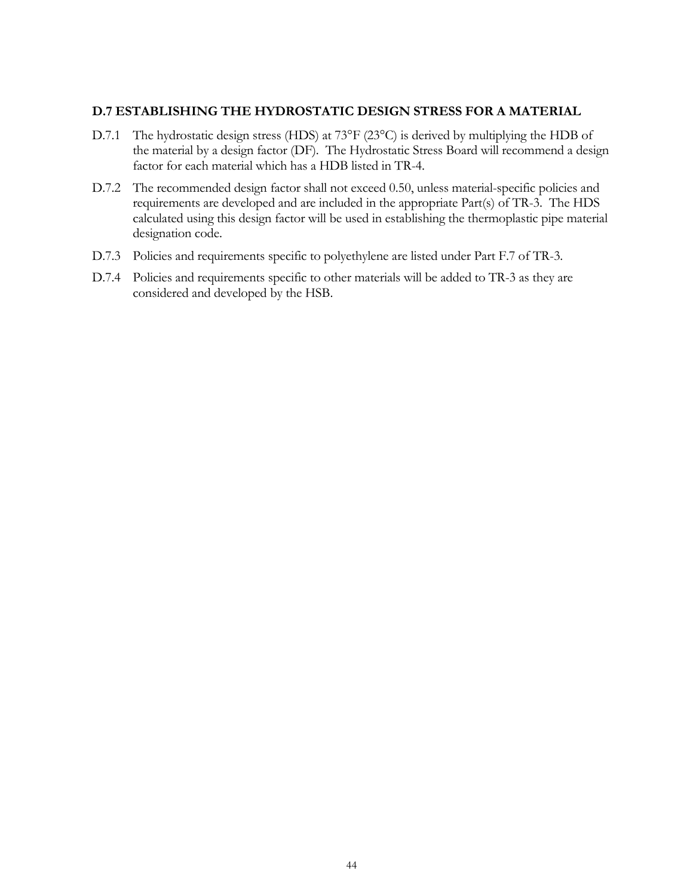### D.7 ESTABLISHING THE HYDROSTATIC DESIGN STRESS FOR A MATERIAL

D.7.1 The hydrostatic design stress (HDS) at 73°F (23°C) is derived by multiplying the HDB of the material by a design factor (DF). The Hydrostatic Stress Board will recommend a design factor for each material which has a HDB listed in TR-4.

D.7.2 The recommended design factor shall not exceed 0.50, unless material-specific policies and requirements are developed and are included in the appropriate Part(s) of TR-3. The HDS calculated using this design factor will be used in establishing the thermoplastic pipe material designation code.

D.7.3 Policies and requirements specific to polyethylene are listed under Part F.7 of TR-3.

D.7.4 Policies and requirements specific to other materials will be added to TR-3 as they are considered and developed by the HSB.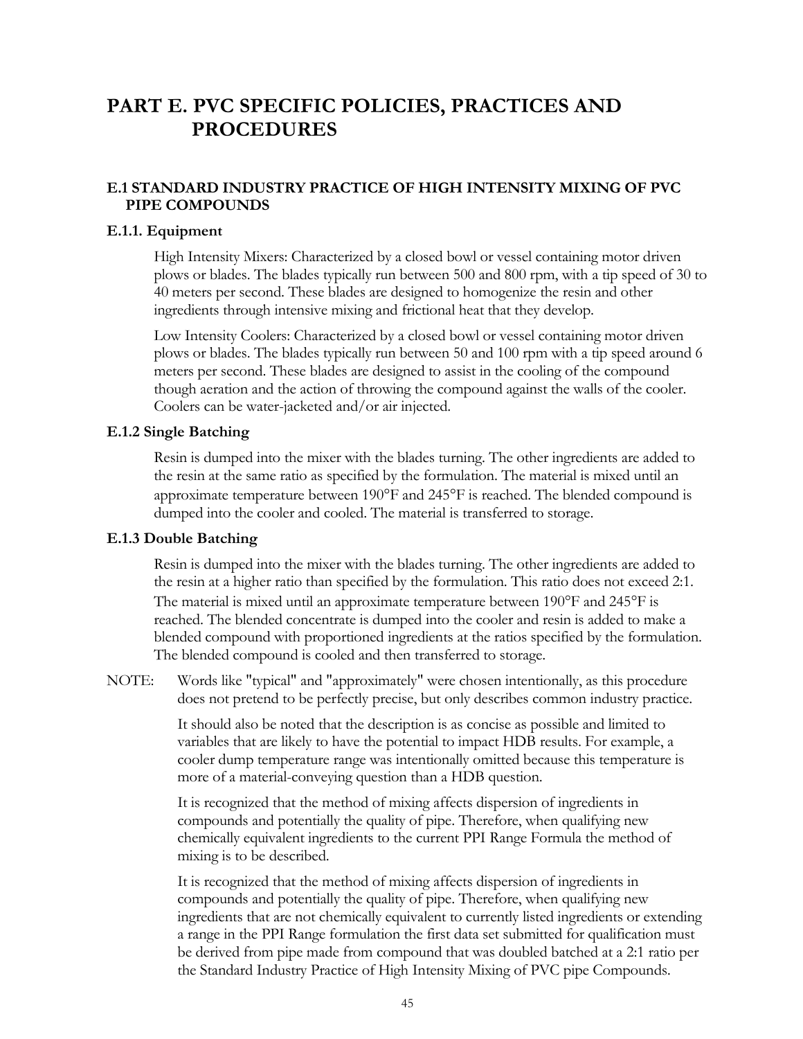# PART E. PVC SPECIFIC POLICIES, PRACTICES AND PROCEDURES

## E.1 STANDARD INDUSTRY PRACTICE OF HIGH INTENSITY MIXING OF PVC PIPE COMPOUNDS

### E.1.1. Equipment

High Intensity Mixers: Characterized by a closed bowl or vessel containing motor driven plows or blades. The blades typically run between 500 and 800 rpm, with a tip speed of 30 to 40 meters per second. These blades are designed to homogenize the resin and other ingredients through intensive mixing and frictional heat that they develop.

Low Intensity Coolers: Characterized by a closed bowl or vessel containing motor driven plows or blades. The blades typically run between 50 and 100 rpm with a tip speed around 6 meters per second. These blades are designed to assist in the cooling of the compound though aeration and the action of throwing the compound against the walls of the cooler. Coolers can be water-jacketed and/or air injected.

### E.1.2 Single Batching

Resin is dumped into the mixer with the blades turning. The other ingredients are added to the resin at the same ratio as specified by the formulation. The material is mixed until an approximate temperature between 190°F and 245°F is reached. The blended compound is dumped into the cooler and cooled. The material is transferred to storage.

### E.1.3 Double Batching

Resin is dumped into the mixer with the blades turning. The other ingredients are added to the resin at a higher ratio than specified by the formulation. This ratio does not exceed 2:1. The material is mixed until an approximate temperature between 190°F and 245°F is reached. The blended concentrate is dumped into the cooler and resin is added to make a blended compound with proportioned ingredients at the ratios specified by the formulation. The blended compound is cooled and then transferred to storage.

NOTE: Words like "typical" and "approximately" were chosen intentionally, as this procedure does not pretend to be perfectly precise, but only describes common industry practice.

It should also be noted that the description is as concise as possible and limited to variables that are likely to have the potential to impact HDB results. For example, a cooler dump temperature range was intentionally omitted because this temperature is more of a material-conveying question than a HDB question.

It is recognized that the method of mixing affects dispersion of ingredients in compounds and potentially the quality of pipe. Therefore, when qualifying new chemically equivalent ingredients to the current PPI Range Formula the method of mixing is to be described.

It is recognized that the method of mixing affects dispersion of ingredients in compounds and potentially the quality of pipe. Therefore, when qualifying new ingredients that are not chemically equivalent to currently listed ingredients or extending a range in the PPI Range formulation the first data set submitted for qualification must be derived from pipe made from compound that was doubled batched at a 2:1 ratio per the Standard Industry Practice of High Intensity Mixing of PVC pipe Compounds.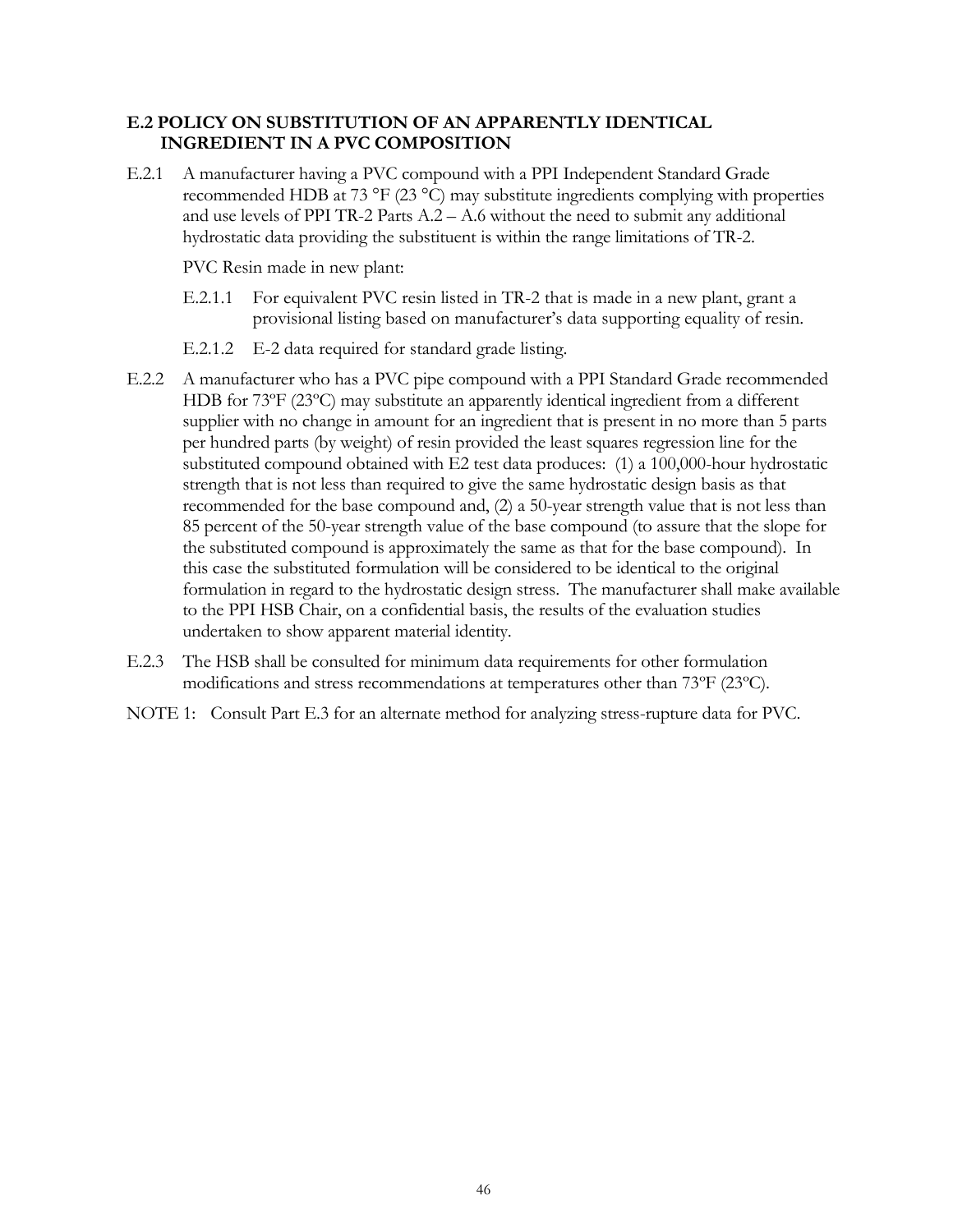## E.2 POLICY ON SUBSTITUTION OF AN APPARENTLY IDENTICAL INGREDIENT IN A PVC COMPOSITION

E.2.1 A manufacturer having a PVC compound with a PPI Independent Standard Grade recommended HDB at 73 °F (23 °C) may substitute ingredients complying with properties and use levels of PPI TR-2 Parts A.2 – A.6 without the need to submit any additional hydrostatic data providing the substituent is within the range limitations of TR-2.

PVC Resin made in new plant:

E.2.1.1 For equivalent PVC resin listed in TR-2 that is made in a new plant, grant a provisional listing based on manufacturer's data supporting equality of resin.

E.2.1.2 E-2 data required for standard grade listing.

E.2.2 A manufacturer who has a PVC pipe compound with a PPI Standard Grade recommended HDB for 73ºF (23ºC) may substitute an apparently identical ingredient from a different supplier with no change in amount for an ingredient that is present in no more than 5 parts per hundred parts (by weight) of resin provided the least squares regression line for the substituted compound obtained with E2 test data produces: (1) a 100,000-hour hydrostatic strength that is not less than required to give the same hydrostatic design basis as that recommended for the base compound and, (2) a 50-year strength value that is not less than 85 percent of the 50-year strength value of the base compound (to assure that the slope for the substituted compound is approximately the same as that for the base compound). In this case the substituted formulation will be considered to be identical to the original formulation in regard to the hydrostatic design stress. The manufacturer shall make available to the PPI HSB Chair, on a confidential basis, the results of the evaluation studies undertaken to show apparent material identity.

E.2.3 The HSB shall be consulted for minimum data requirements for other formulation modifications and stress recommendations at temperatures other than 73ºF (23ºC).

NOTE 1: Consult Part E.3 for an alternate method for analyzing stress-rupture data for PVC.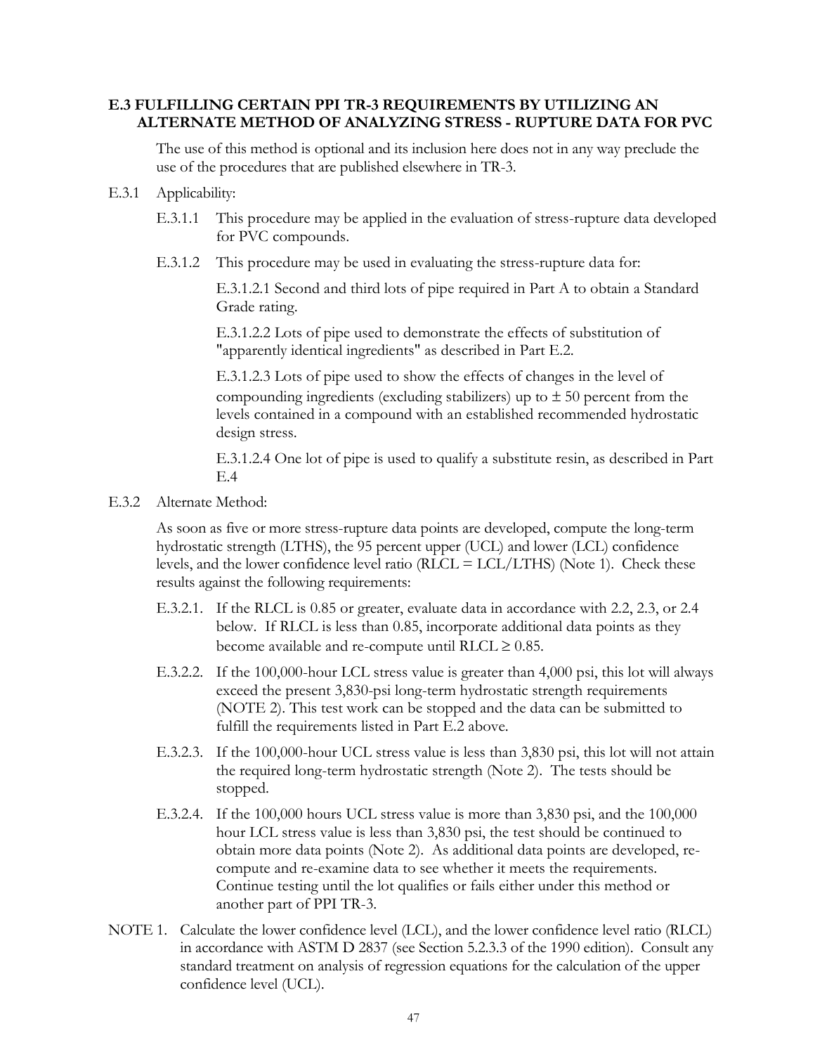## E.3 FULFILLING CERTAIN PPI TR-3 REQUIREMENTS BY UTILIZING AN ALTERNATE METHOD OF ANALYZING STRESS - RUPTURE DATA FOR PVC

The use of this method is optional and its inclusion here does not in any way preclude the use of the procedures that are published elsewhere in TR-3.

E.3.1 Applicability:

E.3.1.1 This procedure may be applied in the evaluation of stress-rupture data developed for PVC compounds.

E.3.1.2 This procedure may be used in evaluating the stress-rupture data for:

E.3.1.2.1 Second and third lots of pipe required in Part A to obtain a Standard Grade rating.

E.3.1.2.2 Lots of pipe used to demonstrate the effects of substitution of "apparently identical ingredients" as described in Part E.2.

E.3.1.2.3 Lots of pipe used to show the effects of changes in the level of compounding ingredients (excluding stabilizers) up to ± 50 percent from the levels contained in a compound with an established recommended hydrostatic design stress.

E.3.1.2.4 One lot of pipe is used to qualify a substitute resin, as described in Part E.4

E.3.2 Alternate Method:

As soon as five or more stress-rupture data points are developed, compute the long-term hydrostatic strength (LTHS), the 95 percent upper (UCL) and lower (LCL) confidence levels, and the lower confidence level ratio (RLCL = LCL/LTHS) (Note 1). Check these results against the following requirements:

E.3.2.1. If the RLCL is 0.85 or greater, evaluate data in accordance with 2.2, 2.3, or 2.4 below. If RLCL is less than 0.85, incorporate additional data points as they become available and re-compute until RLCL ≥ 0.85.

E.3.2.2. If the 100,000-hour LCL stress value is greater than 4,000 psi, this lot will always exceed the present 3,830-psi long-term hydrostatic strength requirements (NOTE 2). This test work can be stopped and the data can be submitted to fulfill the requirements listed in Part E.2 above.

E.3.2.3. If the 100,000-hour UCL stress value is less than 3,830 psi, this lot will not attain the required long-term hydrostatic strength (Note 2). The tests should be stopped.

E.3.2.4. If the 100,000 hours UCL stress value is more than 3,830 psi, and the 100,000 hour LCL stress value is less than 3,830 psi, the test should be continued to obtain more data points (Note 2). As additional data points are developed, re-compute and re-examine data to see whether it meets the requirements. Continue testing until the lot qualifies or fails either under this method or another part of PPI TR-3.

NOTE 1. Calculate the lower confidence level (LCL), and the lower confidence level ratio (RLCL) in accordance with ASTM D 2837 (see Section 5.2.3.3 of the 1990 edition). Consult any standard treatment on analysis of regression equations for the calculation of the upper confidence level (UCL).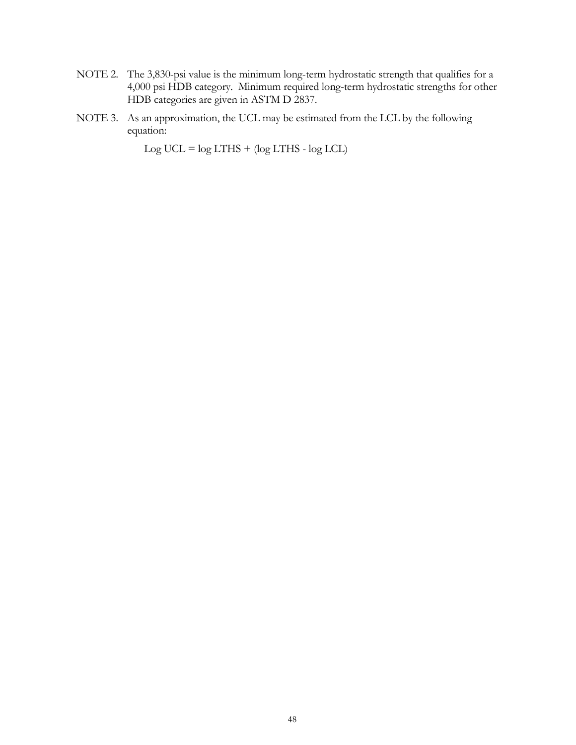NOTE 2. The 3,830-psi value is the minimum long-term hydrostatic strength that qualifies for a 4,000 psi HDB category. Minimum required long-term hydrostatic strengths for other HDB categories are given in ASTM D 2837.

NOTE 3. As an approximation, the UCL may be estimated from the LCL by the following equation:

$$\text{Log UCL} = \log \text{LTHS} + (\log \text{LTHS} - \log \text{LCL})$$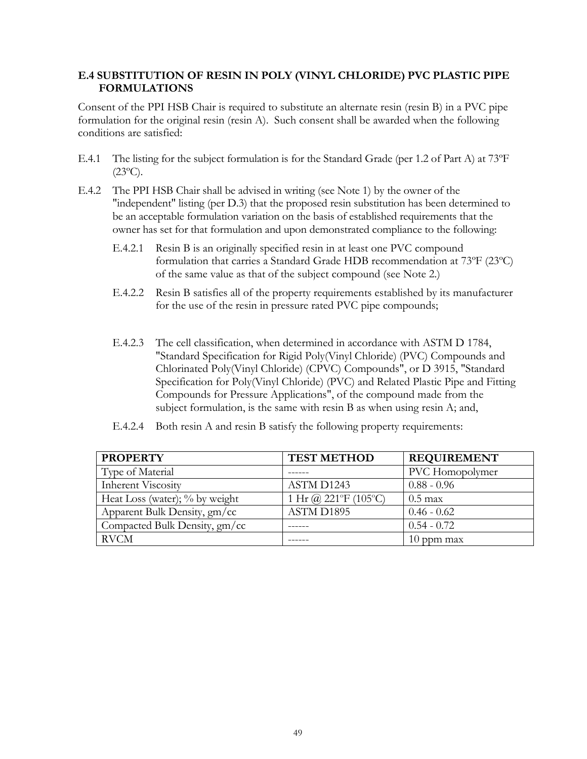### E.4 SUBSTITUTION OF RESIN IN POLY (VINYL CHLORIDE) PVC PLASTIC PIPE FORMULATIONS

Consent of the PPI HSB Chair is required to substitute an alternate resin (resin B) in a PVC pipe formulation for the original resin (resin A). Such consent shall be awarded when the following conditions are satisfied:

E.4.1 The listing for the subject formulation is for the Standard Grade (per 1.2 of Part A) at 73ºF (23ºC).

E.4.2 The PPI HSB Chair shall be advised in writing (see Note 1) by the owner of the "independent" listing (per D.3) that the proposed resin substitution has been determined to be an acceptable formulation variation on the basis of established requirements that the owner has set for that formulation and upon demonstrated compliance to the following:

E.4.2.1 Resin B is an originally specified resin in at least one PVC compound formulation that carries a Standard Grade HDB recommendation at 73ºF (23ºC) of the same value as that of the subject compound (see Note 2.)

E.4.2.2 Resin B satisfies all of the property requirements established by its manufacturer for the use of the resin in pressure rated PVC pipe compounds;

E.4.2.3 The cell classification, when determined in accordance with ASTM D 1784, "Standard Specification for Rigid Poly(Vinyl Chloride) (PVC) Compounds and Chlorinated Poly(Vinyl Chloride) (CPVC) Compounds", or D 3915, "Standard Specification for Poly(Vinyl Chloride) (PVC) and Related Plastic Pipe and Fitting Compounds for Pressure Applications", of the compound made from the subject formulation, is the same with resin B as when using resin A; and,

E.4.2.4 Both resin A and resin B satisfy the following property requirements:

| PROPERTY | TEST METHOD | REQUIREMENT |
|---|---|---|
| Type of Material | ------ | PVC Homopolymer |
| Inherent Viscosity | ASTM D1243 | 0.88 - 0.96 |
| Heat Loss (water); % by weight | 1 Hr @ 221ºF (105ºC) | 0.5 max |
| Apparent Bulk Density, gm/cc | ASTM D1895 | 0.46 - 0.62 |
| Compacted Bulk Density, gm/cc | ------ | 0.54 - 0.72 |
| RVCM | ------ | 10 ppm max |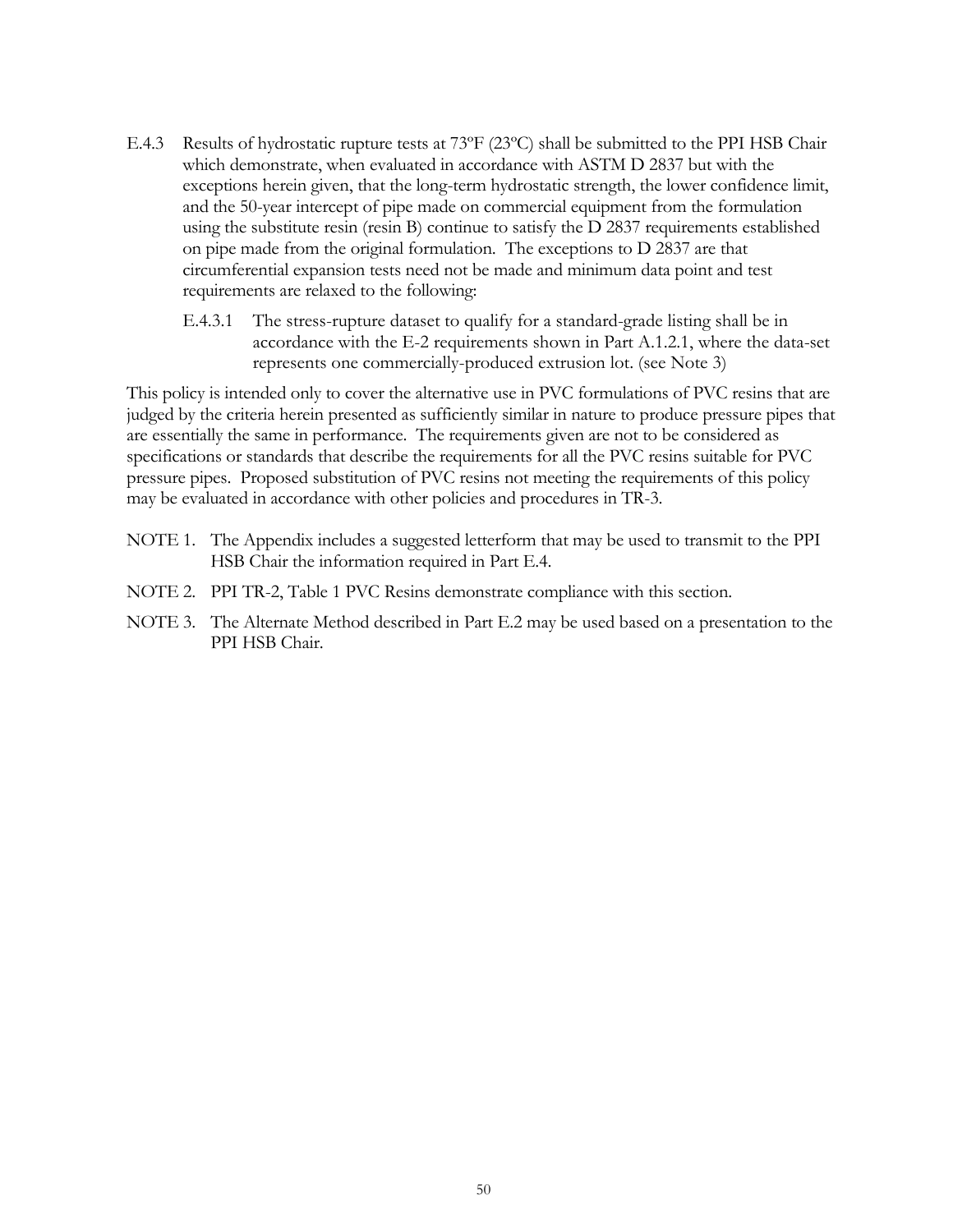E.4.3 Results of hydrostatic rupture tests at 73ºF (23ºC) shall be submitted to the PPI HSB Chair which demonstrate, when evaluated in accordance with ASTM D 2837 but with the exceptions herein given, that the long-term hydrostatic strength, the lower confidence limit, and the 50-year intercept of pipe made on commercial equipment from the formulation using the substitute resin (resin B) continue to satisfy the D 2837 requirements established on pipe made from the original formulation. The exceptions to D 2837 are that circumferential expansion tests need not be made and minimum data point and test requirements are relaxed to the following:

E.4.3.1 The stress-rupture dataset to qualify for a standard-grade listing shall be in accordance with the E-2 requirements shown in Part A.1.2.1, where the data-set represents one commercially-produced extrusion lot. (see Note 3)

This policy is intended only to cover the alternative use in PVC formulations of PVC resins that are judged by the criteria herein presented as sufficiently similar in nature to produce pressure pipes that are essentially the same in performance. The requirements given are not to be considered as specifications or standards that describe the requirements for all the PVC resins suitable for PVC pressure pipes. Proposed substitution of PVC resins not meeting the requirements of this policy may be evaluated in accordance with other policies and procedures in TR-3.

NOTE 1. The Appendix includes a suggested letterform that may be used to transmit to the PPI HSB Chair the information required in Part E.4.

NOTE 2. PPI TR-2, Table 1 PVC Resins demonstrate compliance with this section.

NOTE 3. The Alternate Method described in Part E.2 may be used based on a presentation to the PPI HSB Chair.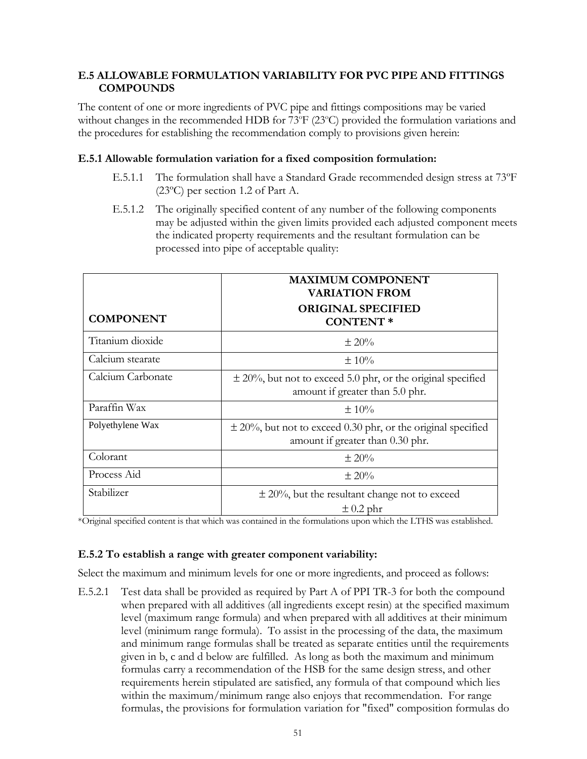## E.5 ALLOWABLE FORMULATION VARIABILITY FOR PVC PIPE AND FITTINGS COMPOUNDS

The content of one or more ingredients of PVC pipe and fittings compositions may be varied without changes in the recommended HDB for 73ºF (23ºC) provided the formulation variations and the procedures for establishing the recommendation comply to provisions given herein:

### E.5.1 Allowable formulation variation for a fixed composition formulation:

E.5.1.1 The formulation shall have a Standard Grade recommended design stress at 73ºF (23ºC) per section 1.2 of Part A.

E.5.1.2 The originally specified content of any number of the following components may be adjusted within the given limits provided each adjusted component meets the indicated property requirements and the resultant formulation can be processed into pipe of acceptable quality:

| COMPONENT | MAXIMUM COMPONENT VARIATION FROM ORIGINAL SPECIFIED CONTENT * |
|---|---|
| Titanium dioxide | ± 20% |
| Calcium stearate | ± 10% |
| Calcium Carbonate | ± 20%, but not to exceed 5.0 phr, or the original specified amount if greater than 5.0 phr. |
| Paraffin Wax | ± 10% |
| Polyethylene Wax | ± 20%, but not to exceed 0.30 phr, or the original specified amount if greater than 0.30 phr. |
| Colorant | ± 20% |
| Process Aid | ± 20% |
| Stabilizer | ± 20%, but the resultant change not to exceed ± 0.2 phr |

*Original specified content is that which was contained in the formulations upon which the LTHS was established.

### E.5.2 To establish a range with greater component variability:

Select the maximum and minimum levels for one or more ingredients, and proceed as follows:

E.5.2.1 Test data shall be provided as required by Part A of PPI TR-3 for both the compound when prepared with all additives (all ingredients except resin) at the specified maximum level (maximum range formula) and when prepared with all additives at their minimum level (minimum range formula). To assist in the processing of the data, the maximum and minimum range formulas shall be treated as separate entities until the requirements given in b, c and d below are fulfilled. As long as both the maximum and minimum formulas carry a recommendation of the HSB for the same design stress, and other requirements herein stipulated are satisfied, any formula of that compound which lies within the maximum/minimum range also enjoys that recommendation. For range formulas, the provisions for formulation variation for "fixed" composition formulas do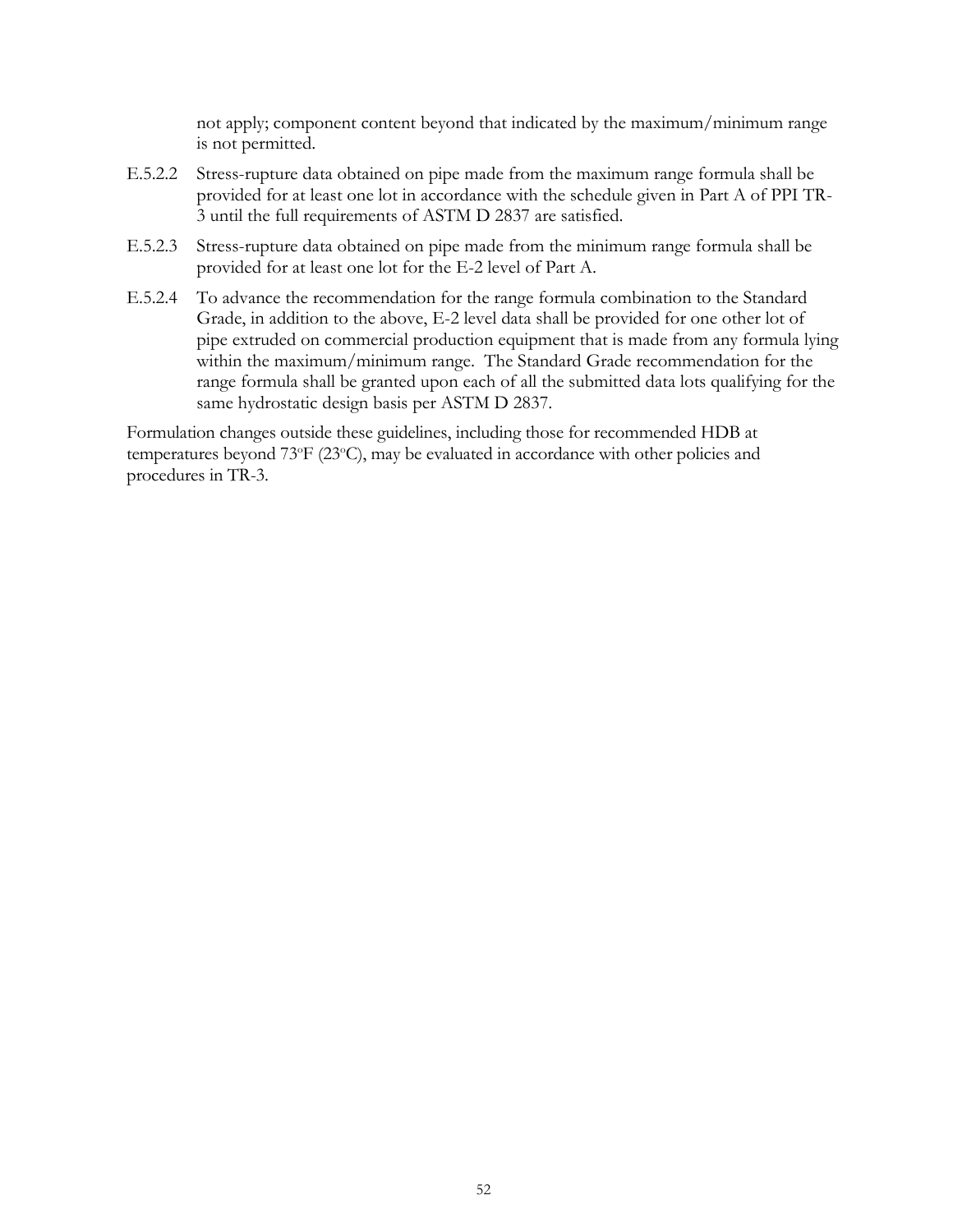not apply; component content beyond that indicated by the maximum/minimum range is not permitted.

E.5.2.2 Stress-rupture data obtained on pipe made from the maximum range formula shall be provided for at least one lot in accordance with the schedule given in Part A of PPI TR-3 until the full requirements of ASTM D 2837 are satisfied.

E.5.2.3 Stress-rupture data obtained on pipe made from the minimum range formula shall be provided for at least one lot for the E-2 level of Part A.

E.5.2.4 To advance the recommendation for the range formula combination to the Standard Grade, in addition to the above, E-2 level data shall be provided for one other lot of pipe extruded on commercial production equipment that is made from any formula lying within the maximum/minimum range. The Standard Grade recommendation for the range formula shall be granted upon each of all the submitted data lots qualifying for the same hydrostatic design basis per ASTM D 2837.

Formulation changes outside these guidelines, including those for recommended HDB at temperatures beyond 73°F (23°C), may be evaluated in accordance with other policies and procedures in TR-3.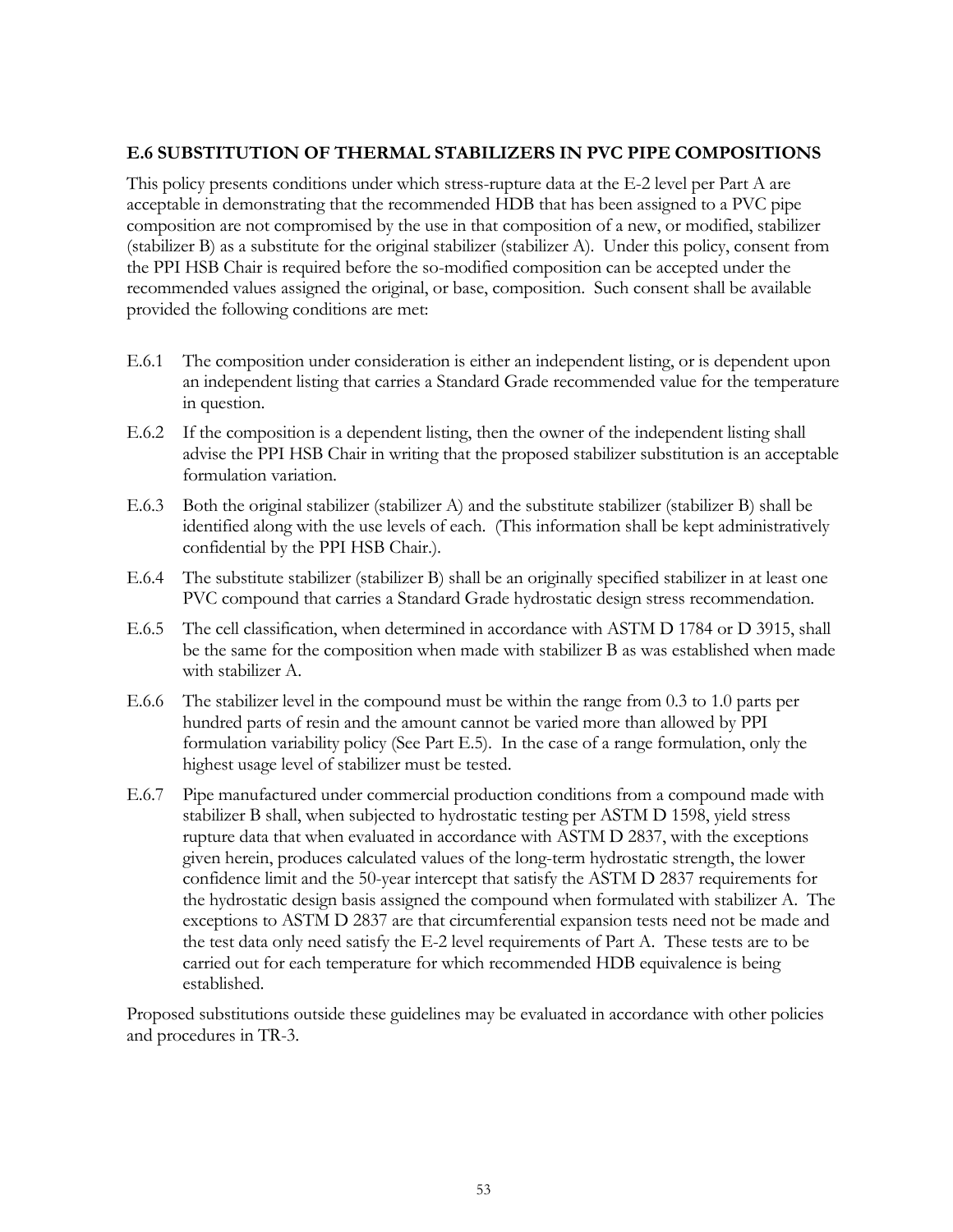## E.6 SUBSTITUTION OF THERMAL STABILIZERS IN PVC PIPE COMPOSITIONS

This policy presents conditions under which stress-rupture data at the E-2 level per Part A are acceptable in demonstrating that the recommended HDB that has been assigned to a PVC pipe composition are not compromised by the use in that composition of a new, or modified, stabilizer (stabilizer B) as a substitute for the original stabilizer (stabilizer A). Under this policy, consent from the PPI HSB Chair is required before the so-modified composition can be accepted under the recommended values assigned the original, or base, composition. Such consent shall be available provided the following conditions are met:

E.6.1 The composition under consideration is either an independent listing, or is dependent upon an independent listing that carries a Standard Grade recommended value for the temperature in question.

E.6.2 If the composition is a dependent listing, then the owner of the independent listing shall advise the PPI HSB Chair in writing that the proposed stabilizer substitution is an acceptable formulation variation.

E.6.3 Both the original stabilizer (stabilizer A) and the substitute stabilizer (stabilizer B) shall be identified along with the use levels of each. (This information shall be kept administratively confidential by the PPI HSB Chair.).

E.6.4 The substitute stabilizer (stabilizer B) shall be an originally specified stabilizer in at least one PVC compound that carries a Standard Grade hydrostatic design stress recommendation.

E.6.5 The cell classification, when determined in accordance with ASTM D 1784 or D 3915, shall be the same for the composition when made with stabilizer B as was established when made with stabilizer A.

E.6.6 The stabilizer level in the compound must be within the range from 0.3 to 1.0 parts per hundred parts of resin and the amount cannot be varied more than allowed by PPI formulation variability policy (See Part E.5). In the case of a range formulation, only the highest usage level of stabilizer must be tested.

E.6.7 Pipe manufactured under commercial production conditions from a compound made with stabilizer B shall, when subjected to hydrostatic testing per ASTM D 1598, yield stress rupture data that when evaluated in accordance with ASTM D 2837, with the exceptions given herein, produces calculated values of the long-term hydrostatic strength, the lower confidence limit and the 50-year intercept that satisfy the ASTM D 2837 requirements for the hydrostatic design basis assigned the compound when formulated with stabilizer A. The exceptions to ASTM D 2837 are that circumferential expansion tests need not be made and the test data only need satisfy the E-2 level requirements of Part A. These tests are to be carried out for each temperature for which recommended HDB equivalence is being established.

Proposed substitutions outside these guidelines may be evaluated in accordance with other policies and procedures in TR-3.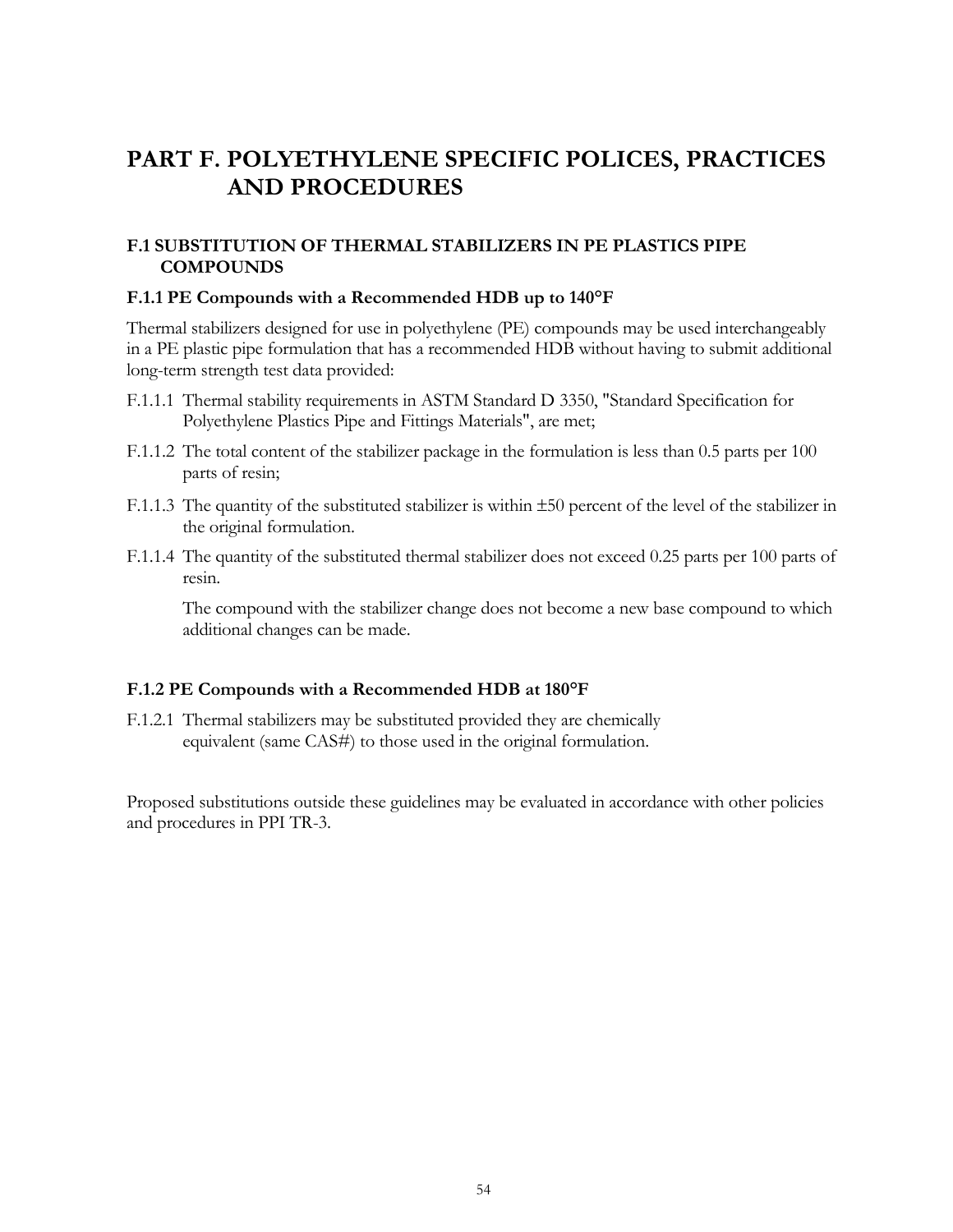# PART F. POLYETHYLENE SPECIFIC POLICES, PRACTICES AND PROCEDURES

## F.1 SUBSTITUTION OF THERMAL STABILIZERS IN PE PLASTICS PIPE COMPOUNDS

### F.1.1 PE Compounds with a Recommended HDB up to 140°F

Thermal stabilizers designed for use in polyethylene (PE) compounds may be used interchangeably in a PE plastic pipe formulation that has a recommended HDB without having to submit additional long-term strength test data provided:

F.1.1.1 Thermal stability requirements in ASTM Standard D 3350, "Standard Specification for Polyethylene Plastics Pipe and Fittings Materials", are met;

F.1.1.2 The total content of the stabilizer package in the formulation is less than 0.5 parts per 100 parts of resin;

F.1.1.3 The quantity of the substituted stabilizer is within ±50 percent of the level of the stabilizer in the original formulation.

F.1.1.4 The quantity of the substituted thermal stabilizer does not exceed 0.25 parts per 100 parts of resin.

The compound with the stabilizer change does not become a new base compound to which additional changes can be made.

### F.1.2 PE Compounds with a Recommended HDB at 180°F

F.1.2.1 Thermal stabilizers may be substituted provided they are chemically equivalent (same CAS#) to those used in the original formulation.

Proposed substitutions outside these guidelines may be evaluated in accordance with other policies and procedures in PPI TR-3.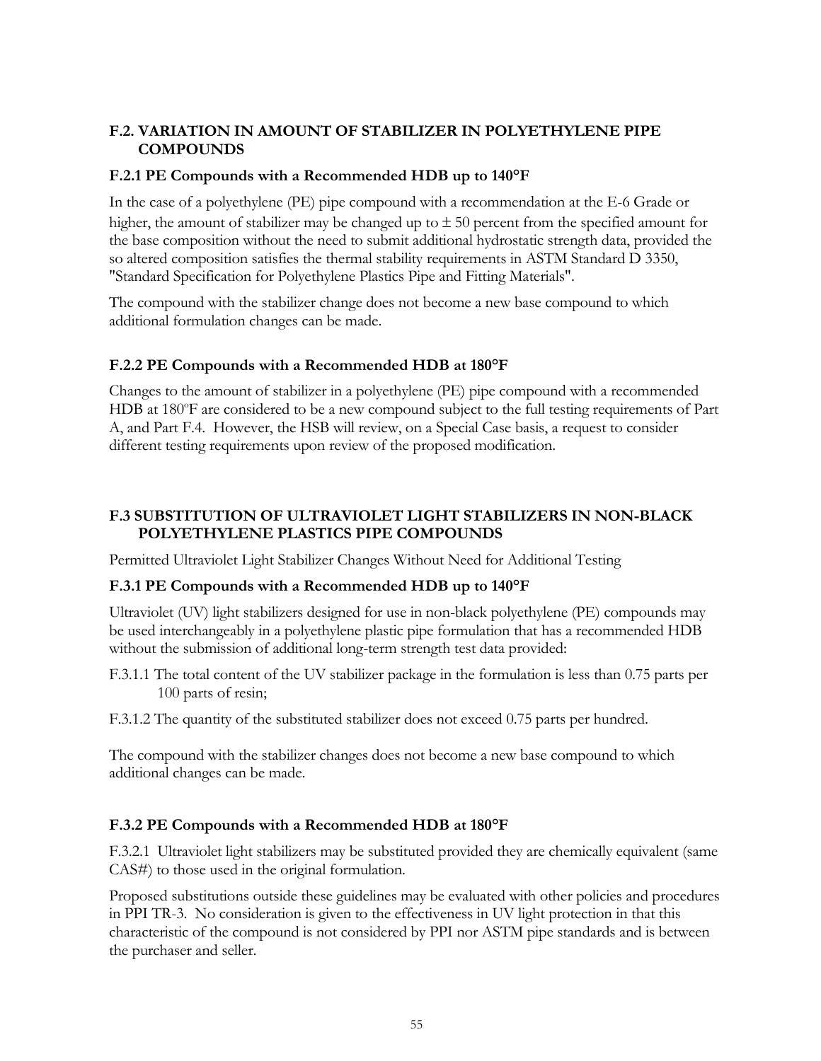## F.2. VARIATION IN AMOUNT OF STABILIZER IN POLYETHYLENE PIPE COMPOUNDS

### F.2.1 PE Compounds with a Recommended HDB up to 140°F

In the case of a polyethylene (PE) pipe compound with a recommendation at the E-6 Grade or higher, the amount of stabilizer may be changed up to ± 50 percent from the specified amount for the base composition without the need to submit additional hydrostatic strength data, provided the so altered composition satisfies the thermal stability requirements in ASTM Standard D 3350, "Standard Specification for Polyethylene Plastics Pipe and Fitting Materials".

The compound with the stabilizer change does not become a new base compound to which additional formulation changes can be made.

### F.2.2 PE Compounds with a Recommended HDB at 180°F

Changes to the amount of stabilizer in a polyethylene (PE) pipe compound with a recommended HDB at 180ºF are considered to be a new compound subject to the full testing requirements of Part A, and Part F.4. However, the HSB will review, on a Special Case basis, a request to consider different testing requirements upon review of the proposed modification.

## F.3 SUBSTITUTION OF ULTRAVIOLET LIGHT STABILIZERS IN NON-BLACK POLYETHYLENE PLASTICS PIPE COMPOUNDS

Permitted Ultraviolet Light Stabilizer Changes Without Need for Additional Testing

### F.3.1 PE Compounds with a Recommended HDB up to 140°F

Ultraviolet (UV) light stabilizers designed for use in non-black polyethylene (PE) compounds may be used interchangeably in a polyethylene plastic pipe formulation that has a recommended HDB without the submission of additional long-term strength test data provided:

F.3.1.1 The total content of the UV stabilizer package in the formulation is less than 0.75 parts per 100 parts of resin;

F.3.1.2 The quantity of the substituted stabilizer does not exceed 0.75 parts per hundred.

The compound with the stabilizer changes does not become a new base compound to which additional changes can be made.

### F.3.2 PE Compounds with a Recommended HDB at 180°F

F.3.2.1 Ultraviolet light stabilizers may be substituted provided they are chemically equivalent (same CAS#) to those used in the original formulation.

Proposed substitutions outside these guidelines may be evaluated with other policies and procedures in PPI TR-3. No consideration is given to the effectiveness in UV light protection in that this characteristic of the compound is not considered by PPI nor ASTM pipe standards and is between the purchaser and seller.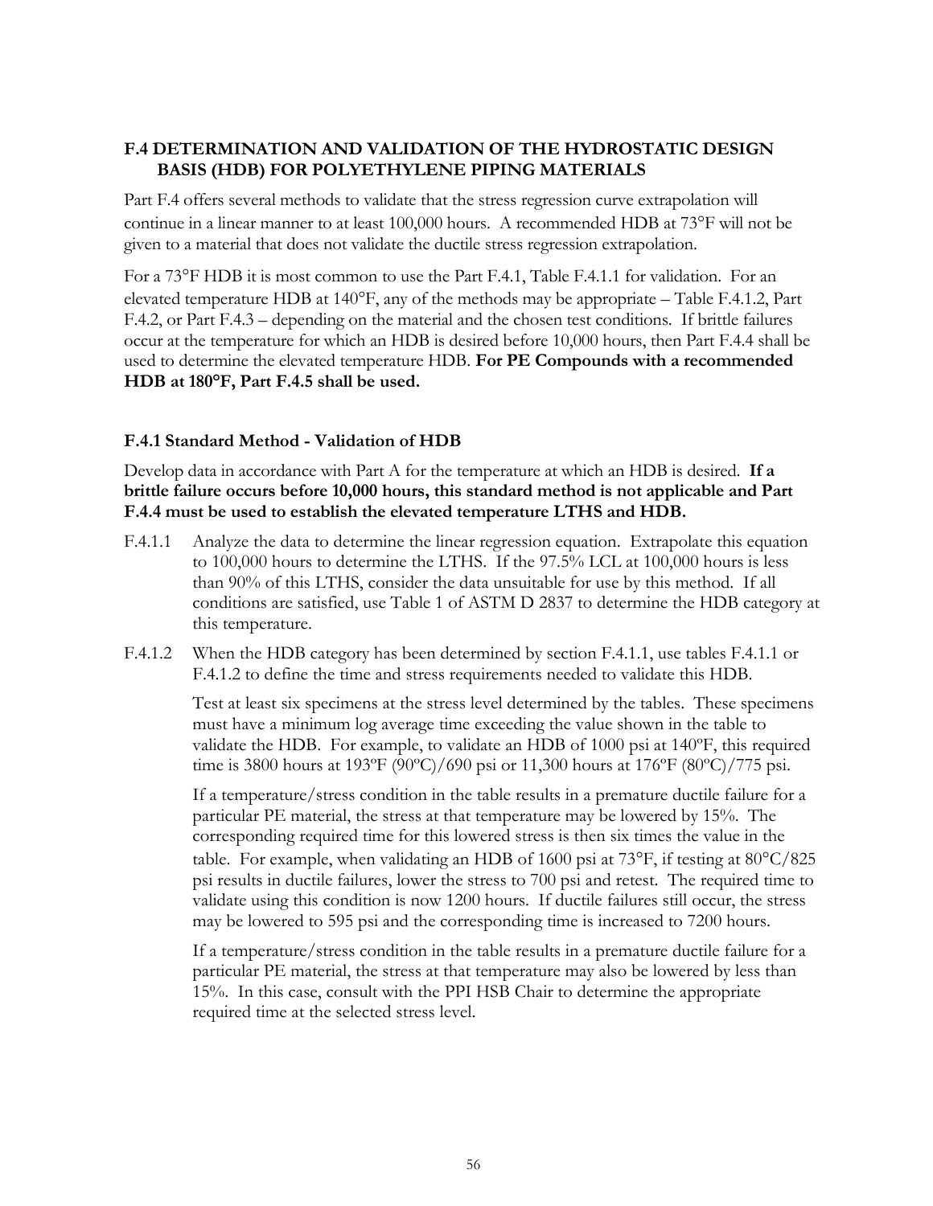## F.4 DETERMINATION AND VALIDATION OF THE HYDROSTATIC DESIGN BASIS (HDB) FOR POLYETHYLENE PIPING MATERIALS

Part F.4 offers several methods to validate that the stress regression curve extrapolation will continue in a linear manner to at least 100,000 hours. A recommended HDB at 73°F will not be given to a material that does not validate the ductile stress regression extrapolation.

For a 73°F HDB it is most common to use the Part F.4.1, Table F.4.1.1 for validation. For an elevated temperature HDB at 140°F, any of the methods may be appropriate – Table F.4.1.2, Part F.4.2, or Part F.4.3 – depending on the material and the chosen test conditions. If brittle failures occur at the temperature for which an HDB is desired before 10,000 hours, then Part F.4.4 shall be used to determine the elevated temperature HDB. **For PE Compounds with a recommended HDB at 180°F, Part F.4.5 shall be used.**

### F.4.1 Standard Method - Validation of HDB

Develop data in accordance with Part A for the temperature at which an HDB is desired. **If a brittle failure occurs before 10,000 hours, this standard method is not applicable and Part F.4.4 must be used to establish the elevated temperature LTHS and HDB.**

F.4.1.1 Analyze the data to determine the linear regression equation. Extrapolate this equation to 100,000 hours to determine the LTHS. If the 97.5% LCL at 100,000 hours is less than 90% of this LTHS, consider the data unsuitable for use by this method. If all conditions are satisfied, use Table 1 of ASTM D 2837 to determine the HDB category at this temperature.

F.4.1.2 When the HDB category has been determined by section F.4.1.1, use tables F.4.1.1 or F.4.1.2 to define the time and stress requirements needed to validate this HDB.

Test at least six specimens at the stress level determined by the tables. These specimens must have a minimum log average time exceeding the value shown in the table to validate the HDB. For example, to validate an HDB of 1000 psi at 140ºF, this required time is 3800 hours at 193ºF (90ºC)/690 psi or 11,300 hours at 176ºF (80ºC)/775 psi.

If a temperature/stress condition in the table results in a premature ductile failure for a particular PE material, the stress at that temperature may be lowered by 15%. The corresponding required time for this lowered stress is then six times the value in the table. For example, when validating an HDB of 1600 psi at 73°F, if testing at 80°C/825 psi results in ductile failures, lower the stress to 700 psi and retest. The required time to validate using this condition is now 1200 hours. If ductile failures still occur, the stress may be lowered to 595 psi and the corresponding time is increased to 7200 hours.

If a temperature/stress condition in the table results in a premature ductile failure for a particular PE material, the stress at that temperature may also be lowered by less than 15%. In this case, consult with the PPI HSB Chair to determine the appropriate required time at the selected stress level.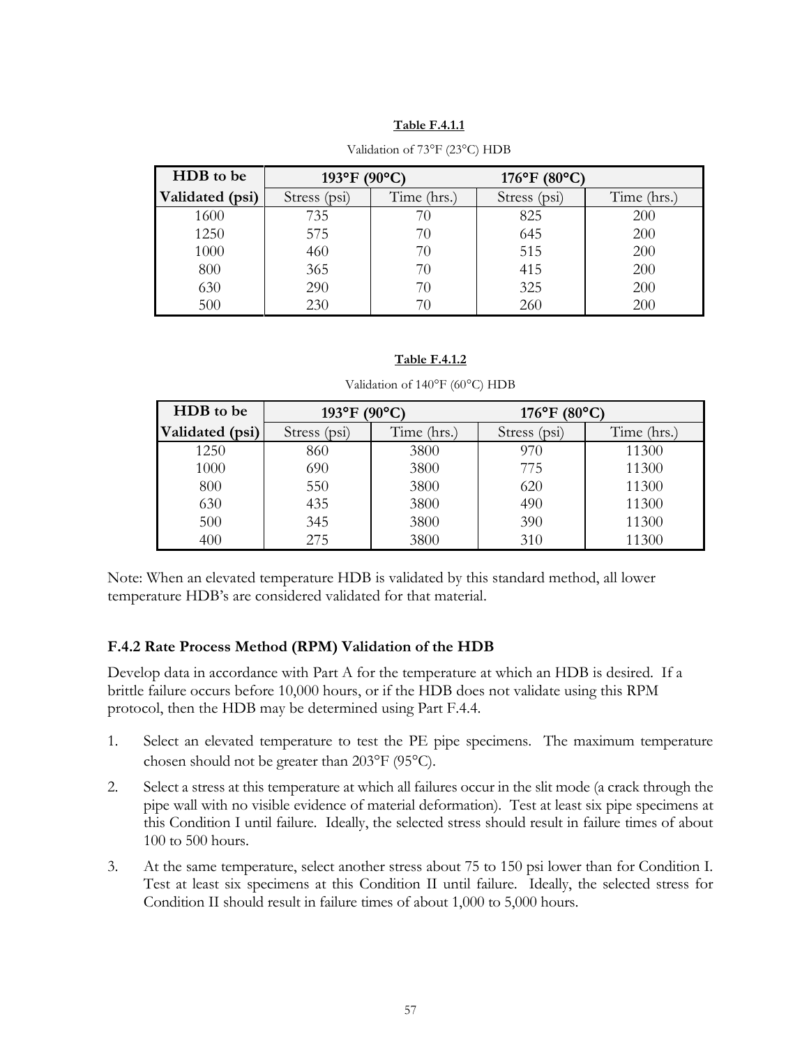**Table F.4.1.1**

Validation of 73°F (23°C) HDB

| HDB to be | 193°F (90°C) | | 176°F (80°C) | |
|---|---|---|---|---|
| **Validated (psi)** | Stress (psi) | Time (hrs.) | Stress (psi) | Time (hrs.) |
| 1600 | 735 | 70 | 825 | 200 |
| 1250 | 575 | 70 | 645 | 200 |
| 1000 | 460 | 70 | 515 | 200 |
| 800 | 365 | 70 | 415 | 200 |
| 630 | 290 | 70 | 325 | 200 |
| 500 | 230 | 70 | 260 | 200 |

**Table F.4.1.2**

Validation of 140°F (60°C) HDB

| HDB to be | 193°F (90°C) | | 176°F (80°C) | |
|---|---|---|---|---|
| **Validated (psi)** | Stress (psi) | Time (hrs.) | Stress (psi) | Time (hrs.) |
| 1250 | 860 | 3800 | 970 | 11300 |
| 1000 | 690 | 3800 | 775 | 11300 |
| 800 | 550 | 3800 | 620 | 11300 |
| 630 | 435 | 3800 | 490 | 11300 |
| 500 | 345 | 3800 | 390 | 11300 |
| 400 | 275 | 3800 | 310 | 11300 |

Note: When an elevated temperature HDB is validated by this standard method, all lower temperature HDB's are considered validated for that material.

### F.4.2 Rate Process Method (RPM) Validation of the HDB

Develop data in accordance with Part A for the temperature at which an HDB is desired. If a brittle failure occurs before 10,000 hours, or if the HDB does not validate using this RPM protocol, then the HDB may be determined using Part F.4.4.

1. Select an elevated temperature to test the PE pipe specimens. The maximum temperature chosen should not be greater than 203°F (95°C).
2. Select a stress at this temperature at which all failures occur in the slit mode (a crack through the pipe wall with no visible evidence of material deformation). Test at least six pipe specimens at this Condition I until failure. Ideally, the selected stress should result in failure times of about 100 to 500 hours.
3. At the same temperature, select another stress about 75 to 150 psi lower than for Condition I. Test at least six specimens at this Condition II until failure. Ideally, the selected stress for Condition II should result in failure times of about 1,000 to 5,000 hours.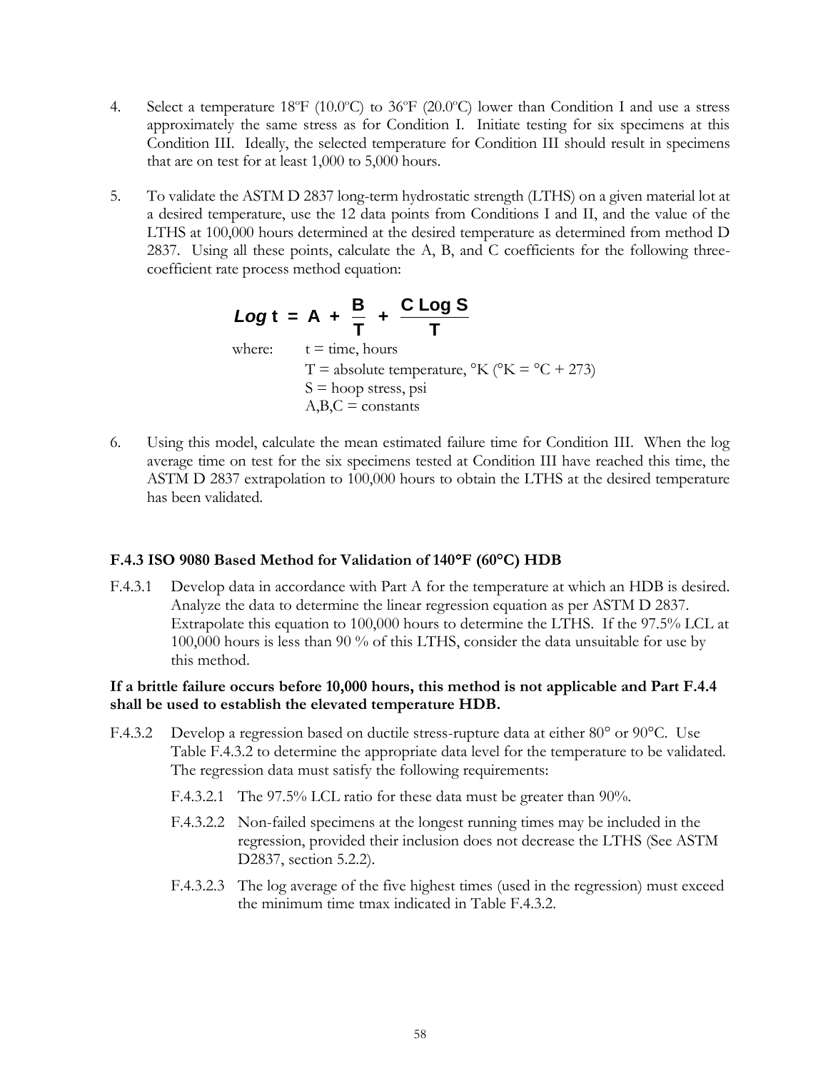4. Select a temperature 18ºF (10.0ºC) to 36ºF (20.0ºC) lower than Condition I and use a stress approximately the same stress as for Condition I. Initiate testing for six specimens at this Condition III. Ideally, the selected temperature for Condition III should result in specimens that are on test for at least 1,000 to 5,000 hours.

5. To validate the ASTM D 2837 long-term hydrostatic strength (LTHS) on a given material lot at a desired temperature, use the 12 data points from Conditions I and II, and the value of the LTHS at 100,000 hours determined at the desired temperature as determined from method D 2837. Using all these points, calculate the A, B, and C coefficients for the following three-coefficient rate process method equation:

$$\log t = A + \frac{B}{T} + \frac{C \log S}{T}$$

where:
- t = time, hours
- T = absolute temperature, °K (°K = °C + 273)
- S = hoop stress, psi
- A,B,C = constants

6. Using this model, calculate the mean estimated failure time for Condition III. When the log average time on test for the six specimens tested at Condition III have reached this time, the ASTM D 2837 extrapolation to 100,000 hours to obtain the LTHS at the desired temperature has been validated.

### F.4.3 ISO 9080 Based Method for Validation of 140°F (60°C) HDB

F.4.3.1 Develop data in accordance with Part A for the temperature at which an HDB is desired. Analyze the data to determine the linear regression equation as per ASTM D 2837. Extrapolate this equation to 100,000 hours to determine the LTHS. If the 97.5% LCL at 100,000 hours is less than 90 % of this LTHS, consider the data unsuitable for use by this method.

**If a brittle failure occurs before 10,000 hours, this method is not applicable and Part F.4.4 shall be used to establish the elevated temperature HDB.**

F.4.3.2 Develop a regression based on ductile stress-rupture data at either 80° or 90°C. Use Table F.4.3.2 to determine the appropriate data level for the temperature to be validated. The regression data must satisfy the following requirements:

F.4.3.2.1 The 97.5% LCL ratio for these data must be greater than 90%.

F.4.3.2.2 Non-failed specimens at the longest running times may be included in the regression, provided their inclusion does not decrease the LTHS (See ASTM D2837, section 5.2.2).

F.4.3.2.3 The log average of the five highest times (used in the regression) must exceed the minimum time tmax indicated in Table F.4.3.2.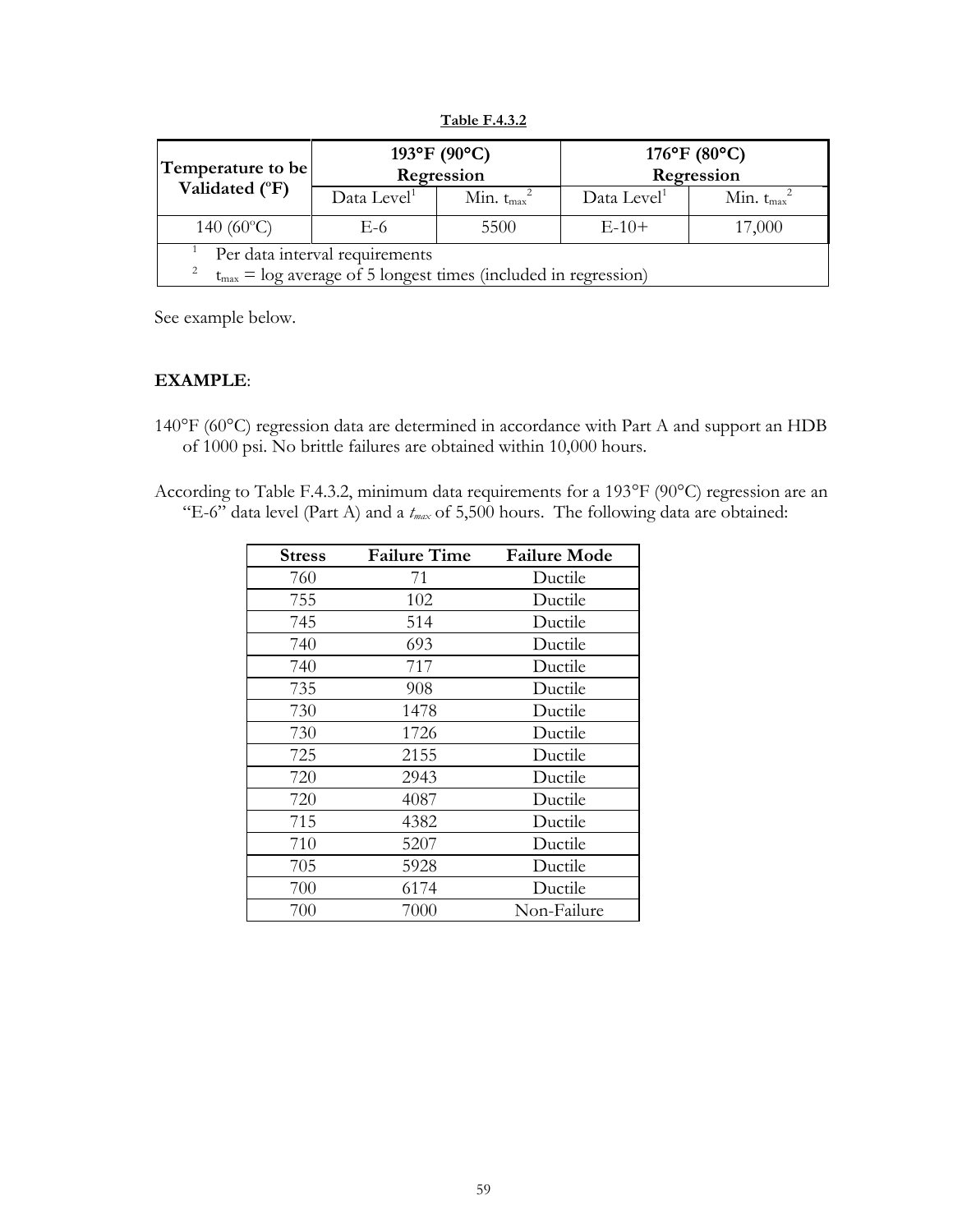**Table F.4.3.2**

| Temperature to be Validated (ºF) | 193°F (90°C) Regression | | 176°F (80°C) Regression | |
|---|---|---|---|---|
| | Data Level[1] | Min. $t_{max}$[2] | Data Level[1] | Min. $t_{max}$[2] |
| 140 (60ºC) | E-6 | 5500 | E-10+ | 17,000 |

[1] Per data interval requirements
[2] $t_{max}$ = log average of 5 longest times (included in regression)

See example below.

**EXAMPLE**:

140°F (60°C) regression data are determined in accordance with Part A and support an HDB of 1000 psi. No brittle failures are obtained within 10,000 hours.

According to Table F.4.3.2, minimum data requirements for a 193°F (90°C) regression are an "E-6" data level (Part A) and a $t_{max}$ of 5,500 hours. The following data are obtained:

| Stress | Failure Time | Failure Mode |
|---|---|---|
| 760 | 71 | Ductile |
| 755 | 102 | Ductile |
| 745 | 514 | Ductile |
| 740 | 693 | Ductile |
| 740 | 717 | Ductile |
| 735 | 908 | Ductile |
| 730 | 1478 | Ductile |
| 730 | 1726 | Ductile |
| 725 | 2155 | Ductile |
| 720 | 2943 | Ductile |
| 720 | 4087 | Ductile |
| 715 | 4382 | Ductile |
| 710 | 5207 | Ductile |
| 705 | 5928 | Ductile |
| 700 | 6174 | Ductile |
| 700 | 7000 | Non-Failure |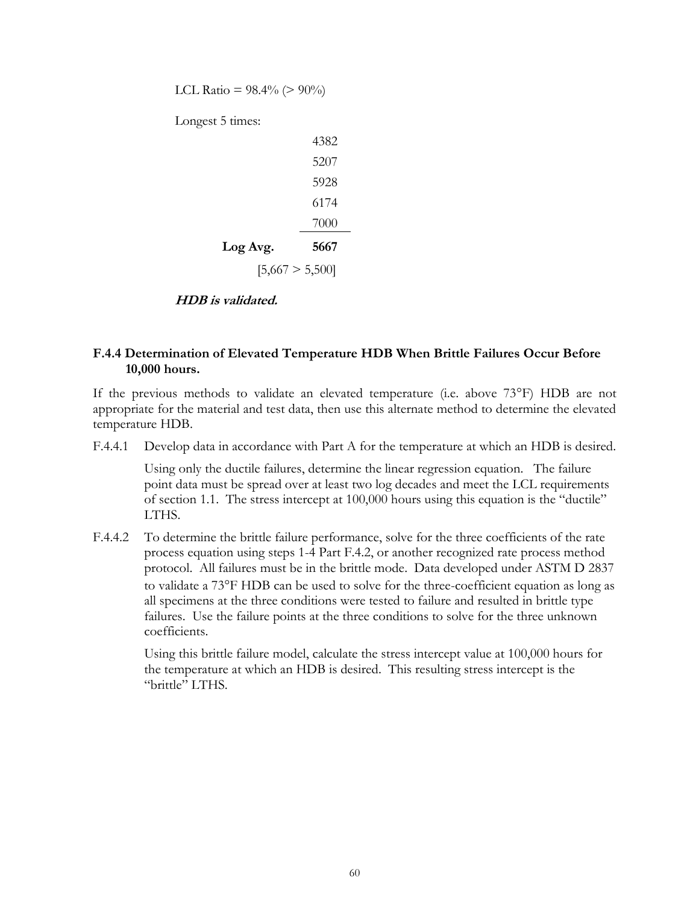LCL Ratio = 98.4% (> 90%)

Longest 5 times:

| | |
|---|---|
| | 4382 |
| | 5207 |
| | 5928 |
| | 6174 |
| | 7000 |
| **Log Avg.** | **5667** |

[5,667 > 5,500]

***HDB is validated.***

### F.4.4 Determination of Elevated Temperature HDB When Brittle Failures Occur Before 10,000 hours.

If the previous methods to validate an elevated temperature (i.e. above 73°F) HDB are not appropriate for the material and test data, then use this alternate method to determine the elevated temperature HDB.

F.4.4.1 Develop data in accordance with Part A for the temperature at which an HDB is desired.

Using only the ductile failures, determine the linear regression equation. The failure point data must be spread over at least two log decades and meet the LCL requirements of section 1.1. The stress intercept at 100,000 hours using this equation is the "ductile" LTHS.

F.4.4.2 To determine the brittle failure performance, solve for the three coefficients of the rate process equation using steps 1-4 Part F.4.2, or another recognized rate process method protocol. All failures must be in the brittle mode. Data developed under ASTM D 2837 to validate a 73°F HDB can be used to solve for the three-coefficient equation as long as all specimens at the three conditions were tested to failure and resulted in brittle type failures. Use the failure points at the three conditions to solve for the three unknown coefficients.

Using this brittle failure model, calculate the stress intercept value at 100,000 hours for the temperature at which an HDB is desired. This resulting stress intercept is the "brittle" LTHS.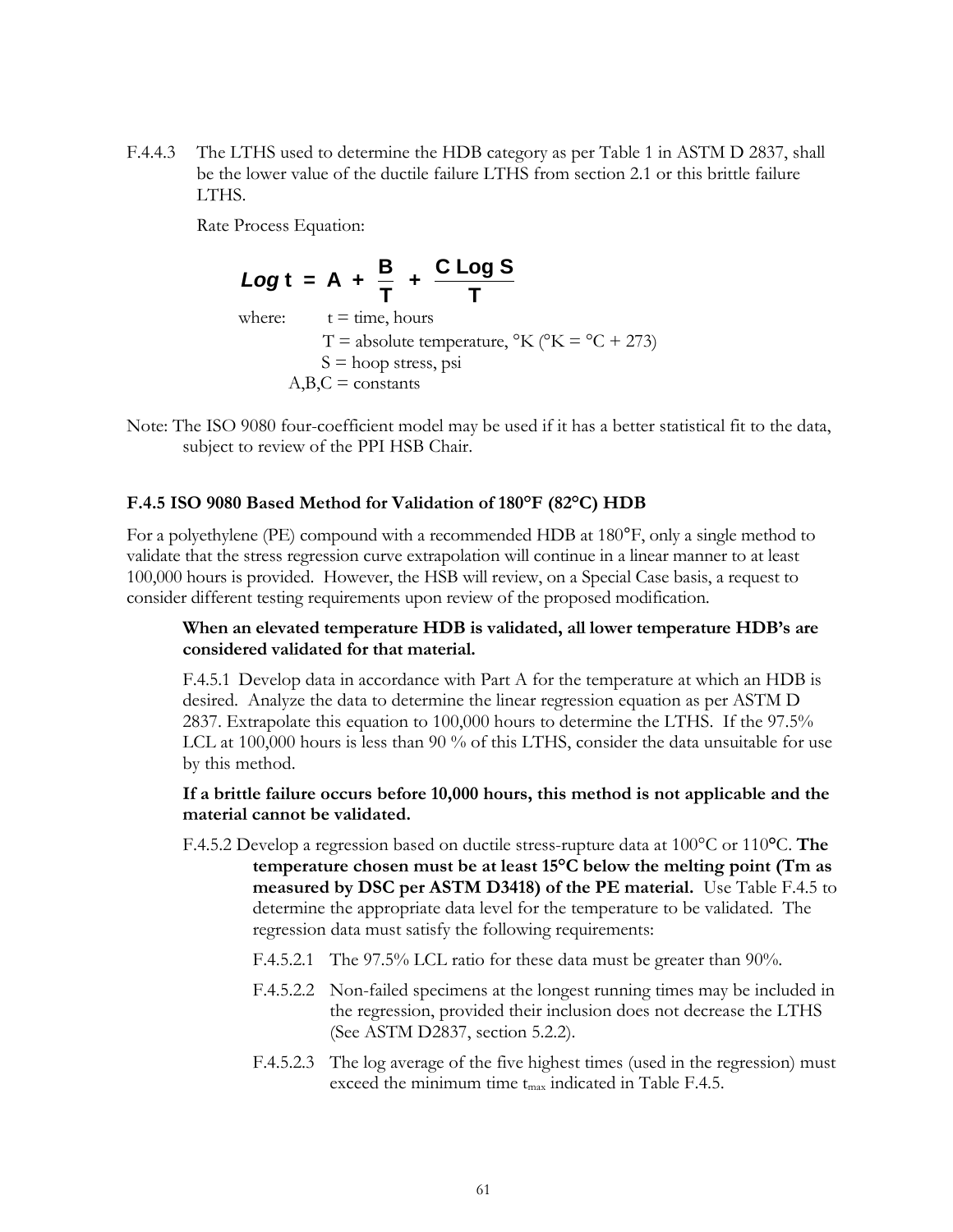F.4.4.3 The LTHS used to determine the HDB category as per Table 1 in ASTM D 2837, shall be the lower value of the ductile failure LTHS from section 2.1 or this brittle failure LTHS.

Rate Process Equation:

$$\mathbf{Log\ t = A + \frac{B}{T} + \frac{C\ Log\ S}{T}}$$

where:
- t = time, hours
- T = absolute temperature, °K (°K = °C + 273)
- S = hoop stress, psi
- A,B,C = constants

Note: The ISO 9080 four-coefficient model may be used if it has a better statistical fit to the data, subject to review of the PPI HSB Chair.

### F.4.5 ISO 9080 Based Method for Validation of 180°F (82°C) HDB

For a polyethylene (PE) compound with a recommended HDB at 180°F, only a single method to validate that the stress regression curve extrapolation will continue in a linear manner to at least 100,000 hours is provided. However, the HSB will review, on a Special Case basis, a request to consider different testing requirements upon review of the proposed modification.

**When an elevated temperature HDB is validated, all lower temperature HDB's are considered validated for that material.**

F.4.5.1 Develop data in accordance with Part A for the temperature at which an HDB is desired. Analyze the data to determine the linear regression equation as per ASTM D 2837. Extrapolate this equation to 100,000 hours to determine the LTHS. If the 97.5% LCL at 100,000 hours is less than 90 % of this LTHS, consider the data unsuitable for use by this method.

**If a brittle failure occurs before 10,000 hours, this method is not applicable and the material cannot be validated.**

F.4.5.2 Develop a regression based on ductile stress-rupture data at 100°C or 110°C. **The temperature chosen must be at least 15°C below the melting point (Tm as measured by DSC per ASTM D3418) of the PE material.** Use Table F.4.5 to determine the appropriate data level for the temperature to be validated. The regression data must satisfy the following requirements:

F.4.5.2.1 The 97.5% LCL ratio for these data must be greater than 90%.

F.4.5.2.2 Non-failed specimens at the longest running times may be included in the regression, provided their inclusion does not decrease the LTHS (See ASTM D2837, section 5.2.2).

F.4.5.2.3 The log average of the five highest times (used in the regression) must exceed the minimum time $t_{max}$ indicated in Table F.4.5.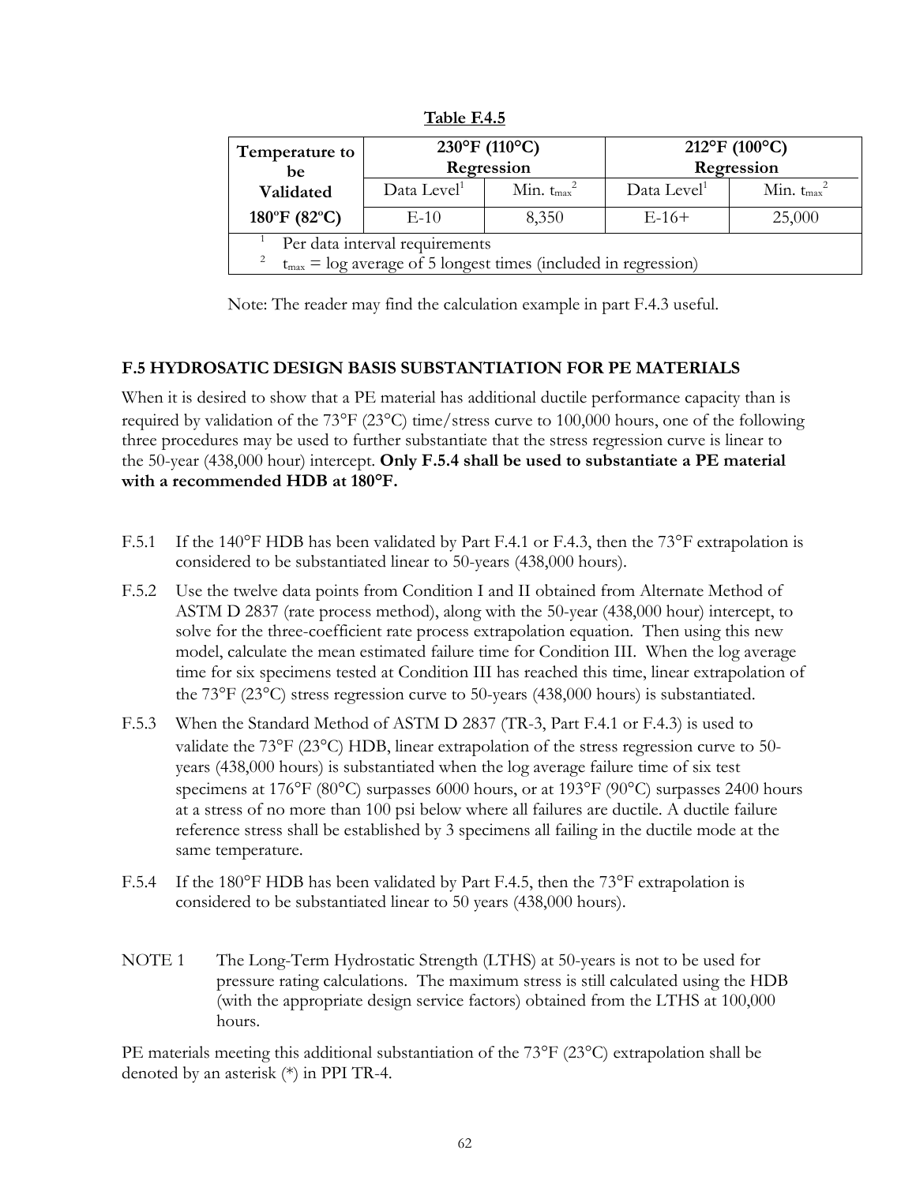**Table F.4.5**

| Temperature to be Validated | 230°F (110°C) Regression | | 212°F (100°C) Regression | |
|---|---|---|---|---|
| | Data Level[1] | Min. $t_{max}$[2] | Data Level[1] | Min. $t_{max}$[2] |
| **180ºF (82ºC)** | E-10 | 8,350 | E-16+ | 25,000 |

[1] Per data interval requirements
[2] $t_{max}$ = log average of 5 longest times (included in regression)

Note: The reader may find the calculation example in part F.4.3 useful.

## F.5 HYDROSATIC DESIGN BASIS SUBSTANTIATION FOR PE MATERIALS

When it is desired to show that a PE material has additional ductile performance capacity than is required by validation of the 73°F (23°C) time/stress curve to 100,000 hours, one of the following three procedures may be used to further substantiate that the stress regression curve is linear to the 50-year (438,000 hour) intercept. **Only F.5.4 shall be used to substantiate a PE material with a recommended HDB at 180°F.**

F.5.1 If the 140°F HDB has been validated by Part F.4.1 or F.4.3, then the 73°F extrapolation is considered to be substantiated linear to 50-years (438,000 hours).

F.5.2 Use the twelve data points from Condition I and II obtained from Alternate Method of ASTM D 2837 (rate process method), along with the 50-year (438,000 hour) intercept, to solve for the three-coefficient rate process extrapolation equation. Then using this new model, calculate the mean estimated failure time for Condition III. When the log average time for six specimens tested at Condition III has reached this time, linear extrapolation of the 73°F (23°C) stress regression curve to 50-years (438,000 hours) is substantiated.

F.5.3 When the Standard Method of ASTM D 2837 (TR-3, Part F.4.1 or F.4.3) is used to validate the 73°F (23°C) HDB, linear extrapolation of the stress regression curve to 50-years (438,000 hours) is substantiated when the log average failure time of six test specimens at 176°F (80°C) surpasses 6000 hours, or at 193°F (90°C) surpasses 2400 hours at a stress of no more than 100 psi below where all failures are ductile. A ductile failure reference stress shall be established by 3 specimens all failing in the ductile mode at the same temperature.

F.5.4 If the 180°F HDB has been validated by Part F.4.5, then the 73°F extrapolation is considered to be substantiated linear to 50 years (438,000 hours).

NOTE 1 The Long-Term Hydrostatic Strength (LTHS) at 50-years is not to be used for pressure rating calculations. The maximum stress is still calculated using the HDB (with the appropriate design service factors) obtained from the LTHS at 100,000 hours.

PE materials meeting this additional substantiation of the 73°F (23°C) extrapolation shall be denoted by an asterisk (*) in PPI TR-4.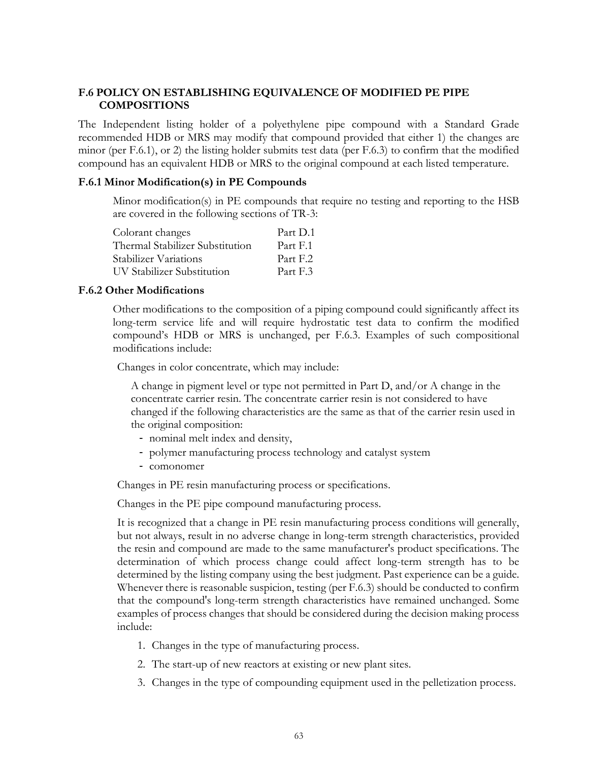## F.6 POLICY ON ESTABLISHING EQUIVALENCE OF MODIFIED PE PIPE COMPOSITIONS

The Independent listing holder of a polyethylene pipe compound with a Standard Grade recommended HDB or MRS may modify that compound provided that either 1) the changes are minor (per F.6.1), or 2) the listing holder submits test data (per F.6.3) to confirm that the modified compound has an equivalent HDB or MRS to the original compound at each listed temperature.

### F.6.1 Minor Modification(s) in PE Compounds

Minor modification(s) in PE compounds that require no testing and reporting to the HSB are covered in the following sections of TR-3:

| | |
|---|---|
| Colorant changes | Part D.1 |
| Thermal Stabilizer Substitution | Part F.1 |
| Stabilizer Variations | Part F.2 |
| UV Stabilizer Substitution | Part F.3 |

### F.6.2 Other Modifications

Other modifications to the composition of a piping compound could significantly affect its long-term service life and will require hydrostatic test data to confirm the modified compound's HDB or MRS is unchanged, per F.6.3. Examples of such compositional modifications include:

Changes in color concentrate, which may include:

A change in pigment level or type not permitted in Part D, and/or A change in the concentrate carrier resin. The concentrate carrier resin is not considered to have changed if the following characteristics are the same as that of the carrier resin used in the original composition:

- nominal melt index and density,
- polymer manufacturing process technology and catalyst system
- comonomer

Changes in PE resin manufacturing process or specifications.

Changes in the PE pipe compound manufacturing process.

It is recognized that a change in PE resin manufacturing process conditions will generally, but not always, result in no adverse change in long-term strength characteristics, provided the resin and compound are made to the same manufacturer's product specifications. The determination of which process change could affect long-term strength has to be determined by the listing company using the best judgment. Past experience can be a guide. Whenever there is reasonable suspicion, testing (per F.6.3) should be conducted to confirm that the compound's long-term strength characteristics have remained unchanged. Some examples of process changes that should be considered during the decision making process include:

1. Changes in the type of manufacturing process.
2. The start-up of new reactors at existing or new plant sites.
3. Changes in the type of compounding equipment used in the pelletization process.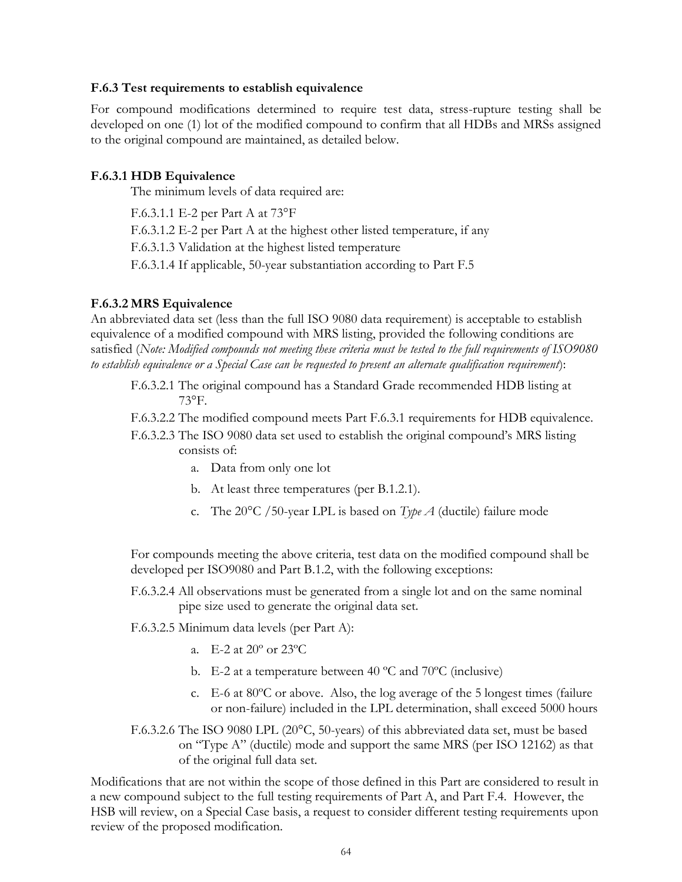### F.6.3 Test requirements to establish equivalence

For compound modifications determined to require test data, stress-rupture testing shall be developed on one (1) lot of the modified compound to confirm that all HDBs and MRSs assigned to the original compound are maintained, as detailed below.

#### F.6.3.1 HDB Equivalence

The minimum levels of data required are:

F.6.3.1.1 E-2 per Part A at 73°F

F.6.3.1.2 E-2 per Part A at the highest other listed temperature, if any

F.6.3.1.3 Validation at the highest listed temperature

F.6.3.1.4 If applicable, 50-year substantiation according to Part F.5

#### F.6.3.2 MRS Equivalence

An abbreviated data set (less than the full ISO 9080 data requirement) is acceptable to establish equivalence of a modified compound with MRS listing, provided the following conditions are satisfied (*Note: Modified compounds not meeting these criteria must be tested to the full requirements of ISO9080 to establish equivalence or a Special Case can be requested to present an alternate qualification requirement*):

F.6.3.2.1 The original compound has a Standard Grade recommended HDB listing at 73°F.

F.6.3.2.2 The modified compound meets Part F.6.3.1 requirements for HDB equivalence.

F.6.3.2.3 The ISO 9080 data set used to establish the original compound's MRS listing consists of:

a. Data from only one lot
b. At least three temperatures (per B.1.2.1).
c. The 20°C /50-year LPL is based on *Type A* (ductile) failure mode

For compounds meeting the above criteria, test data on the modified compound shall be developed per ISO9080 and Part B.1.2, with the following exceptions:

F.6.3.2.4 All observations must be generated from a single lot and on the same nominal pipe size used to generate the original data set.

F.6.3.2.5 Minimum data levels (per Part A):

a. E-2 at 20º or 23ºC
b. E-2 at a temperature between 40 ºC and 70ºC (inclusive)
c. E-6 at 80ºC or above. Also, the log average of the 5 longest times (failure or non-failure) included in the LPL determination, shall exceed 5000 hours

F.6.3.2.6 The ISO 9080 LPL (20°C, 50-years) of this abbreviated data set, must be based on "Type A" (ductile) mode and support the same MRS (per ISO 12162) as that of the original full data set.

Modifications that are not within the scope of those defined in this Part are considered to result in a new compound subject to the full testing requirements of Part A, and Part F.4. However, the HSB will review, on a Special Case basis, a request to consider different testing requirements upon review of the proposed modification.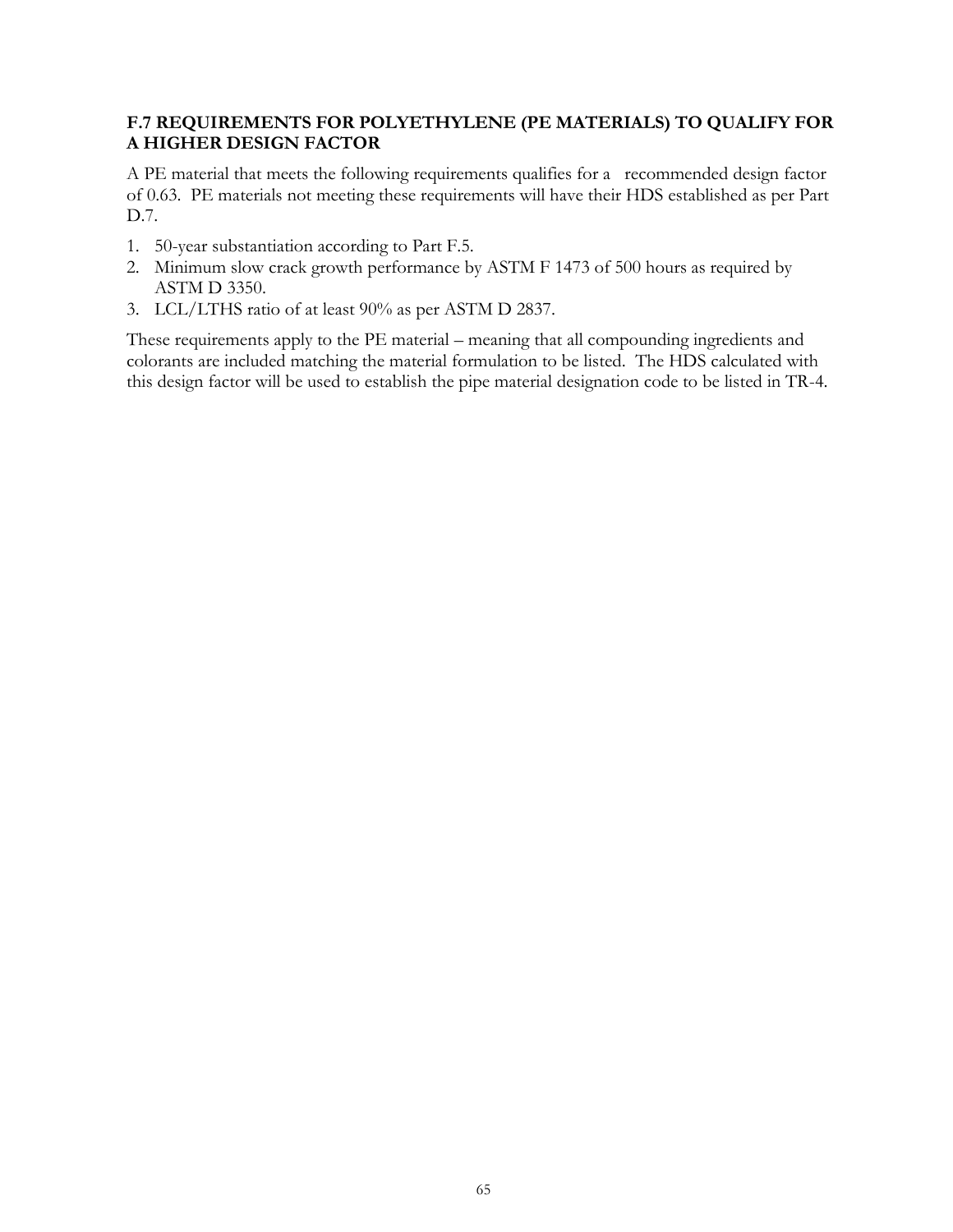## F.7 REQUIREMENTS FOR POLYETHYLENE (PE MATERIALS) TO QUALIFY FOR A HIGHER DESIGN FACTOR

A PE material that meets the following requirements qualifies for a recommended design factor of 0.63. PE materials not meeting these requirements will have their HDS established as per Part D.7.

1. 50-year substantiation according to Part F.5.
2. Minimum slow crack growth performance by ASTM F 1473 of 500 hours as required by ASTM D 3350.
3. LCL/LTHS ratio of at least 90% as per ASTM D 2837.

These requirements apply to the PE material – meaning that all compounding ingredients and colorants are included matching the material formulation to be listed. The HDS calculated with this design factor will be used to establish the pipe material designation code to be listed in TR-4.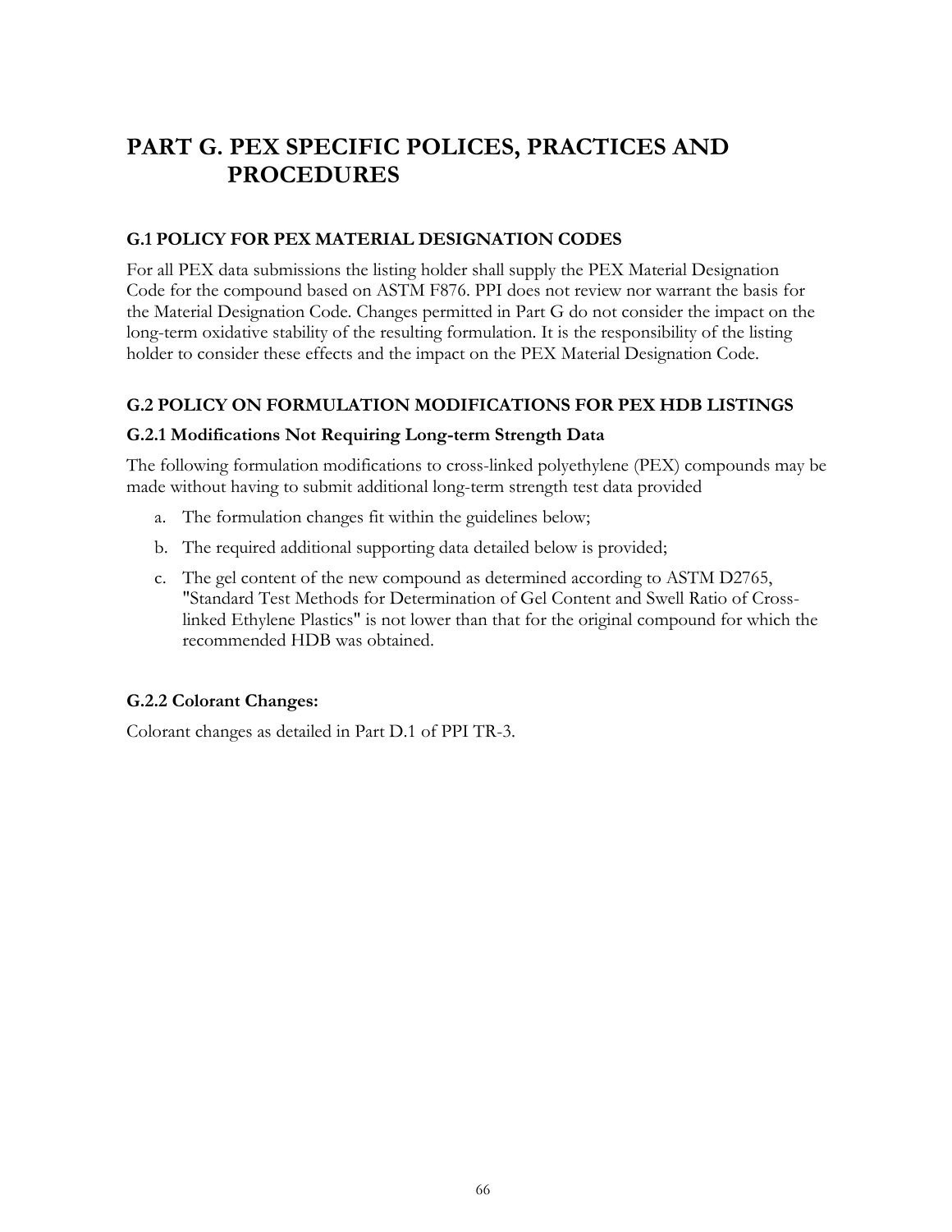# PART G. PEX SPECIFIC POLICES, PRACTICES AND PROCEDURES

## G.1 POLICY FOR PEX MATERIAL DESIGNATION CODES

For all PEX data submissions the listing holder shall supply the PEX Material Designation Code for the compound based on ASTM F876. PPI does not review nor warrant the basis for the Material Designation Code. Changes permitted in Part G do not consider the impact on the long-term oxidative stability of the resulting formulation. It is the responsibility of the listing holder to consider these effects and the impact on the PEX Material Designation Code.

## G.2 POLICY ON FORMULATION MODIFICATIONS FOR PEX HDB LISTINGS

### G.2.1 Modifications Not Requiring Long-term Strength Data

The following formulation modifications to cross-linked polyethylene (PEX) compounds may be made without having to submit additional long-term strength test data provided

a. The formulation changes fit within the guidelines below;
b. The required additional supporting data detailed below is provided;
c. The gel content of the new compound as determined according to ASTM D2765, "Standard Test Methods for Determination of Gel Content and Swell Ratio of Cross-linked Ethylene Plastics" is not lower than that for the original compound for which the recommended HDB was obtained.

### G.2.2 Colorant Changes:

Colorant changes as detailed in Part D.1 of PPI TR-3.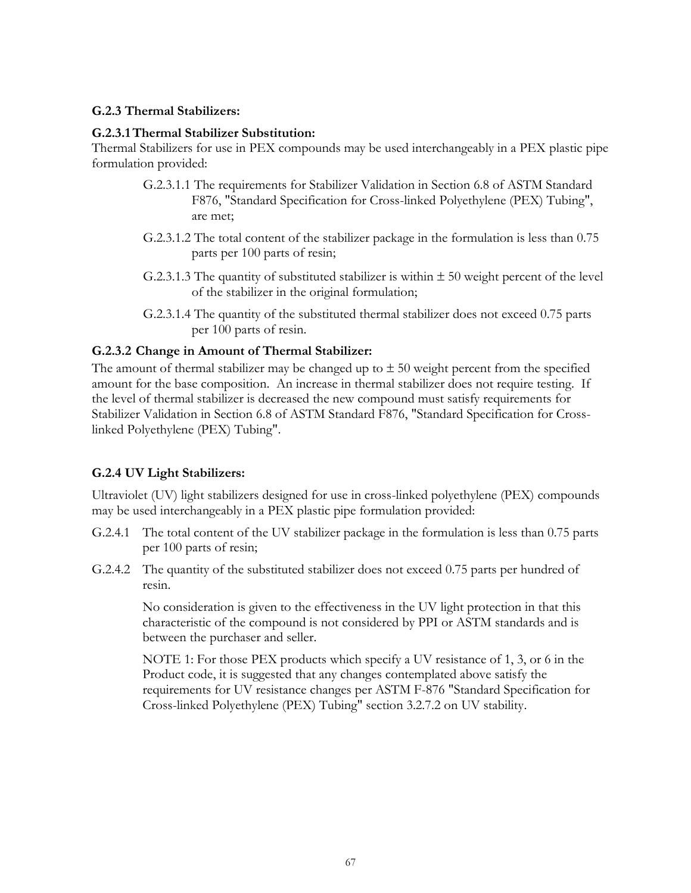### G.2.3 Thermal Stabilizers:

#### G.2.3.1 Thermal Stabilizer Substitution:

Thermal Stabilizers for use in PEX compounds may be used interchangeably in a PEX plastic pipe formulation provided:

G.2.3.1.1 The requirements for Stabilizer Validation in Section 6.8 of ASTM Standard F876, "Standard Specification for Cross-linked Polyethylene (PEX) Tubing", are met;

G.2.3.1.2 The total content of the stabilizer package in the formulation is less than 0.75 parts per 100 parts of resin;

G.2.3.1.3 The quantity of substituted stabilizer is within ± 50 weight percent of the level of the stabilizer in the original formulation;

G.2.3.1.4 The quantity of the substituted thermal stabilizer does not exceed 0.75 parts per 100 parts of resin.

#### G.2.3.2 Change in Amount of Thermal Stabilizer:

The amount of thermal stabilizer may be changed up to ± 50 weight percent from the specified amount for the base composition. An increase in thermal stabilizer does not require testing. If the level of thermal stabilizer is decreased the new compound must satisfy requirements for Stabilizer Validation in Section 6.8 of ASTM Standard F876, "Standard Specification for Cross-linked Polyethylene (PEX) Tubing".

### G.2.4 UV Light Stabilizers:

Ultraviolet (UV) light stabilizers designed for use in cross-linked polyethylene (PEX) compounds may be used interchangeably in a PEX plastic pipe formulation provided:

G.2.4.1 The total content of the UV stabilizer package in the formulation is less than 0.75 parts per 100 parts of resin;

G.2.4.2 The quantity of the substituted stabilizer does not exceed 0.75 parts per hundred of resin.

No consideration is given to the effectiveness in the UV light protection in that this characteristic of the compound is not considered by PPI or ASTM standards and is between the purchaser and seller.

NOTE 1: For those PEX products which specify a UV resistance of 1, 3, or 6 in the Product code, it is suggested that any changes contemplated above satisfy the requirements for UV resistance changes per ASTM F-876 "Standard Specification for Cross-linked Polyethylene (PEX) Tubing" section 3.2.7.2 on UV stability.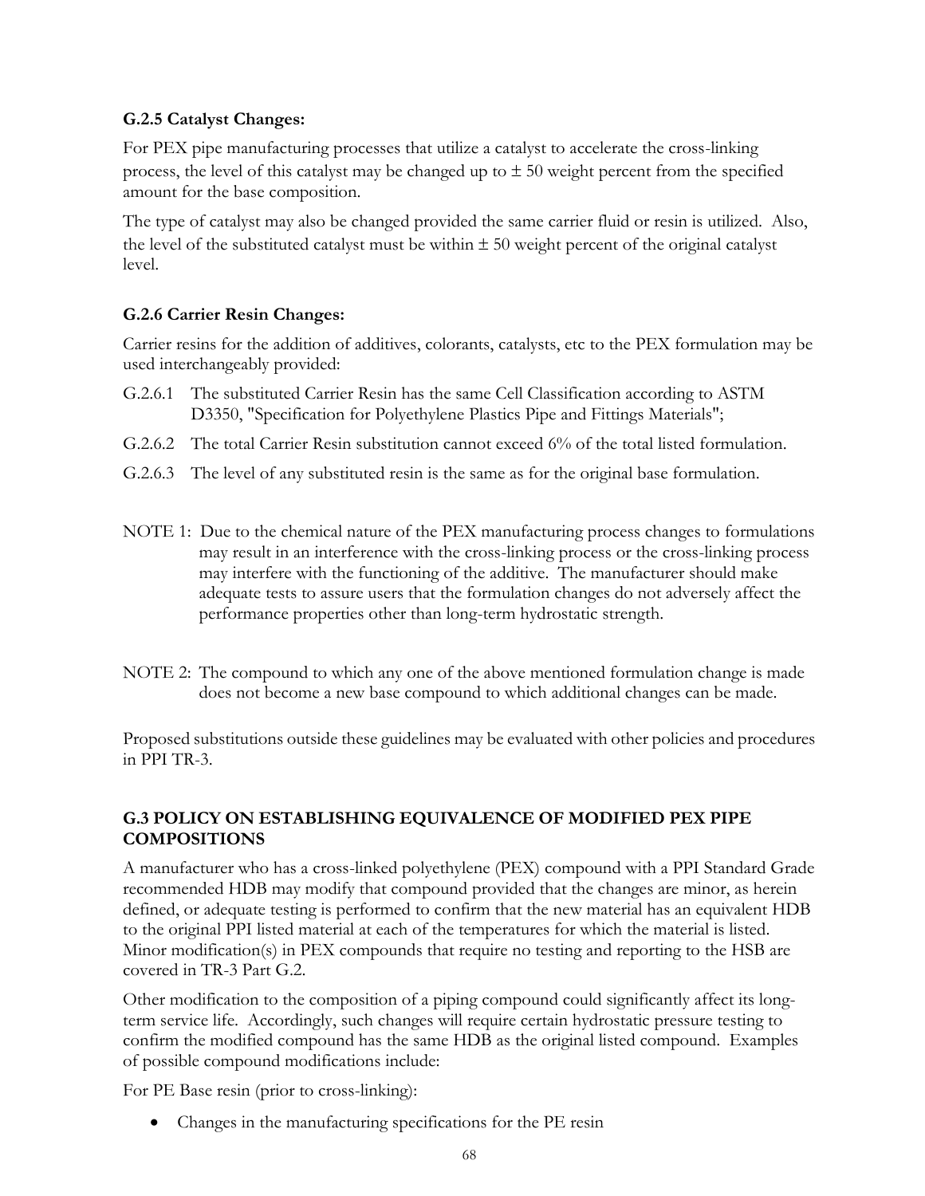### G.2.5 Catalyst Changes:

For PEX pipe manufacturing processes that utilize a catalyst to accelerate the cross-linking process, the level of this catalyst may be changed up to ± 50 weight percent from the specified amount for the base composition.

The type of catalyst may also be changed provided the same carrier fluid or resin is utilized. Also, the level of the substituted catalyst must be within ± 50 weight percent of the original catalyst level.

### G.2.6 Carrier Resin Changes:

Carrier resins for the addition of additives, colorants, catalysts, etc to the PEX formulation may be used interchangeably provided:

G.2.6.1 The substituted Carrier Resin has the same Cell Classification according to ASTM D3350, "Specification for Polyethylene Plastics Pipe and Fittings Materials";

G.2.6.2 The total Carrier Resin substitution cannot exceed 6% of the total listed formulation.

G.2.6.3 The level of any substituted resin is the same as for the original base formulation.

NOTE 1: Due to the chemical nature of the PEX manufacturing process changes to formulations may result in an interference with the cross-linking process or the cross-linking process may interfere with the functioning of the additive. The manufacturer should make adequate tests to assure users that the formulation changes do not adversely affect the performance properties other than long-term hydrostatic strength.

NOTE 2: The compound to which any one of the above mentioned formulation change is made does not become a new base compound to which additional changes can be made.

Proposed substitutions outside these guidelines may be evaluated with other policies and procedures in PPI TR-3.

## G.3 POLICY ON ESTABLISHING EQUIVALENCE OF MODIFIED PEX PIPE COMPOSITIONS

A manufacturer who has a cross-linked polyethylene (PEX) compound with a PPI Standard Grade recommended HDB may modify that compound provided that the changes are minor, as herein defined, or adequate testing is performed to confirm that the new material has an equivalent HDB to the original PPI listed material at each of the temperatures for which the material is listed. Minor modification(s) in PEX compounds that require no testing and reporting to the HSB are covered in TR-3 Part G.2.

Other modification to the composition of a piping compound could significantly affect its long-term service life. Accordingly, such changes will require certain hydrostatic pressure testing to confirm the modified compound has the same HDB as the original listed compound. Examples of possible compound modifications include:

For PE Base resin (prior to cross-linking):

- Changes in the manufacturing specifications for the PE resin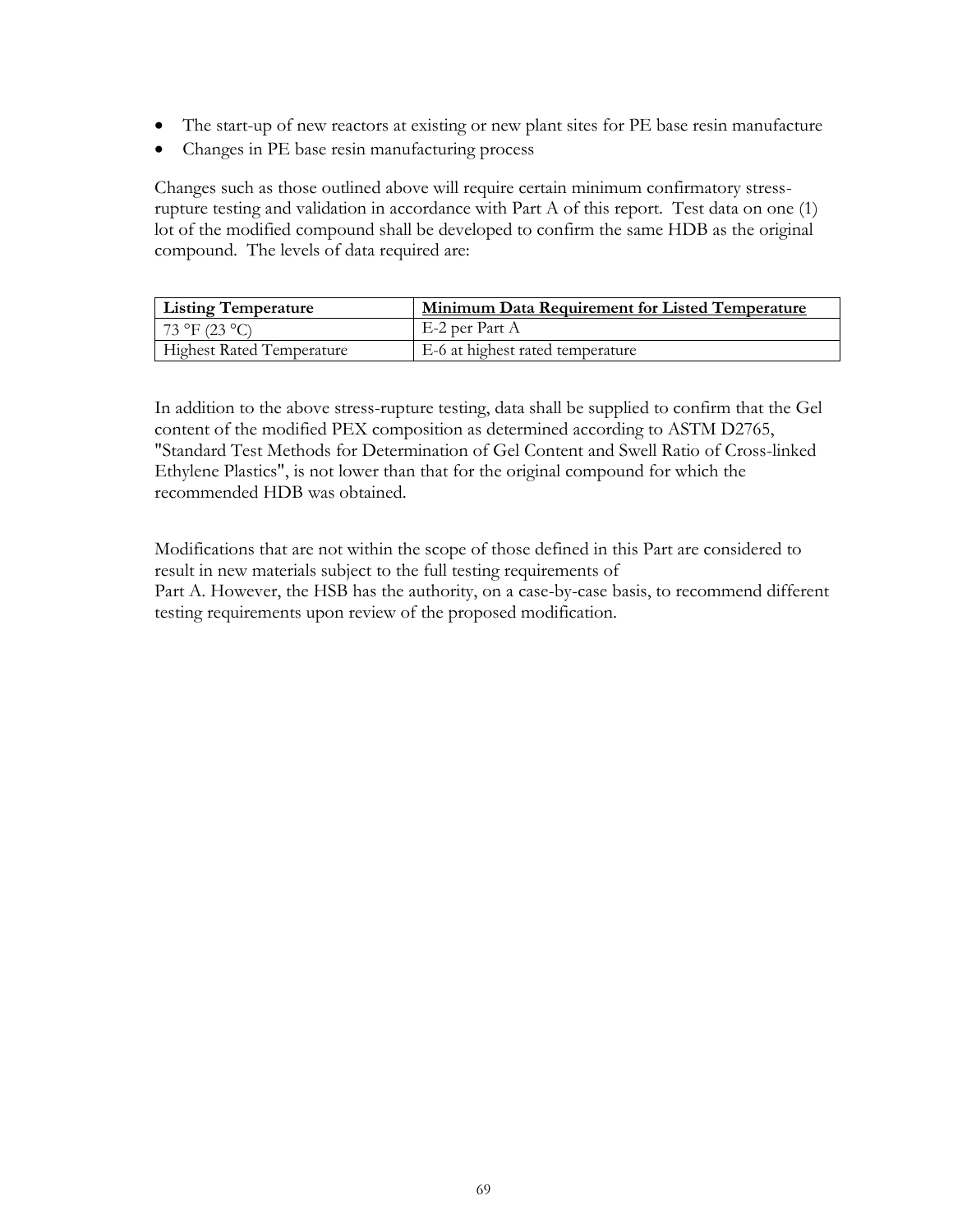- The start-up of new reactors at existing or new plant sites for PE base resin manufacture
- Changes in PE base resin manufacturing process

Changes such as those outlined above will require certain minimum confirmatory stress-rupture testing and validation in accordance with Part A of this report. Test data on one (1) lot of the modified compound shall be developed to confirm the same HDB as the original compound. The levels of data required are:

| **Listing Temperature** | **Minimum Data Requirement for Listed Temperature** |
|---|---|
| 73 °F (23 °C) | E-2 per Part A |
| Highest Rated Temperature | E-6 at highest rated temperature |

In addition to the above stress-rupture testing, data shall be supplied to confirm that the Gel content of the modified PEX composition as determined according to ASTM D2765, "Standard Test Methods for Determination of Gel Content and Swell Ratio of Cross-linked Ethylene Plastics", is not lower than that for the original compound for which the recommended HDB was obtained.

Modifications that are not within the scope of those defined in this Part are considered to result in new materials subject to the full testing requirements of Part A. However, the HSB has the authority, on a case-by-case basis, to recommend different testing requirements upon review of the proposed modification.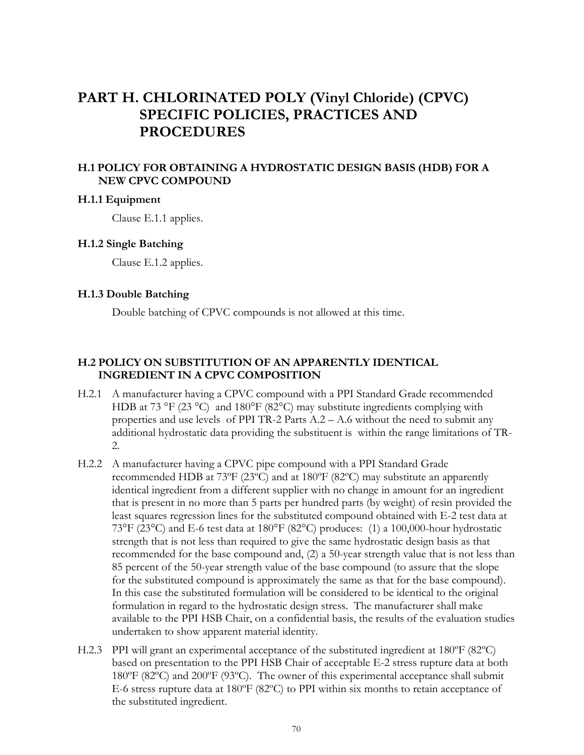# PART H. CHLORINATED POLY (Vinyl Chloride) (CPVC) SPECIFIC POLICIES, PRACTICES AND PROCEDURES

## H.1 POLICY FOR OBTAINING A HYDROSTATIC DESIGN BASIS (HDB) FOR A NEW CPVC COMPOUND

### H.1.1 Equipment

Clause E.1.1 applies.

### H.1.2 Single Batching

Clause E.1.2 applies.

### H.1.3 Double Batching

Double batching of CPVC compounds is not allowed at this time.

## H.2 POLICY ON SUBSTITUTION OF AN APPARENTLY IDENTICAL INGREDIENT IN A CPVC COMPOSITION

H.2.1 A manufacturer having a CPVC compound with a PPI Standard Grade recommended HDB at 73 °F (23 °C) and 180°F (82°C) may substitute ingredients complying with properties and use levels of PPI TR-2 Parts A.2 – A.6 without the need to submit any additional hydrostatic data providing the substituent is within the range limitations of TR-2.

H.2.2 A manufacturer having a CPVC pipe compound with a PPI Standard Grade recommended HDB at 73ºF (23ºC) and at 180ºF (82ºC) may substitute an apparently identical ingredient from a different supplier with no change in amount for an ingredient that is present in no more than 5 parts per hundred parts (by weight) of resin provided the least squares regression lines for the substituted compound obtained with E-2 test data at 73°F (23°C) and E-6 test data at 180°F (82°C) produces: (1) a 100,000-hour hydrostatic strength that is not less than required to give the same hydrostatic design basis as that recommended for the base compound and, (2) a 50-year strength value that is not less than 85 percent of the 50-year strength value of the base compound (to assure that the slope for the substituted compound is approximately the same as that for the base compound). In this case the substituted formulation will be considered to be identical to the original formulation in regard to the hydrostatic design stress. The manufacturer shall make available to the PPI HSB Chair, on a confidential basis, the results of the evaluation studies undertaken to show apparent material identity.

H.2.3 PPI will grant an experimental acceptance of the substituted ingredient at 180ºF (82ºC) based on presentation to the PPI HSB Chair of acceptable E-2 stress rupture data at both 180ºF (82ºC) and 200ºF (93ºC). The owner of this experimental acceptance shall submit E-6 stress rupture data at 180ºF (82ºC) to PPI within six months to retain acceptance of the substituted ingredient.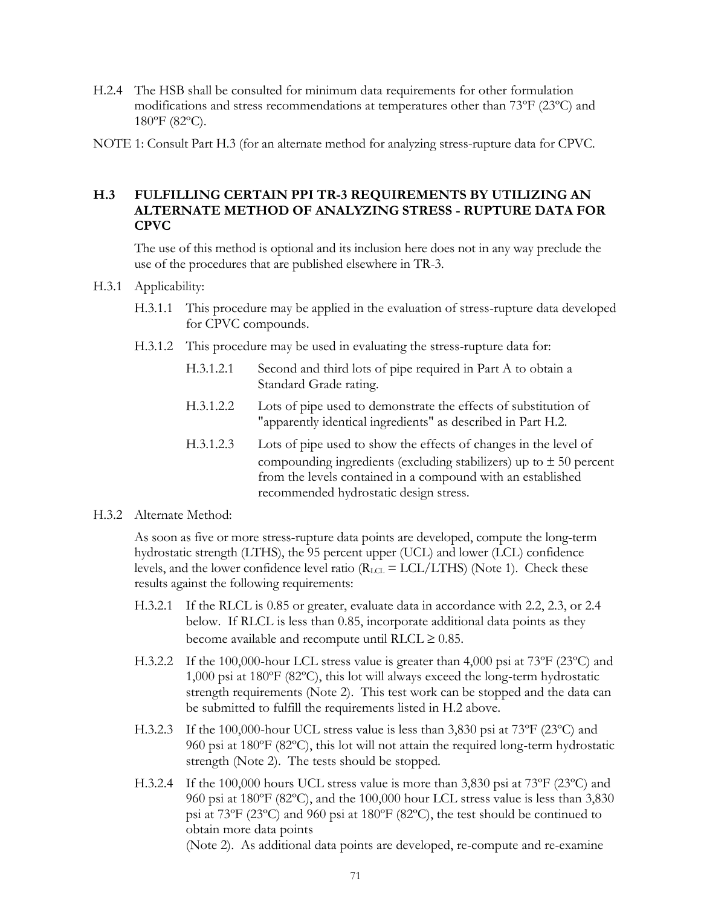H.2.4 The HSB shall be consulted for minimum data requirements for other formulation modifications and stress recommendations at temperatures other than 73ºF (23ºC) and 180ºF (82ºC).

NOTE 1: Consult Part H.3 (for an alternate method for analyzing stress-rupture data for CPVC.

## H.3 FULFILLING CERTAIN PPI TR-3 REQUIREMENTS BY UTILIZING AN ALTERNATE METHOD OF ANALYZING STRESS - RUPTURE DATA FOR CPVC

The use of this method is optional and its inclusion here does not in any way preclude the use of the procedures that are published elsewhere in TR-3.

H.3.1 Applicability:

H.3.1.1 This procedure may be applied in the evaluation of stress-rupture data developed for CPVC compounds.

H.3.1.2 This procedure may be used in evaluating the stress-rupture data for:

H.3.1.2.1 Second and third lots of pipe required in Part A to obtain a Standard Grade rating.

H.3.1.2.2 Lots of pipe used to demonstrate the effects of substitution of "apparently identical ingredients" as described in Part H.2.

H.3.1.2.3 Lots of pipe used to show the effects of changes in the level of compounding ingredients (excluding stabilizers) up to ± 50 percent from the levels contained in a compound with an established recommended hydrostatic design stress.

H.3.2 Alternate Method:

As soon as five or more stress-rupture data points are developed, compute the long-term hydrostatic strength (LTHS), the 95 percent upper (UCL) and lower (LCL) confidence levels, and the lower confidence level ratio ($R_{LCL}$ = LCL/LTHS) (Note 1). Check these results against the following requirements:

H.3.2.1 If the RLCL is 0.85 or greater, evaluate data in accordance with 2.2, 2.3, or 2.4 below. If RLCL is less than 0.85, incorporate additional data points as they become available and recompute until RLCL ≥ 0.85.

H.3.2.2 If the 100,000-hour LCL stress value is greater than 4,000 psi at 73ºF (23ºC) and 1,000 psi at 180ºF (82ºC), this lot will always exceed the long-term hydrostatic strength requirements (Note 2). This test work can be stopped and the data can be submitted to fulfill the requirements listed in H.2 above.

H.3.2.3 If the 100,000-hour UCL stress value is less than 3,830 psi at 73ºF (23ºC) and 960 psi at 180ºF (82ºC), this lot will not attain the required long-term hydrostatic strength (Note 2). The tests should be stopped.

H.3.2.4 If the 100,000 hours UCL stress value is more than 3,830 psi at 73ºF (23ºC) and 960 psi at 180ºF (82ºC), and the 100,000 hour LCL stress value is less than 3,830 psi at 73ºF (23ºC) and 960 psi at 180ºF (82ºC), the test should be continued to obtain more data points
(Note 2). As additional data points are developed, re-compute and re-examine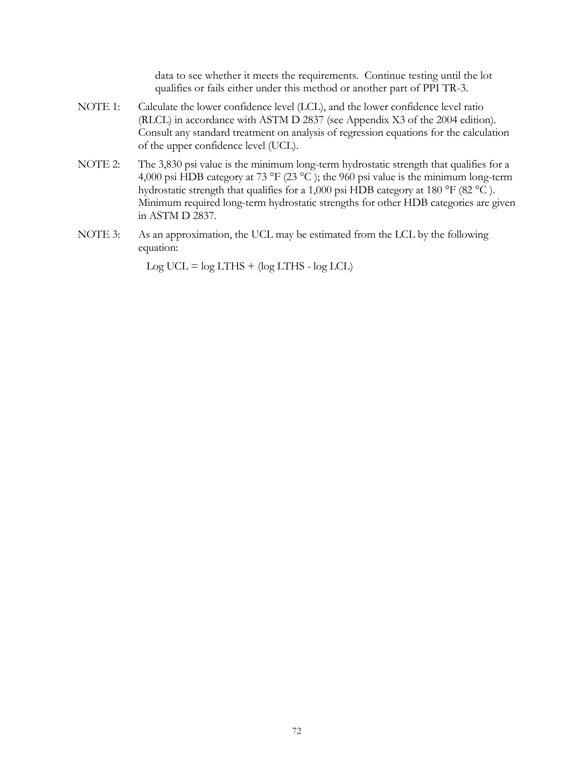data to see whether it meets the requirements. Continue testing until the lot qualifies or fails either under this method or another part of PPI TR-3.

NOTE 1: Calculate the lower confidence level (LCL), and the lower confidence level ratio (RLCL) in accordance with ASTM D 2837 (see Appendix X3 of the 2004 edition). Consult any standard treatment on analysis of regression equations for the calculation of the upper confidence level (UCL).

NOTE 2: The 3,830 psi value is the minimum long-term hydrostatic strength that qualifies for a 4,000 psi HDB category at 73 °F (23 °C ); the 960 psi value is the minimum long-term hydrostatic strength that qualifies for a 1,000 psi HDB category at 180 °F (82 °C ). Minimum required long-term hydrostatic strengths for other HDB categories are given in ASTM D 2837.

NOTE 3: As an approximation, the UCL may be estimated from the LCL by the following equation:

$$\text{Log UCL} = \log \text{LTHS} + (\log \text{LTHS} - \log \text{LCL})$$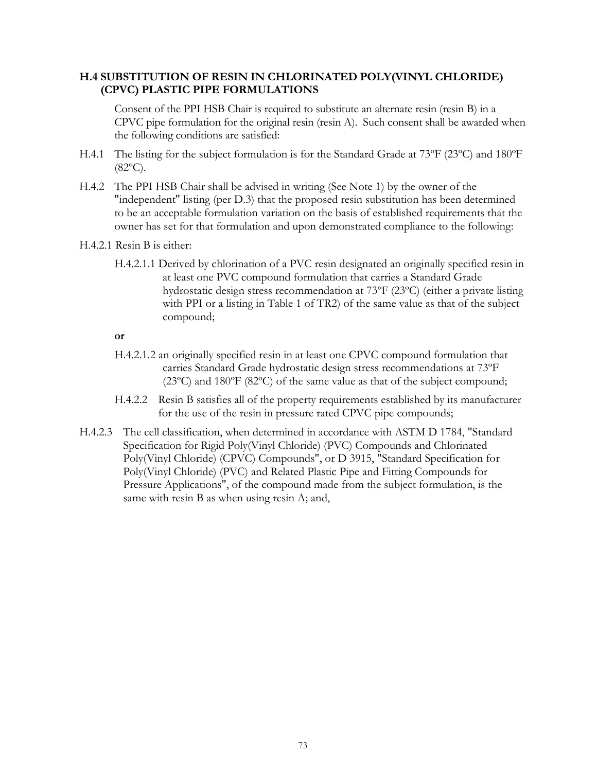### H.4 SUBSTITUTION OF RESIN IN CHLORINATED POLY(VINYL CHLORIDE) (CPVC) PLASTIC PIPE FORMULATIONS

Consent of the PPI HSB Chair is required to substitute an alternate resin (resin B) in a CPVC pipe formulation for the original resin (resin A). Such consent shall be awarded when the following conditions are satisfied:

H.4.1 The listing for the subject formulation is for the Standard Grade at 73ºF (23ºC) and 180ºF (82ºC).

H.4.2 The PPI HSB Chair shall be advised in writing (See Note 1) by the owner of the "independent" listing (per D.3) that the proposed resin substitution has been determined to be an acceptable formulation variation on the basis of established requirements that the owner has set for that formulation and upon demonstrated compliance to the following:

H.4.2.1 Resin B is either:

H.4.2.1.1 Derived by chlorination of a PVC resin designated an originally specified resin in at least one PVC compound formulation that carries a Standard Grade hydrostatic design stress recommendation at 73ºF (23ºC) (either a private listing with PPI or a listing in Table 1 of TR2) of the same value as that of the subject compound;

**or**

H.4.2.1.2 an originally specified resin in at least one CPVC compound formulation that carries Standard Grade hydrostatic design stress recommendations at 73ºF (23ºC) and 180ºF (82ºC) of the same value as that of the subject compound;

H.4.2.2 Resin B satisfies all of the property requirements established by its manufacturer for the use of the resin in pressure rated CPVC pipe compounds;

H.4.2.3 The cell classification, when determined in accordance with ASTM D 1784, "Standard Specification for Rigid Poly(Vinyl Chloride) (PVC) Compounds and Chlorinated Poly(Vinyl Chloride) (CPVC) Compounds", or D 3915, "Standard Specification for Poly(Vinyl Chloride) (PVC) and Related Plastic Pipe and Fitting Compounds for Pressure Applications", of the compound made from the subject formulation, is the same with resin B as when using resin A; and,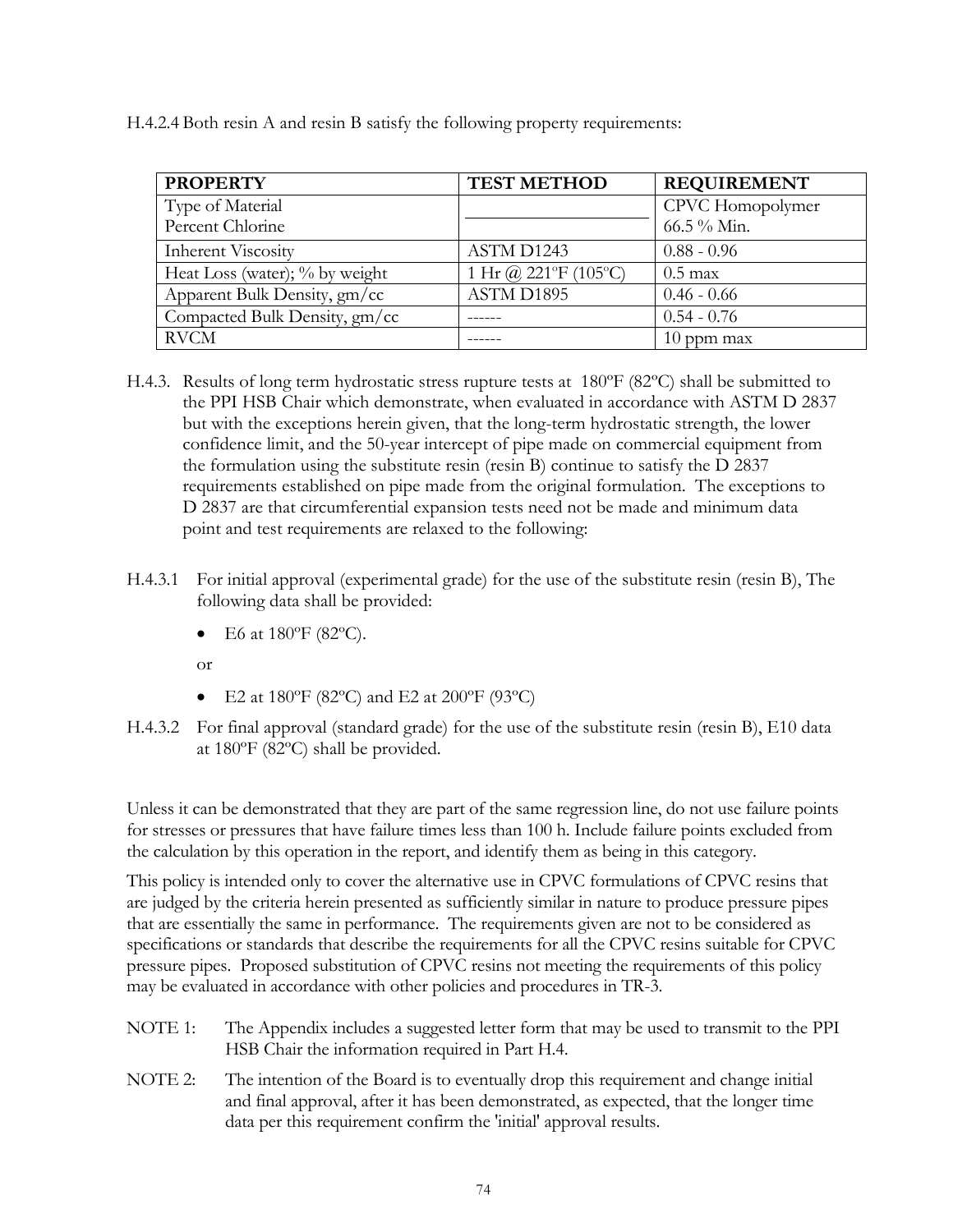H.4.2.4 Both resin A and resin B satisfy the following property requirements:

| PROPERTY | TEST METHOD | REQUIREMENT |
|---|---|---|
| Type of Material<br>Percent Chlorine | | CPVC Homopolymer<br>66.5 % Min. |
| Inherent Viscosity | ASTM D1243 | 0.88 - 0.96 |
| Heat Loss (water); % by weight | 1 Hr @ 221ºF (105ºC) | 0.5 max |
| Apparent Bulk Density, gm/cc | ASTM D1895 | 0.46 - 0.66 |
| Compacted Bulk Density, gm/cc | ------ | 0.54 - 0.76 |
| RVCM | ------ | 10 ppm max |

H.4.3. Results of long term hydrostatic stress rupture tests at 180ºF (82ºC) shall be submitted to the PPI HSB Chair which demonstrate, when evaluated in accordance with ASTM D 2837 but with the exceptions herein given, that the long-term hydrostatic strength, the lower confidence limit, and the 50-year intercept of pipe made on commercial equipment from the formulation using the substitute resin (resin B) continue to satisfy the D 2837 requirements established on pipe made from the original formulation. The exceptions to D 2837 are that circumferential expansion tests need not be made and minimum data point and test requirements are relaxed to the following:

H.4.3.1 For initial approval (experimental grade) for the use of the substitute resin (resin B), The following data shall be provided:

- E6 at 180ºF (82ºC).

or

- E2 at 180ºF (82ºC) and E2 at 200ºF (93ºC)

H.4.3.2 For final approval (standard grade) for the use of the substitute resin (resin B), E10 data at 180ºF (82ºC) shall be provided.

Unless it can be demonstrated that they are part of the same regression line, do not use failure points for stresses or pressures that have failure times less than 100 h. Include failure points excluded from the calculation by this operation in the report, and identify them as being in this category.

This policy is intended only to cover the alternative use in CPVC formulations of CPVC resins that are judged by the criteria herein presented as sufficiently similar in nature to produce pressure pipes that are essentially the same in performance. The requirements given are not to be considered as specifications or standards that describe the requirements for all the CPVC resins suitable for CPVC pressure pipes. Proposed substitution of CPVC resins not meeting the requirements of this policy may be evaluated in accordance with other policies and procedures in TR-3.

NOTE 1: The Appendix includes a suggested letter form that may be used to transmit to the PPI HSB Chair the information required in Part H.4.

NOTE 2: The intention of the Board is to eventually drop this requirement and change initial and final approval, after it has been demonstrated, as expected, that the longer time data per this requirement confirm the 'initial' approval results.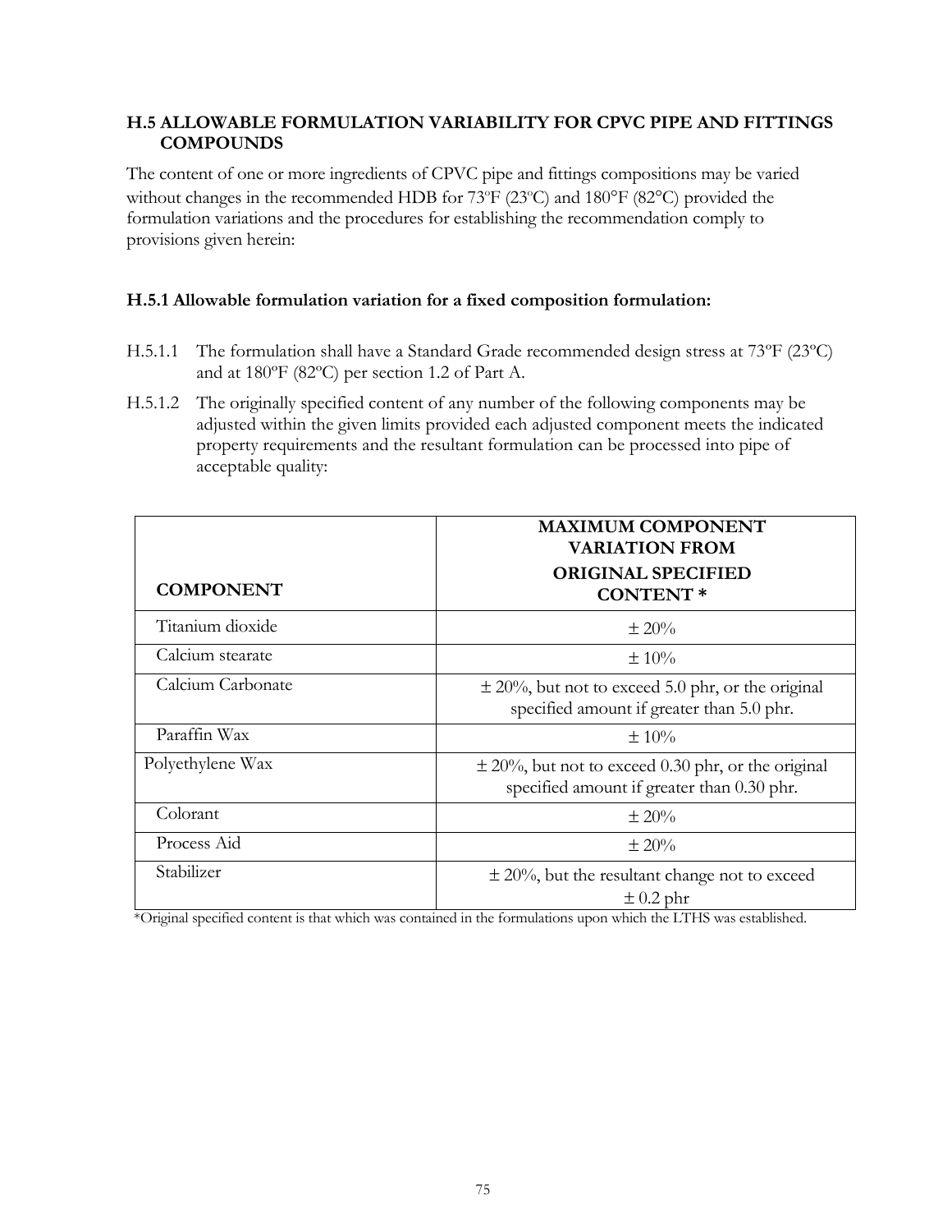### H.5 ALLOWABLE FORMULATION VARIABILITY FOR CPVC PIPE AND FITTINGS COMPOUNDS

The content of one or more ingredients of CPVC pipe and fittings compositions may be varied without changes in the recommended HDB for 73ºF (23ºC) and 180°F (82°C) provided the formulation variations and the procedures for establishing the recommendation comply to provisions given herein:

#### H.5.1 Allowable formulation variation for a fixed composition formulation:

H.5.1.1 The formulation shall have a Standard Grade recommended design stress at 73ºF (23ºC) and at 180ºF (82ºC) per section 1.2 of Part A.

H.5.1.2 The originally specified content of any number of the following components may be adjusted within the given limits provided each adjusted component meets the indicated property requirements and the resultant formulation can be processed into pipe of acceptable quality:

| COMPONENT | MAXIMUM COMPONENT VARIATION FROM ORIGINAL SPECIFIED CONTENT * |
|---|---|
| Titanium dioxide | ± 20% |
| Calcium stearate | ± 10% |
| Calcium Carbonate | ± 20%, but not to exceed 5.0 phr, or the original specified amount if greater than 5.0 phr. |
| Paraffin Wax | ± 10% |
| Polyethylene Wax | ± 20%, but not to exceed 0.30 phr, or the original specified amount if greater than 0.30 phr. |
| Colorant | ± 20% |
| Process Aid | ± 20% |
| Stabilizer | ± 20%, but the resultant change not to exceed ± 0.2 phr |

*Original specified content is that which was contained in the formulations upon which the LTHS was established.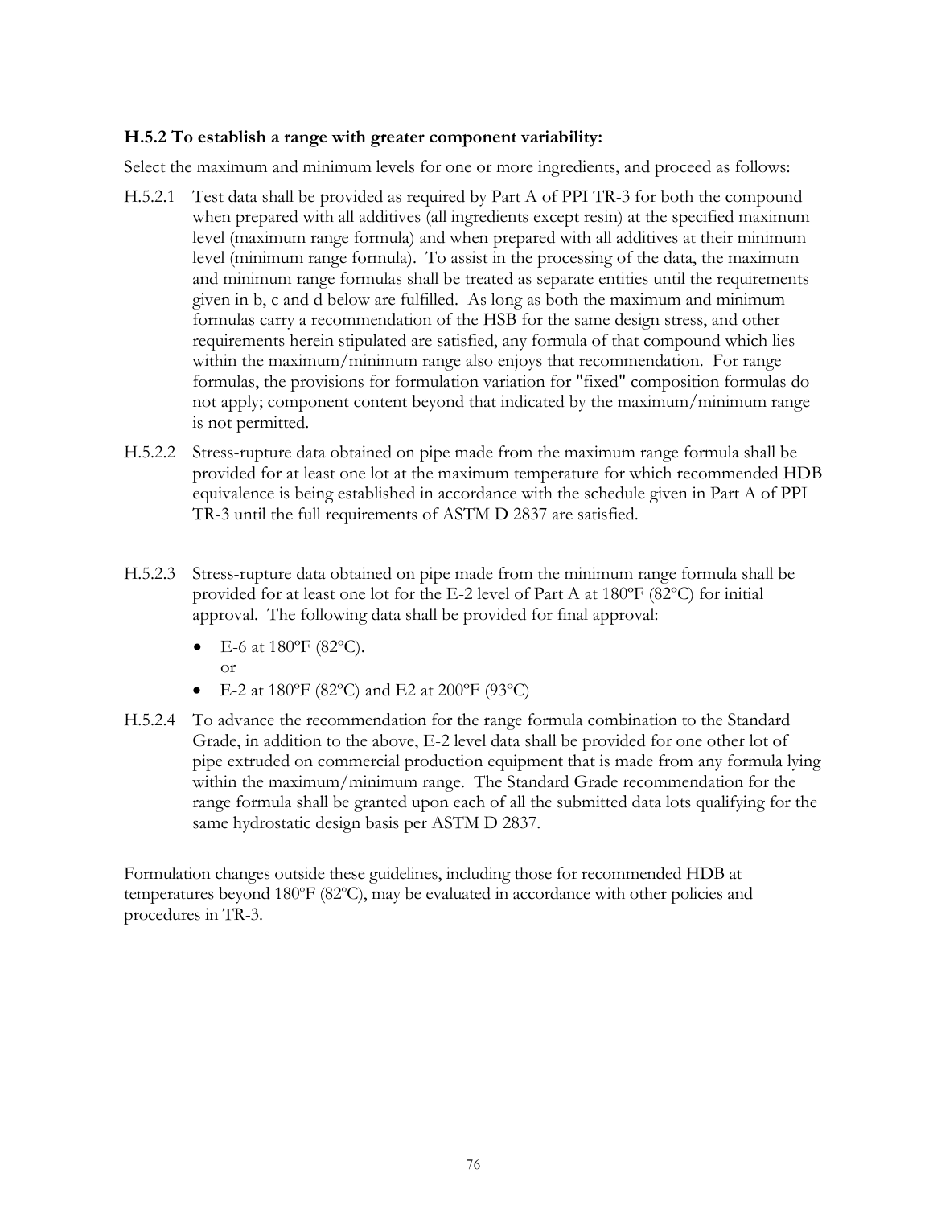### H.5.2 To establish a range with greater component variability:

Select the maximum and minimum levels for one or more ingredients, and proceed as follows:

H.5.2.1 Test data shall be provided as required by Part A of PPI TR-3 for both the compound when prepared with all additives (all ingredients except resin) at the specified maximum level (maximum range formula) and when prepared with all additives at their minimum level (minimum range formula). To assist in the processing of the data, the maximum and minimum range formulas shall be treated as separate entities until the requirements given in b, c and d below are fulfilled. As long as both the maximum and minimum formulas carry a recommendation of the HSB for the same design stress, and other requirements herein stipulated are satisfied, any formula of that compound which lies within the maximum/minimum range also enjoys that recommendation. For range formulas, the provisions for formulation variation for "fixed" composition formulas do not apply; component content beyond that indicated by the maximum/minimum range is not permitted.

H.5.2.2 Stress-rupture data obtained on pipe made from the maximum range formula shall be provided for at least one lot at the maximum temperature for which recommended HDB equivalence is being established in accordance with the schedule given in Part A of PPI TR-3 until the full requirements of ASTM D 2837 are satisfied.

H.5.2.3 Stress-rupture data obtained on pipe made from the minimum range formula shall be provided for at least one lot for the E-2 level of Part A at 180ºF (82ºC) for initial approval. The following data shall be provided for final approval:

- E-6 at 180ºF (82ºC).
  or
- E-2 at 180ºF (82ºC) and E2 at 200ºF (93ºC)

H.5.2.4 To advance the recommendation for the range formula combination to the Standard Grade, in addition to the above, E-2 level data shall be provided for one other lot of pipe extruded on commercial production equipment that is made from any formula lying within the maximum/minimum range. The Standard Grade recommendation for the range formula shall be granted upon each of all the submitted data lots qualifying for the same hydrostatic design basis per ASTM D 2837.

Formulation changes outside these guidelines, including those for recommended HDB at temperatures beyond 180ºF (82ºC), may be evaluated in accordance with other policies and procedures in TR-3.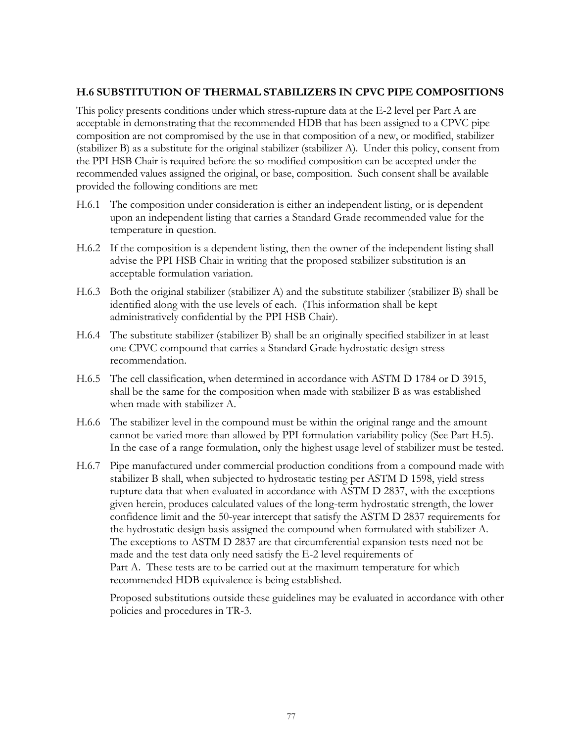## H.6 SUBSTITUTION OF THERMAL STABILIZERS IN CPVC PIPE COMPOSITIONS

This policy presents conditions under which stress-rupture data at the E-2 level per Part A are acceptable in demonstrating that the recommended HDB that has been assigned to a CPVC pipe composition are not compromised by the use in that composition of a new, or modified, stabilizer (stabilizer B) as a substitute for the original stabilizer (stabilizer A). Under this policy, consent from the PPI HSB Chair is required before the so-modified composition can be accepted under the recommended values assigned the original, or base, composition. Such consent shall be available provided the following conditions are met:

H.6.1 The composition under consideration is either an independent listing, or is dependent upon an independent listing that carries a Standard Grade recommended value for the temperature in question.

H.6.2 If the composition is a dependent listing, then the owner of the independent listing shall advise the PPI HSB Chair in writing that the proposed stabilizer substitution is an acceptable formulation variation.

H.6.3 Both the original stabilizer (stabilizer A) and the substitute stabilizer (stabilizer B) shall be identified along with the use levels of each. (This information shall be kept administratively confidential by the PPI HSB Chair).

H.6.4 The substitute stabilizer (stabilizer B) shall be an originally specified stabilizer in at least one CPVC compound that carries a Standard Grade hydrostatic design stress recommendation.

H.6.5 The cell classification, when determined in accordance with ASTM D 1784 or D 3915, shall be the same for the composition when made with stabilizer B as was established when made with stabilizer A.

H.6.6 The stabilizer level in the compound must be within the original range and the amount cannot be varied more than allowed by PPI formulation variability policy (See Part H.5). In the case of a range formulation, only the highest usage level of stabilizer must be tested.

H.6.7 Pipe manufactured under commercial production conditions from a compound made with stabilizer B shall, when subjected to hydrostatic testing per ASTM D 1598, yield stress rupture data that when evaluated in accordance with ASTM D 2837, with the exceptions given herein, produces calculated values of the long-term hydrostatic strength, the lower confidence limit and the 50-year intercept that satisfy the ASTM D 2837 requirements for the hydrostatic design basis assigned the compound when formulated with stabilizer A. The exceptions to ASTM D 2837 are that circumferential expansion tests need not be made and the test data only need satisfy the E-2 level requirements of Part A. These tests are to be carried out at the maximum temperature for which recommended HDB equivalence is being established.

Proposed substitutions outside these guidelines may be evaluated in accordance with other policies and procedures in TR-3.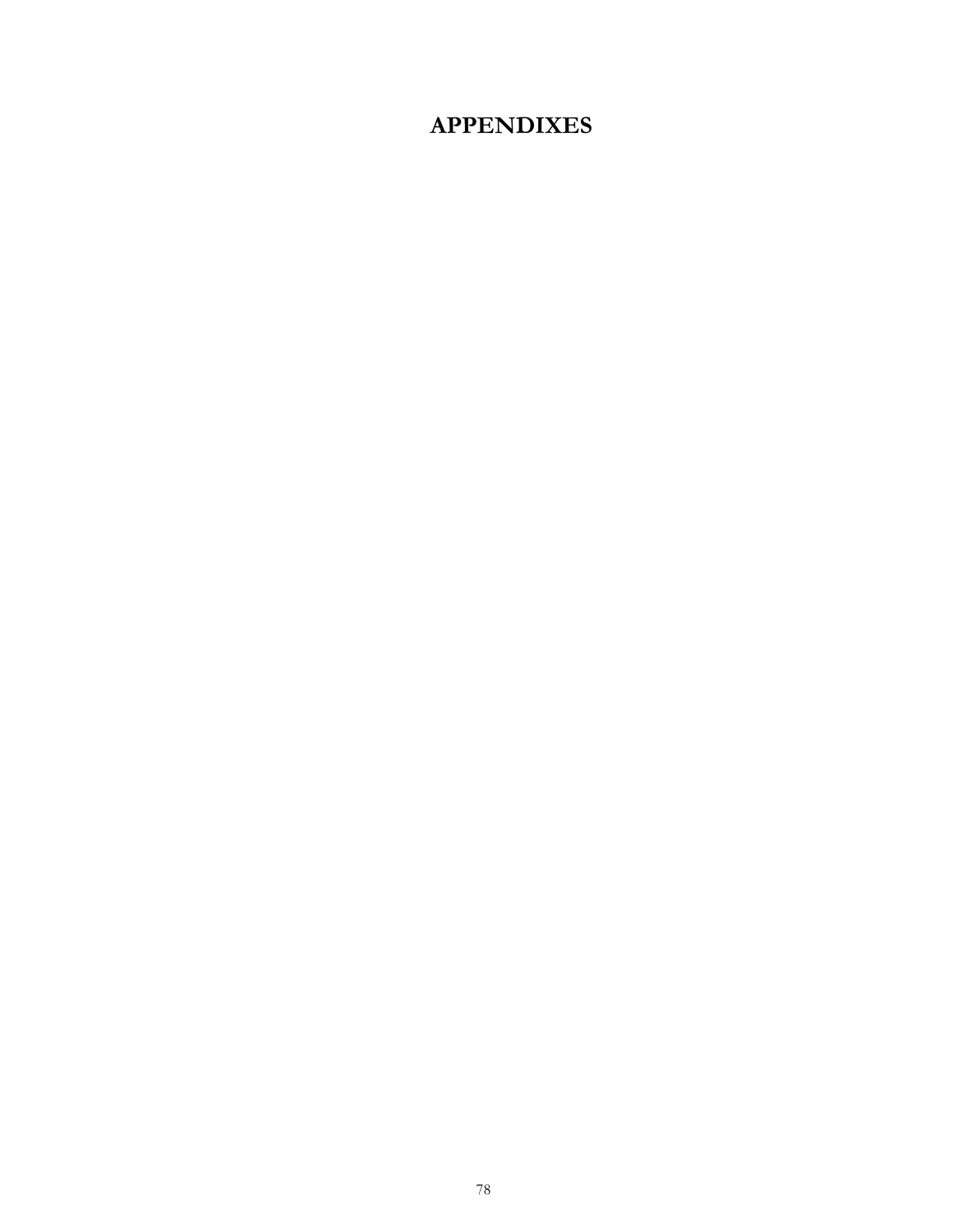# APPENDIXES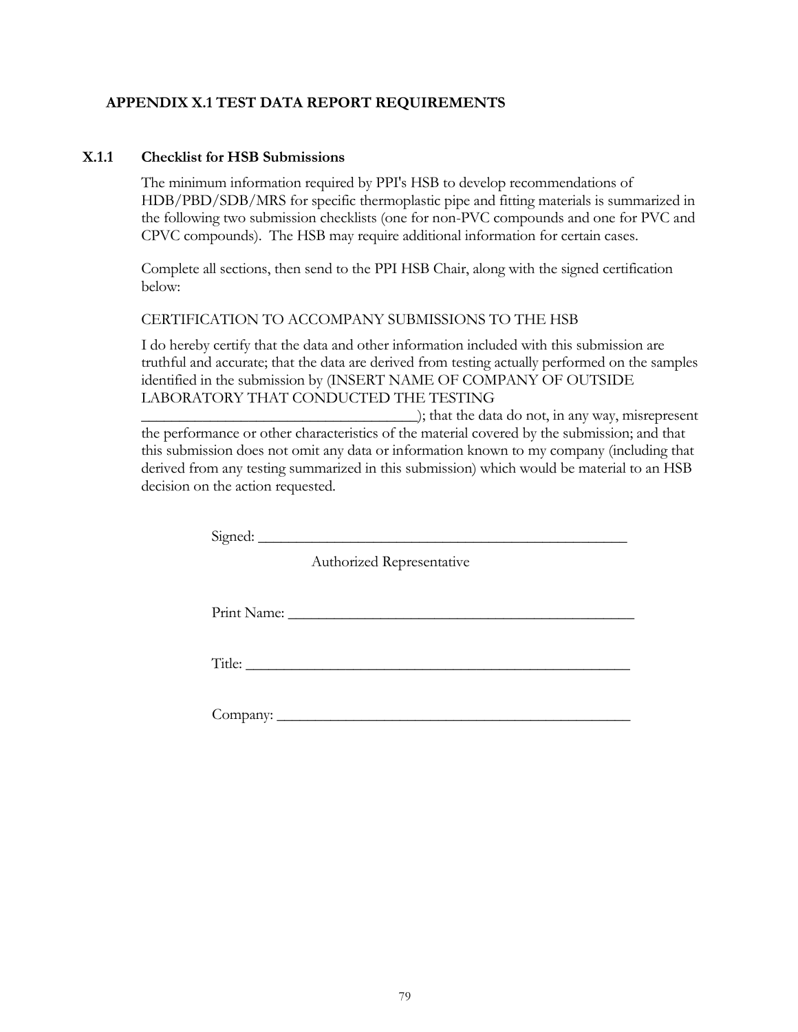## APPENDIX X.1 TEST DATA REPORT REQUIREMENTS

### X.1.1 Checklist for HSB Submissions

The minimum information required by PPI's HSB to develop recommendations of HDB/PBD/SDB/MRS for specific thermoplastic pipe and fitting materials is summarized in the following two submission checklists (one for non-PVC compounds and one for PVC and CPVC compounds). The HSB may require additional information for certain cases.

Complete all sections, then send to the PPI HSB Chair, along with the signed certification below:

CERTIFICATION TO ACCOMPANY SUBMISSIONS TO THE HSB

I do hereby certify that the data and other information included with this submission are truthful and accurate; that the data are derived from testing actually performed on the samples identified in the submission by (INSERT NAME OF COMPANY OF OUTSIDE LABORATORY THAT CONDUCTED THE TESTING \_\_\_\_\_\_\_\_\_\_\_\_\_\_\_\_\_\_\_\_\_\_\_\_\_\_\_\_\_\_\_\_\_\_\_\_\_\_); that the data do not, in any way, misrepresent the performance or other characteristics of the material covered by the submission; and that this submission does not omit any data or information known to my company (including that derived from any testing summarized in this submission) which would be material to an HSB decision on the action requested.

Signed: \_\_\_\_\_\_\_\_\_\_\_\_\_\_\_\_\_\_\_\_\_\_\_\_\_\_\_\_\_\_\_\_\_\_\_\_\_\_\_\_\_\_\_\_\_\_\_\_\_\_

Authorized Representative

Print Name: \_\_\_\_\_\_\_\_\_\_\_\_\_\_\_\_\_\_\_\_\_\_\_\_\_\_\_\_\_\_\_\_\_\_\_\_\_\_\_\_\_\_\_\_\_\_\_\_

Title: \_\_\_\_\_\_\_\_\_\_\_\_\_\_\_\_\_\_\_\_\_\_\_\_\_\_\_\_\_\_\_\_\_\_\_\_\_\_\_\_\_\_\_\_\_\_\_\_\_\_\_\_

Company: \_\_\_\_\_\_\_\_\_\_\_\_\_\_\_\_\_\_\_\_\_\_\_\_\_\_\_\_\_\_\_\_\_\_\_\_\_\_\_\_\_\_\_\_\_\_\_\_\_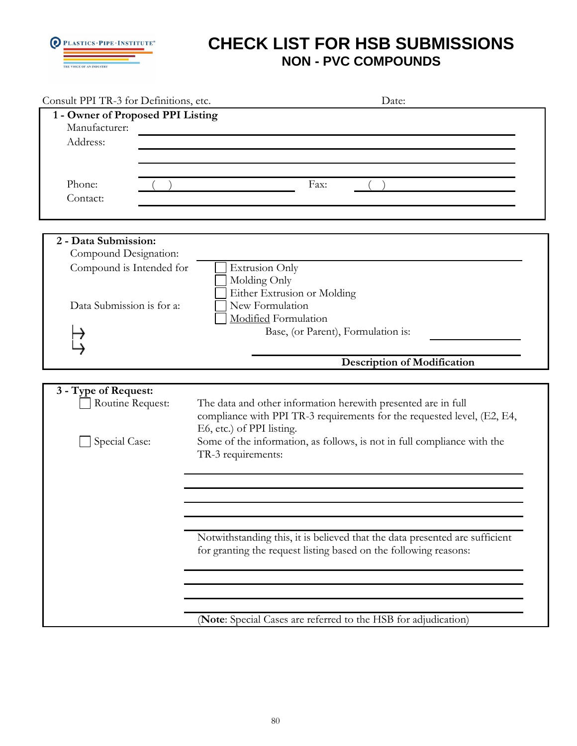# CHECK LIST FOR HSB SUBMISSIONS

## NON - PVC COMPOUNDS

Consult PPI TR-3 for Definitions, etc. Date:

**1 - Owner of Proposed PPI Listing**

Manufacturer: ______________________________

Address: ______________________________

______________________________

______________________________

Phone: ( ) ______________ Fax: ( ) ______________

Contact: ______________________________

**2 - Data Submission:**

Compound Designation: ______________________________

Compound is Intended for
- ☐ Extrusion Only
- ☐ Molding Only
- ☐ Either Extrusion or Molding

Data Submission is for a:
- ☐ New Formulation
- ☐ Modified Formulation

↳ Base, (or Parent), Formulation is: ______________

↳ ______________________________

**Description of Modification**

**3 - Type of Request:**

☐ Routine Request: The data and other information herewith presented are in full compliance with PPI TR-3 requirements for the requested level, (E2, E4, E6, etc.) of PPI listing.

☐ Special Case: Some of the information, as follows, is not in full compliance with the TR-3 requirements:

______________________________

______________________________

______________________________

______________________________

Notwithstanding this, it is believed that the data presented are sufficient for granting the request listing based on the following reasons:

______________________________

______________________________

______________________________

(**Note**: Special Cases are referred to the HSB for adjudication)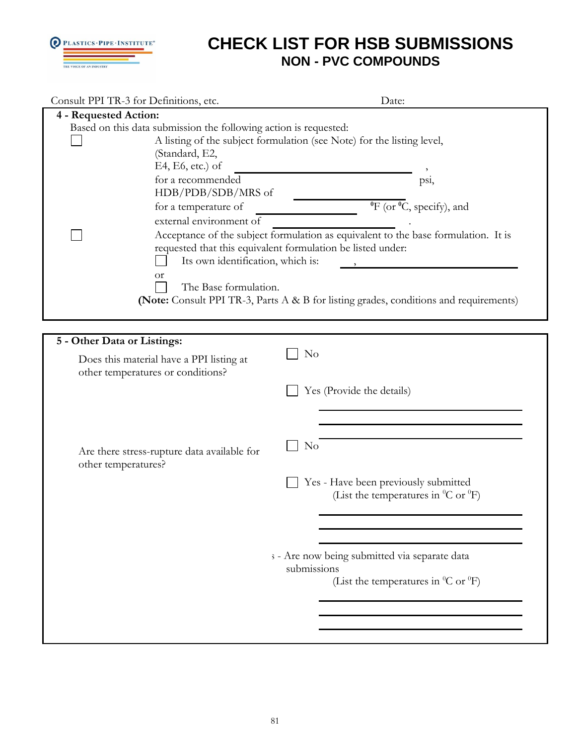# CHECK LIST FOR HSB SUBMISSIONS

## NON - PVC COMPOUNDS

Consult PPI TR-3 for Definitions, etc. Date:

**4 - Requested Action:**

Based on this data submission the following action is requested:

☐ A listing of the subject formulation (see Note) for the listing level, (Standard, E2, E4, E6, etc.) of \_\_\_\_\_\_\_\_\_\_\_\_\_\_\_\_\_\_\_\_ , for a recommended HDB/PDB/SDB/MRS of \_\_\_\_\_\_\_\_\_\_\_\_\_\_\_\_\_\_\_\_ psi, for a temperature of \_\_\_\_\_\_\_\_\_\_ $^0$F (or $^0$C, specify), and external environment of \_\_\_\_\_\_\_\_\_\_\_\_\_\_\_\_\_\_\_\_ .

☐ Acceptance of the subject formulation as equivalent to the base formulation. It is requested that this equivalent formulation be listed under:

- ☐ Its own identification, which is: \_\_\_\_\_\_\_\_\_\_\_\_\_\_\_\_\_\_\_\_ ,

or

- ☐ The Base formulation.

(**Note:** Consult PPI TR-3, Parts A & B for listing grades, conditions and requirements)

**5 - Other Data or Listings:**

Does this material have a PPI listing at other temperatures or conditions?

- ☐ No
- ☐ Yes (Provide the details)

\_\_\_\_\_\_\_\_\_\_\_\_\_\_\_\_\_\_\_\_\_\_\_\_\_\_\_\_\_\_

\_\_\_\_\_\_\_\_\_\_\_\_\_\_\_\_\_\_\_\_\_\_\_\_\_\_\_\_\_\_

\_\_\_\_\_\_\_\_\_\_\_\_\_\_\_\_\_\_\_\_\_\_\_\_\_\_\_\_\_\_

Are there stress-rupture data available for other temperatures?

- ☐ No
- ☐ Yes - Have been previously submitted (List the temperatures in $^0$C or $^0$F)

\_\_\_\_\_\_\_\_\_\_\_\_\_\_\_\_\_\_\_\_\_\_\_\_\_\_\_\_\_\_

\_\_\_\_\_\_\_\_\_\_\_\_\_\_\_\_\_\_\_\_\_\_\_\_\_\_\_\_\_\_

\_\_\_\_\_\_\_\_\_\_\_\_\_\_\_\_\_\_\_\_\_\_\_\_\_\_\_\_\_\_

- s - Are now being submitted via separate data submissions (List the temperatures in $^0$C or $^0$F)

\_\_\_\_\_\_\_\_\_\_\_\_\_\_\_\_\_\_\_\_\_\_\_\_\_\_\_\_\_\_

\_\_\_\_\_\_\_\_\_\_\_\_\_\_\_\_\_\_\_\_\_\_\_\_\_\_\_\_\_\_

\_\_\_\_\_\_\_\_\_\_\_\_\_\_\_\_\_\_\_\_\_\_\_\_\_\_\_\_\_\_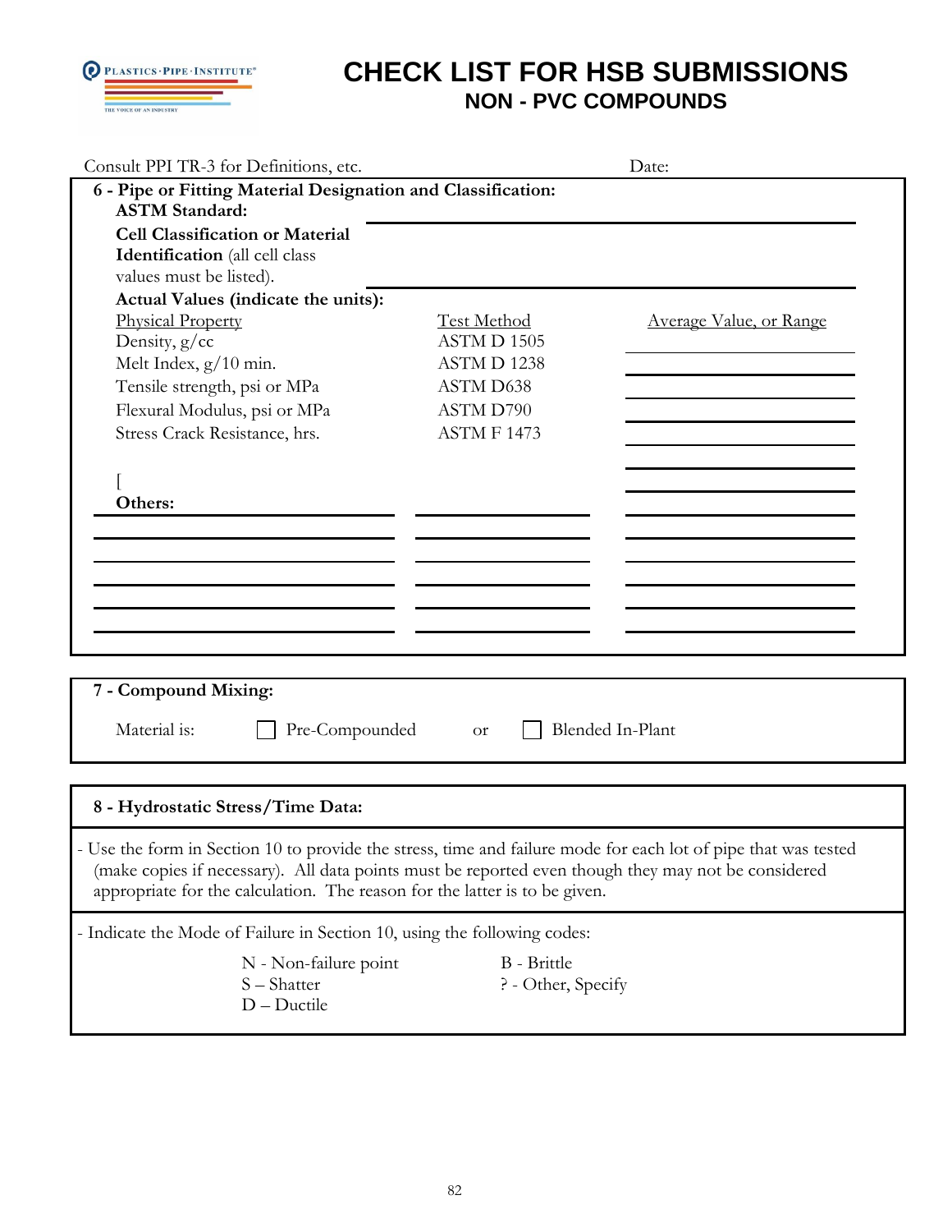# CHECK LIST FOR HSB SUBMISSIONS

## NON - PVC COMPOUNDS

Consult PPI TR-3 for Definitions, etc. Date:

**6 - Pipe or Fitting Material Designation and Classification:**

**ASTM Standard:** ______________________________

**Cell Classification or Material Identification** (all cell class values must be listed). ______________________________

**Actual Values (indicate the units):**

| Physical Property | Test Method | Average Value, or Range |
|---|---|---|
| Density, g/cc | ASTM D 1505 | |
| Melt Index, g/10 min. | ASTM D 1238 | |
| Tensile strength, psi or MPa | ASTM D638 | |
| Flexural Modulus, psi or MPa | ASTM D790 | |
| Stress Crack Resistance, hrs. | ASTM F 1473 | |
| [ | | |
| **Others:** | | |
| | | |
| | | |
| | | |
| | | |
| | | |
| | | |

**7 - Compound Mixing:**

Material is: ☐ Pre-Compounded or ☐ Blended In-Plant

**8 - Hydrostatic Stress/Time Data:**

- Use the form in Section 10 to provide the stress, time and failure mode for each lot of pipe that was tested (make copies if necessary). All data points must be reported even though they may not be considered appropriate for the calculation. The reason for the latter is to be given.

- Indicate the Mode of Failure in Section 10, using the following codes:

N - Non-failure point
S – Shatter
D – Ductile
B - Brittle
? - Other, Specify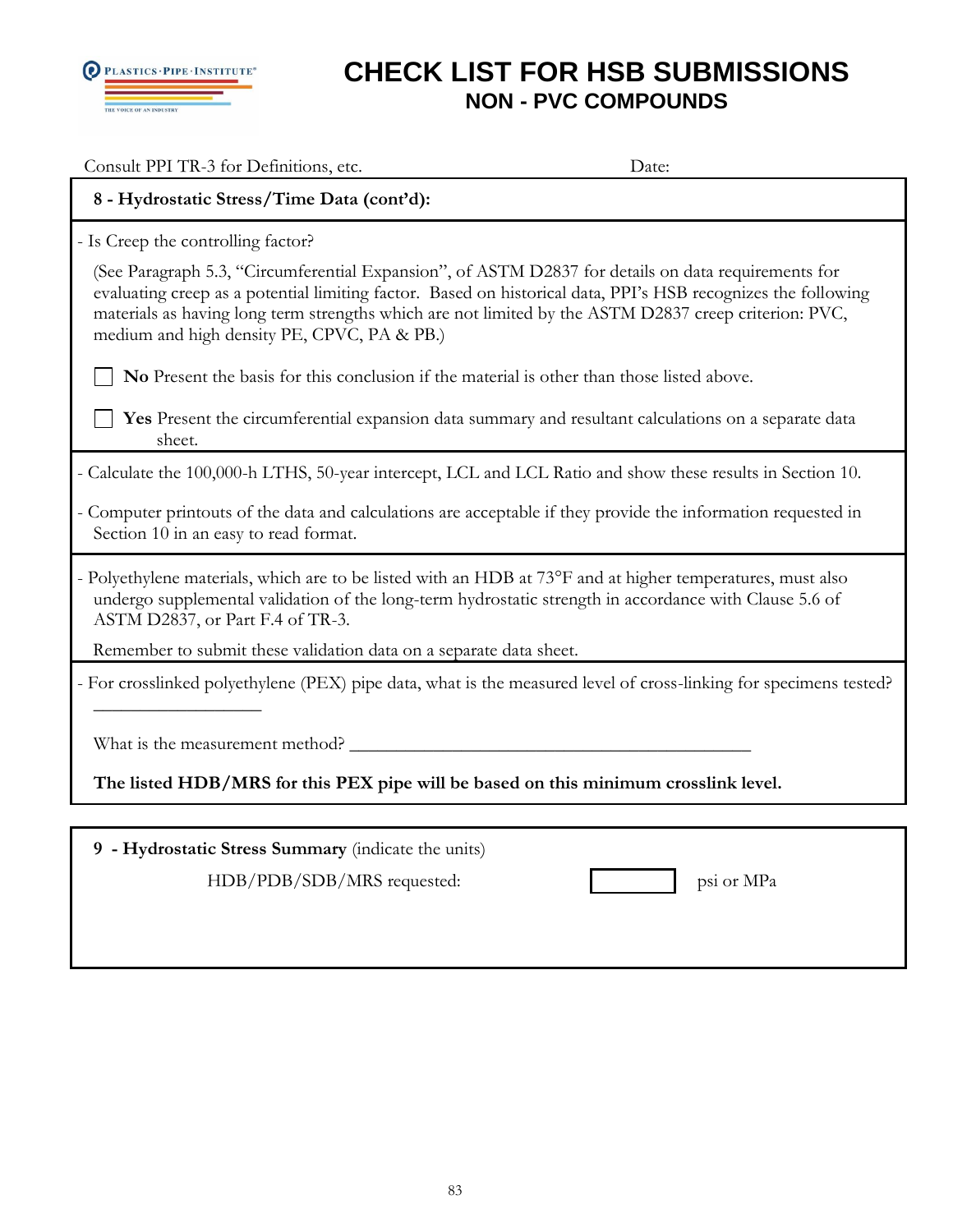# CHECK LIST FOR HSB SUBMISSIONS

## NON - PVC COMPOUNDS

Consult PPI TR-3 for Definitions, etc. Date:

**8 - Hydrostatic Stress/Time Data (cont'd):**

- Is Creep the controlling factor?

(See Paragraph 5.3, "Circumferential Expansion", of ASTM D2837 for details on data requirements for evaluating creep as a potential limiting factor. Based on historical data, PPI's HSB recognizes the following materials as having long term strengths which are not limited by the ASTM D2837 creep criterion: PVC, medium and high density PE, CPVC, PA & PB.)

☐ **No** Present the basis for this conclusion if the material is other than those listed above.

☐ **Yes** Present the circumferential expansion data summary and resultant calculations on a separate data sheet.

- Calculate the 100,000-h LTHS, 50-year intercept, LCL and LCL Ratio and show these results in Section 10.

- Computer printouts of the data and calculations are acceptable if they provide the information requested in Section 10 in an easy to read format.

- Polyethylene materials, which are to be listed with an HDB at 73°F and at higher temperatures, must also undergo supplemental validation of the long-term hydrostatic strength in accordance with Clause 5.6 of ASTM D2837, or Part F.4 of TR-3.

Remember to submit these validation data on a separate data sheet.

- For crosslinked polyethylene (PEX) pipe data, what is the measured level of cross-linking for specimens tested? ___________________

What is the measurement method? _____________________________________________

**The listed HDB/MRS for this PEX pipe will be based on this minimum crosslink level.**

**9 - Hydrostatic Stress Summary** (indicate the units)

HDB/PDB/SDB/MRS requested: ☐ psi or MPa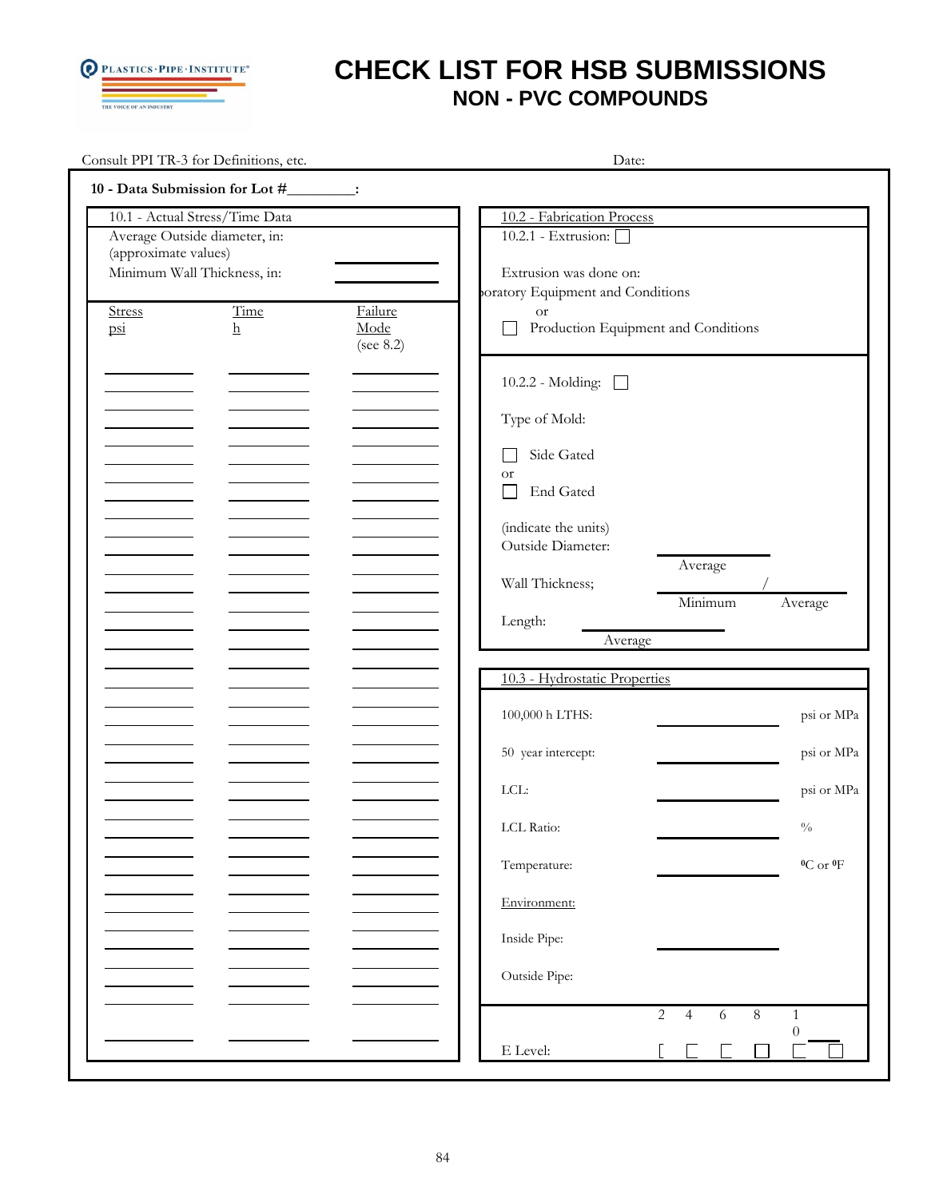# CHECK LIST FOR HSB SUBMISSIONS

## NON - PVC COMPOUNDS

Consult PPI TR-3 for Definitions, etc.

Date:

**10 - Data Submission for Lot #_________:**

### 10.1 - Actual Stress/Time Data

Average Outside diameter, in: (approximate values) ____________

Minimum Wall Thickness, in: ____________

| Stress psi | Time h | Failure Mode (see 8.2) |
|---|---|---|
| | | |
| | | |
| | | |
| | | |
| | | |
| | | |
| | | |
| | | |
| | | |
| | | |
| | | |
| | | |
| | | |
| | | |
| | | |
| | | |
| | | |
| | | |
| | | |
| | | |
| | | |
| | | |
| | | |
| | | |
| | | |
| | | |
| | | |
| | | |
| | | |
| | | |
| | | |
| | | |
| | | |
| | | |
| | | |
| | | |
| | | |
| | | |

### 10.2 - Fabrication Process

10.2.1 - Extrusion: ☐

Extrusion was done on:

oratory Equipment and Conditions

or

☐ Production Equipment and Conditions

10.2.2 - Molding: ☐

Type of Mold:

☐ Side Gated

or

☐ End Gated

(indicate the units)

Outside Diameter: ____________ Average

Wall Thickness; ____________ / ____________ Minimum Average

Length: ____________ Average

### 10.3 - Hydrostatic Properties

| | | |
|---|---|---|
| 100,000 h LTHS: | ____________ | psi or MPa |
| 50 year intercept: | ____________ | psi or MPa |
| LCL: | ____________ | psi or MPa |
| LCL Ratio: | ____________ | % |
| Temperature: | ____________ | ⁰C or ⁰F |

Environment:

Inside Pipe: ____________

Outside Pipe:

E Level: ☐ 2 ☐ 4 ☐ 6 ☐ 8 ☐ 10 ☐ ____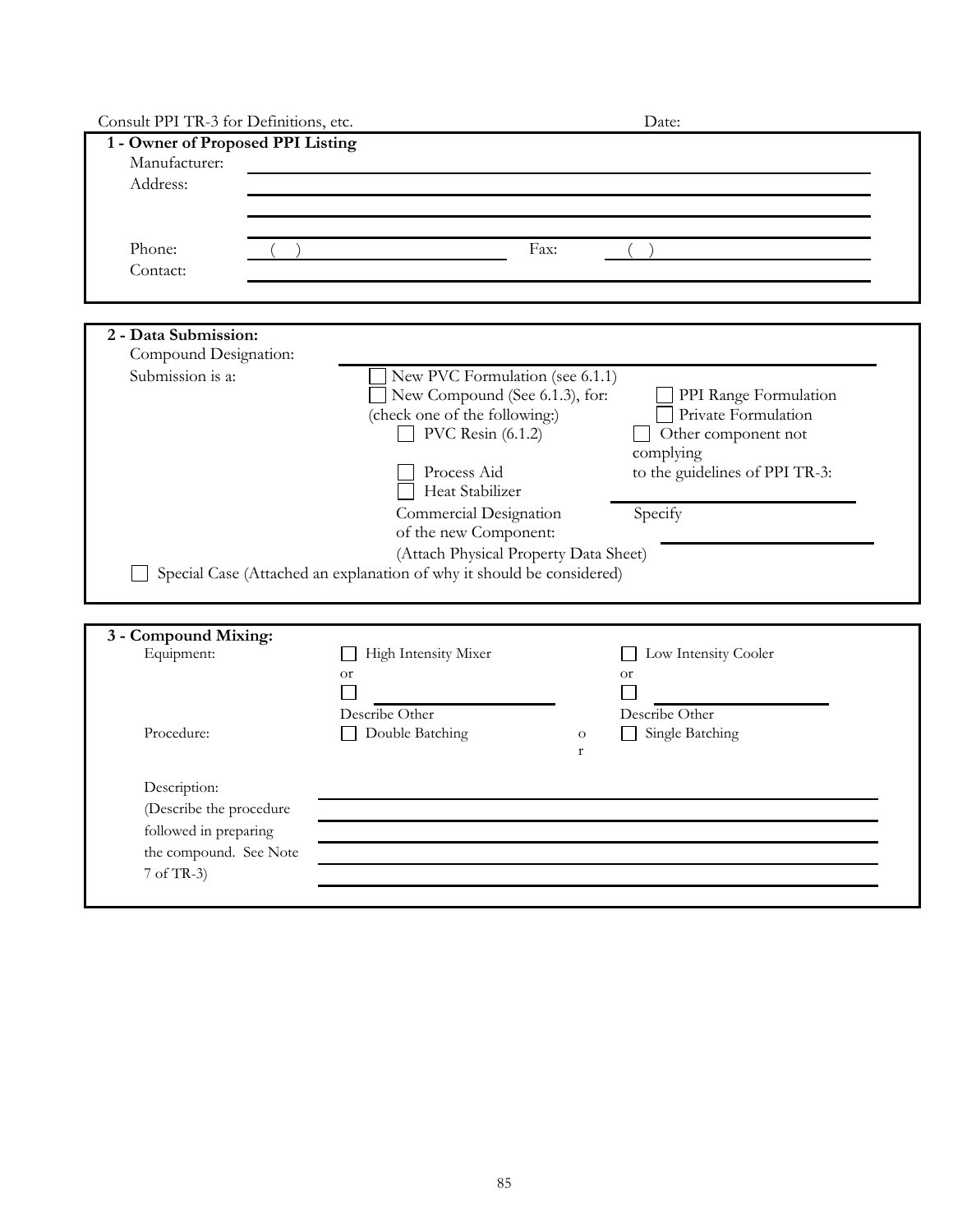Consult PPI TR-3 for Definitions, etc. Date:

**1 - Owner of Proposed PPI Listing**

Manufacturer: ______________________________

Address: ______________________________

______________________________

______________________________

Phone: ( ) ______________ Fax: ( ) ______________

Contact: ______________________________

**2 - Data Submission:**

Compound Designation: ______________________________

Submission is a:

- ☐ New PVC Formulation (see 6.1.1)
- ☐ New Compound (See 6.1.3), for: ☐ PPI Range Formulation ☐ Private Formulation

(check one of the following:)

- ☐ PVC Resin (6.1.2)
- ☐ Process Aid
- ☐ Heat Stabilizer
- ☐ Other component not complying to the guidelines of PPI TR-3: ______________ Specify

Commercial Designation of the new Component: ______________

(Attach Physical Property Data Sheet)

☐ Special Case (Attached an explanation of why it should be considered)

**3 - Compound Mixing:**

Equipment: ☐ High Intensity Mixer or ☐ ______________ Describe Other ☐ Low Intensity Cooler or ☐ ______________ Describe Other

Procedure: ☐ Double Batching or ☐ Single Batching

Description: (Describe the procedure followed in preparing the compound. See Note 7 of TR-3)

______________________________

______________________________

______________________________

______________________________

______________________________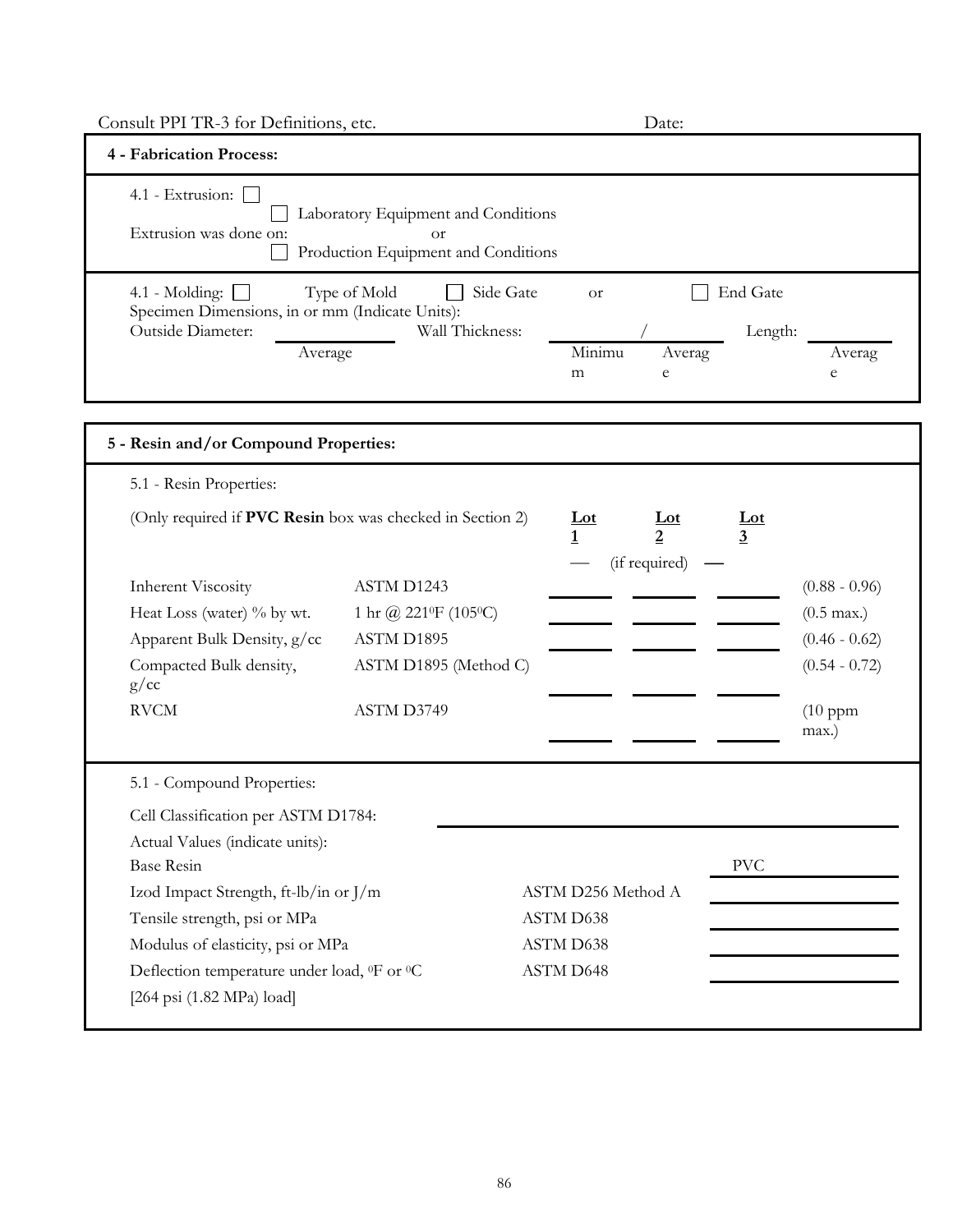Consult PPI TR-3 for Definitions, etc. Date:

**4 - Fabrication Process:**

4.1 - Extrusion: ☐

Extrusion was done on: ☐ Laboratory Equipment and Conditions
or
☐ Production Equipment and Conditions

4.1 - Molding: ☐ Type of Mold ☐ Side Gate or ☐ End Gate

Specimen Dimensions, in or mm (Indicate Units):

Outside Diameter: ________ (Average) Wall Thickness: ________ / ________ (Minimum / Average) Length: ________ (Average)

**5 - Resin and/or Compound Properties:**

5.1 - Resin Properties:

| (Only required if **PVC Resin** box was checked in Section 2) | | **Lot 1** | **Lot 2** | **Lot 3** | |
|---|---|---|---|---|---|
| | | — | (if required) | — | |
| Inherent Viscosity | ASTM D1243 | ______ | ______ | ______ | (0.88 - 0.96) |
| Heat Loss (water) % by wt. | 1 hr @ 221°F (105°C) | ______ | ______ | ______ | (0.5 max.) |
| Apparent Bulk Density, g/cc | ASTM D1895 | ______ | ______ | ______ | (0.46 - 0.62) |
| Compacted Bulk density, g/cc | ASTM D1895 (Method C) | ______ | ______ | ______ | (0.54 - 0.72) |
| RVCM | ASTM D3749 | ______ | ______ | ______ | (10 ppm max.) |

5.1 - Compound Properties:

Cell Classification per ASTM D1784: ____________________

Actual Values (indicate units):

| | | |
|---|---|---|
| Base Resin | | PVC |
| Izod Impact Strength, ft-lb/in or J/m | ASTM D256 Method A | ______ |
| Tensile strength, psi or MPa | ASTM D638 | ______ |
| Modulus of elasticity, psi or MPa | ASTM D638 | ______ |
| Deflection temperature under load, °F or °C [264 psi (1.82 MPa) load] | ASTM D648 | ______ |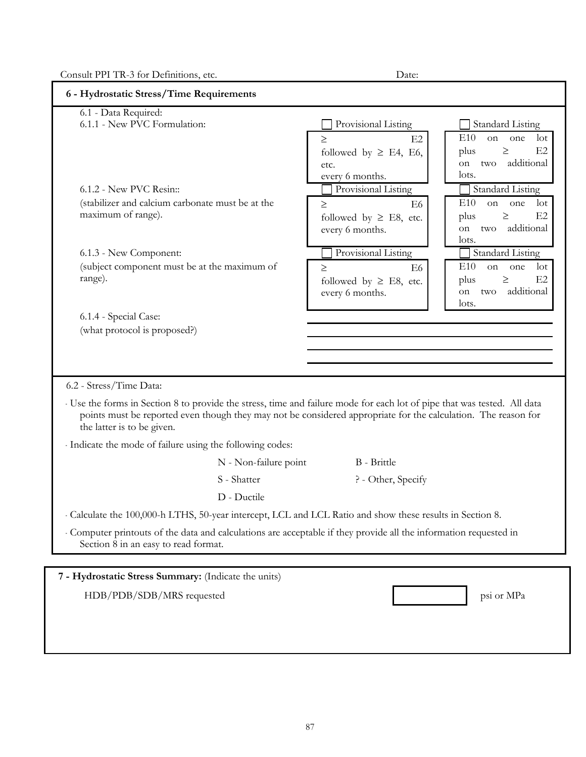Consult PPI TR-3 for Definitions, etc. Date:

## 6 - Hydrostatic Stress/Time Requirements

6.1 - Data Required:

| | ☐ Provisional Listing | ☐ Standard Listing |
|---|---|---|
| 6.1.1 - New PVC Formulation: | ≥ E2 followed by ≥ E4, E6, etc. every 6 months. | E10 on one lot plus ≥ E2 on two additional lots. |
| 6.1.2 - New PVC Resin:: (stabilizer and calcium carbonate must be at the maximum of range). | ≥ E6 followed by ≥ E8, etc. every 6 months. | E10 on one lot plus ≥ E2 on two additional lots. |
| 6.1.3 - New Component: (subject component must be at the maximum of range). | ≥ E6 followed by ≥ E8, etc. every 6 months. | E10 on one lot plus ≥ E2 on two additional lots. |

6.1.4 - Special Case:
(what protocol is proposed?) \_\_\_\_\_\_\_\_\_\_\_\_\_\_\_\_\_\_\_\_\_\_\_\_\_\_\_\_\_\_

6.2 - Stress/Time Data:

- Use the forms in Section 8 to provide the stress, time and failure mode for each lot of pipe that was tested. All data points must be reported even though they may not be considered appropriate for the calculation. The reason for the latter is to be given.
- Indicate the mode of failure using the following codes:

  N - Non-failure point &nbsp;&nbsp;&nbsp; B - Brittle

  S - Shatter &nbsp;&nbsp;&nbsp; ? - Other, Specify

  D - Ductile

- Calculate the 100,000-h LTHS, 50-year intercept, LCL and LCL Ratio and show these results in Section 8.
- Computer printouts of the data and calculations are acceptable if they provide all the information requested in Section 8 in an easy to read format.

## 7 - Hydrostatic Stress Summary: (Indicate the units)

HDB/PDB/SDB/MRS requested ☐ psi or MPa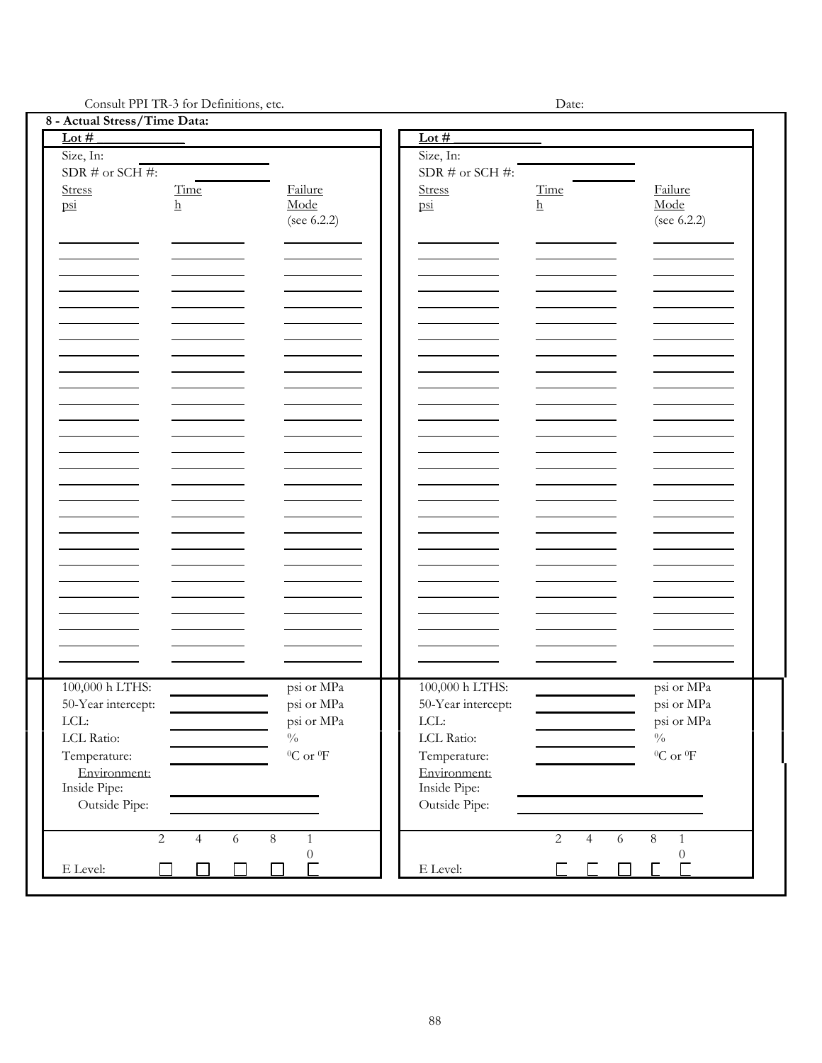Consult PPI TR-3 for Definitions, etc. Date:

**8 - Actual Stress/Time Data:**

**Lot # ____________**

Size, In: ____________

SDR # or SCH #: ____________

| Stress psi | Time h | Failure Mode (see 6.2.2) |
|---|---|---|
| | | |
| | | |
| | | |
| | | |
| | | |
| | | |
| | | |
| | | |
| | | |
| | | |
| | | |
| | | |
| | | |
| | | |
| | | |
| | | |
| | | |
| | | |
| | | |
| | | |
| | | |
| | | |
| | | |
| | | |
| | | |
| | | |
| | | |

100,000 h LTHS: ____________ psi or MPa

50-Year intercept: ____________ psi or MPa

LCL: ____________ psi or MPa

LCL Ratio: ____________ %

Temperature: ____________ $^0$C or $^0$F

Environment:

Inside Pipe: ____________

Outside Pipe: ____________

E Level: ☐ 2 ☐ 4 ☐ 6 ☐ 8 ☐ 10

**Lot # ____________**

Size, In: ____________

SDR # or SCH #: ____________

| Stress psi | Time h | Failure Mode (see 6.2.2) |
|---|---|---|
| | | |
| | | |
| | | |
| | | |
| | | |
| | | |
| | | |
| | | |
| | | |
| | | |
| | | |
| | | |
| | | |
| | | |
| | | |
| | | |
| | | |
| | | |
| | | |
| | | |
| | | |
| | | |
| | | |
| | | |
| | | |
| | | |
| | | |

100,000 h LTHS: ____________ psi or MPa

50-Year intercept: ____________ psi or MPa

LCL: ____________ psi or MPa

LCL Ratio: ____________ %

Temperature: ____________ $^0$C or $^0$F

Environment:

Inside Pipe: ____________

Outside Pipe: ____________

E Level: ☐ 2 ☐ 4 ☐ 6 ☐ 8 ☐ 10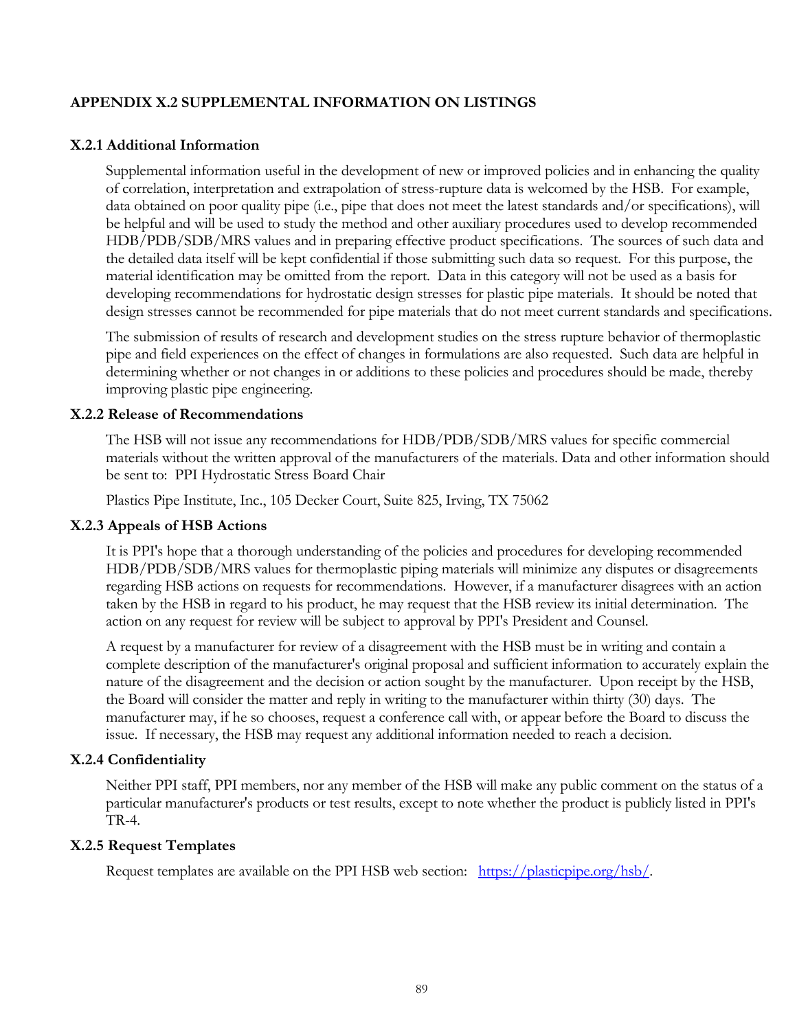## APPENDIX X.2 SUPPLEMENTAL INFORMATION ON LISTINGS

### X.2.1 Additional Information

Supplemental information useful in the development of new or improved policies and in enhancing the quality of correlation, interpretation and extrapolation of stress-rupture data is welcomed by the HSB. For example, data obtained on poor quality pipe (i.e., pipe that does not meet the latest standards and/or specifications), will be helpful and will be used to study the method and other auxiliary procedures used to develop recommended HDB/PDB/SDB/MRS values and in preparing effective product specifications. The sources of such data and the detailed data itself will be kept confidential if those submitting such data so request. For this purpose, the material identification may be omitted from the report. Data in this category will not be used as a basis for developing recommendations for hydrostatic design stresses for plastic pipe materials. It should be noted that design stresses cannot be recommended for pipe materials that do not meet current standards and specifications.

The submission of results of research and development studies on the stress rupture behavior of thermoplastic pipe and field experiences on the effect of changes in formulations are also requested. Such data are helpful in determining whether or not changes in or additions to these policies and procedures should be made, thereby improving plastic pipe engineering.

### X.2.2 Release of Recommendations

The HSB will not issue any recommendations for HDB/PDB/SDB/MRS values for specific commercial materials without the written approval of the manufacturers of the materials. Data and other information should be sent to: PPI Hydrostatic Stress Board Chair

Plastics Pipe Institute, Inc., 105 Decker Court, Suite 825, Irving, TX 75062

### X.2.3 Appeals of HSB Actions

It is PPI's hope that a thorough understanding of the policies and procedures for developing recommended HDB/PDB/SDB/MRS values for thermoplastic piping materials will minimize any disputes or disagreements regarding HSB actions on requests for recommendations. However, if a manufacturer disagrees with an action taken by the HSB in regard to his product, he may request that the HSB review its initial determination. The action on any request for review will be subject to approval by PPI's President and Counsel.

A request by a manufacturer for review of a disagreement with the HSB must be in writing and contain a complete description of the manufacturer's original proposal and sufficient information to accurately explain the nature of the disagreement and the decision or action sought by the manufacturer. Upon receipt by the HSB, the Board will consider the matter and reply in writing to the manufacturer within thirty (30) days. The manufacturer may, if he so chooses, request a conference call with, or appear before the Board to discuss the issue. If necessary, the HSB may request any additional information needed to reach a decision.

### X.2.4 Confidentiality

Neither PPI staff, PPI members, nor any member of the HSB will make any public comment on the status of a particular manufacturer's products or test results, except to note whether the product is publicly listed in PPI's TR-4.

### X.2.5 Request Templates

Request templates are available on the PPI HSB web section: https://plasticpipe.org/hsb/.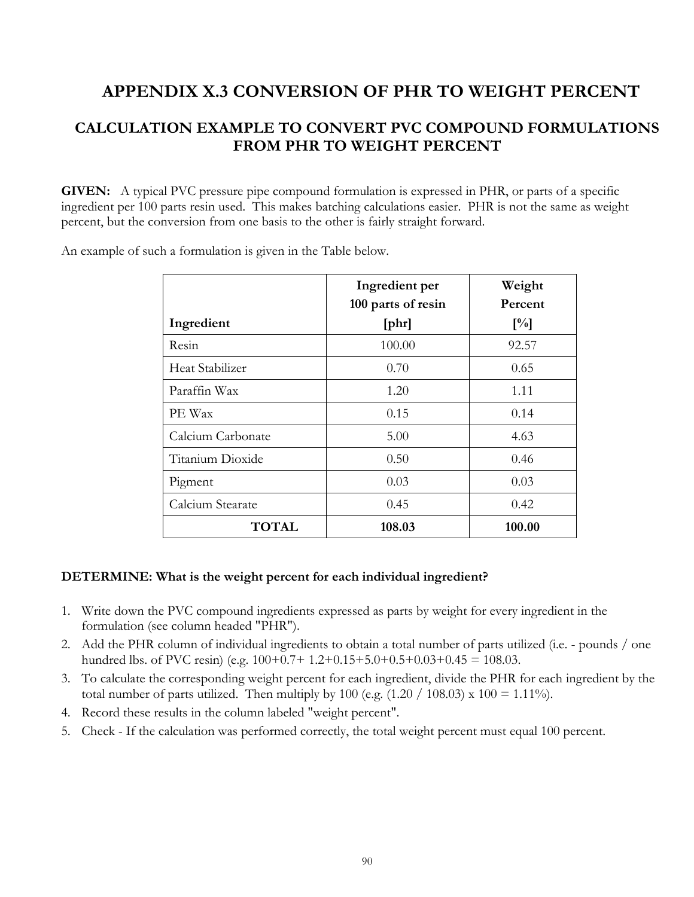# APPENDIX X.3 CONVERSION OF PHR TO WEIGHT PERCENT

## CALCULATION EXAMPLE TO CONVERT PVC COMPOUND FORMULATIONS FROM PHR TO WEIGHT PERCENT

**GIVEN:** A typical PVC pressure pipe compound formulation is expressed in PHR, or parts of a specific ingredient per 100 parts resin used. This makes batching calculations easier. PHR is not the same as weight percent, but the conversion from one basis to the other is fairly straight forward.

An example of such a formulation is given in the Table below.

| Ingredient | Ingredient per 100 parts of resin [phr] | Weight Percent [%] |
|---|---|---|
| Resin | 100.00 | 92.57 |
| Heat Stabilizer | 0.70 | 0.65 |
| Paraffin Wax | 1.20 | 1.11 |
| PE Wax | 0.15 | 0.14 |
| Calcium Carbonate | 5.00 | 4.63 |
| Titanium Dioxide | 0.50 | 0.46 |
| Pigment | 0.03 | 0.03 |
| Calcium Stearate | 0.45 | 0.42 |
| **TOTAL** | **108.03** | **100.00** |

**DETERMINE: What is the weight percent for each individual ingredient?**

1. Write down the PVC compound ingredients expressed as parts by weight for every ingredient in the formulation (see column headed "PHR").
2. Add the PHR column of individual ingredients to obtain a total number of parts utilized (i.e. - pounds / one hundred lbs. of PVC resin) (e.g. 100+0.7+ 1.2+0.15+5.0+0.5+0.03+0.45 = 108.03.
3. To calculate the corresponding weight percent for each ingredient, divide the PHR for each ingredient by the total number of parts utilized. Then multiply by 100 (e.g. (1.20 / 108.03) x 100 = 1.11%).
4. Record these results in the column labeled "weight percent".
5. Check - If the calculation was performed correctly, the total weight percent must equal 100 percent.